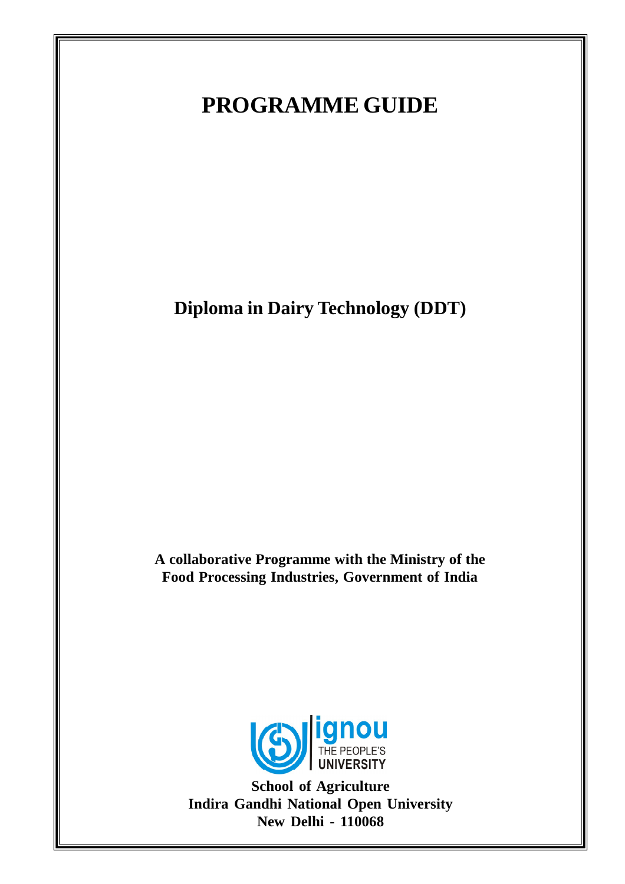# PROGRAMME GUIDE

## Diploma in Dairy Technology (DDT)

**A collaborative Programme with the Ministry of the Food Processing Industries, Government of India**

**School of Agriculture**
**Indira Gandhi National Open University**
**New Delhi - 110068**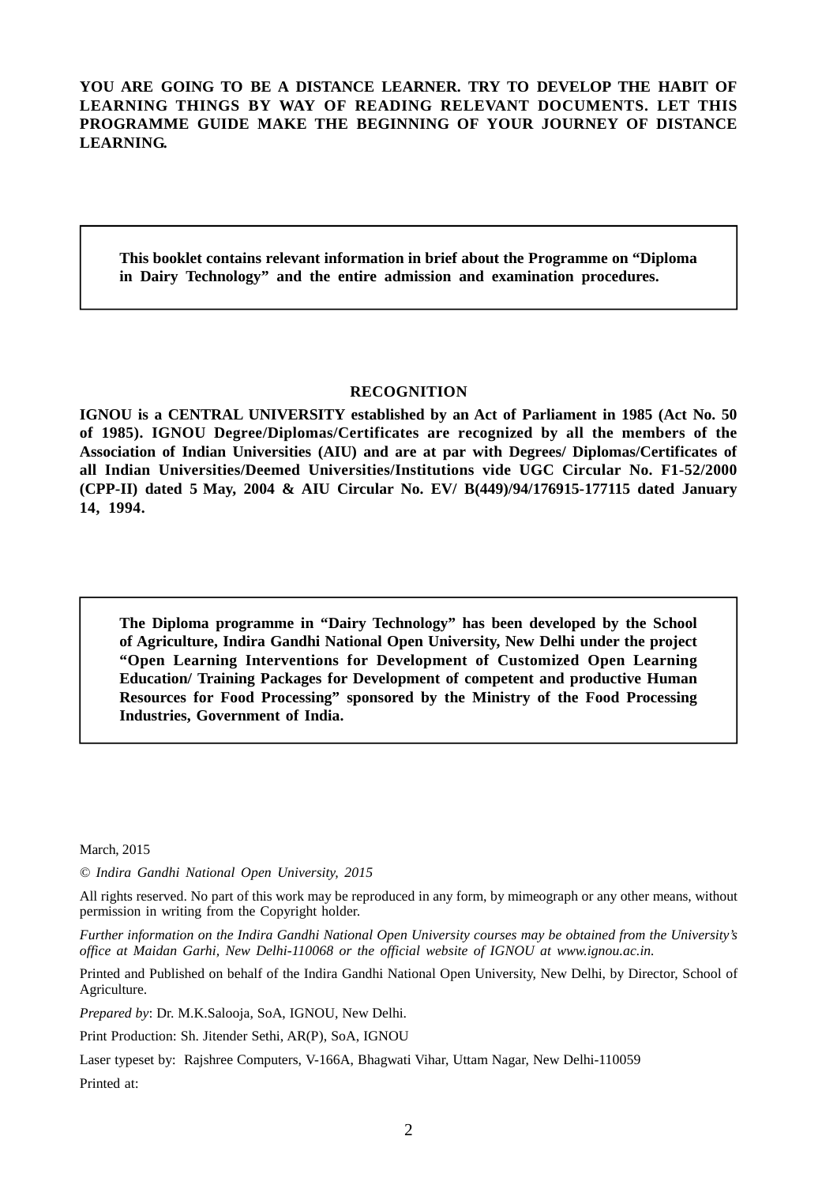**YOU ARE GOING TO BE A DISTANCE LEARNER. TRY TO DEVELOP THE HABIT OF LEARNING THINGS BY WAY OF READING RELEVANT DOCUMENTS. LET THIS PROGRAMME GUIDE MAKE THE BEGINNING OF YOUR JOURNEY OF DISTANCE LEARNING.**

**This booklet contains relevant information in brief about the Programme on "Diploma in Dairy Technology" and the entire admission and examination procedures.**

**RECOGNITION**

**IGNOU is a CENTRAL UNIVERSITY established by an Act of Parliament in 1985 (Act No. 50 of 1985). IGNOU Degree/Diplomas/Certificates are recognized by all the members of the Association of Indian Universities (AIU) and are at par with Degrees/ Diplomas/Certificates of all Indian Universities/Deemed Universities/Institutions vide UGC Circular No. F1-52/2000 (CPP-II) dated 5 May, 2004 & AIU Circular No. EV/ B(449)/94/176915-177115 dated January 14, 1994.**

**The Diploma programme in "Dairy Technology" has been developed by the School of Agriculture, Indira Gandhi National Open University, New Delhi under the project "Open Learning Interventions for Development of Customized Open Learning Education/ Training Packages for Development of competent and productive Human Resources for Food Processing" sponsored by the Ministry of the Food Processing Industries, Government of India.**

March, 2015

© *Indira Gandhi National Open University, 2015*

All rights reserved. No part of this work may be reproduced in any form, by mimeograph or any other means, without permission in writing from the Copyright holder.

*Further information on the Indira Gandhi National Open University courses may be obtained from the University's office at Maidan Garhi, New Delhi-110068 or the official website of IGNOU at www.ignou.ac.in.*

Printed and Published on behalf of the Indira Gandhi National Open University, New Delhi, by Director, School of Agriculture.

*Prepared by*: Dr. M.K.Salooja, SoA, IGNOU, New Delhi.

Print Production: Sh. Jitender Sethi, AR(P), SoA, IGNOU

Laser typeset by: Rajshree Computers, V-166A, Bhagwati Vihar, Uttam Nagar, New Delhi-110059

Printed at: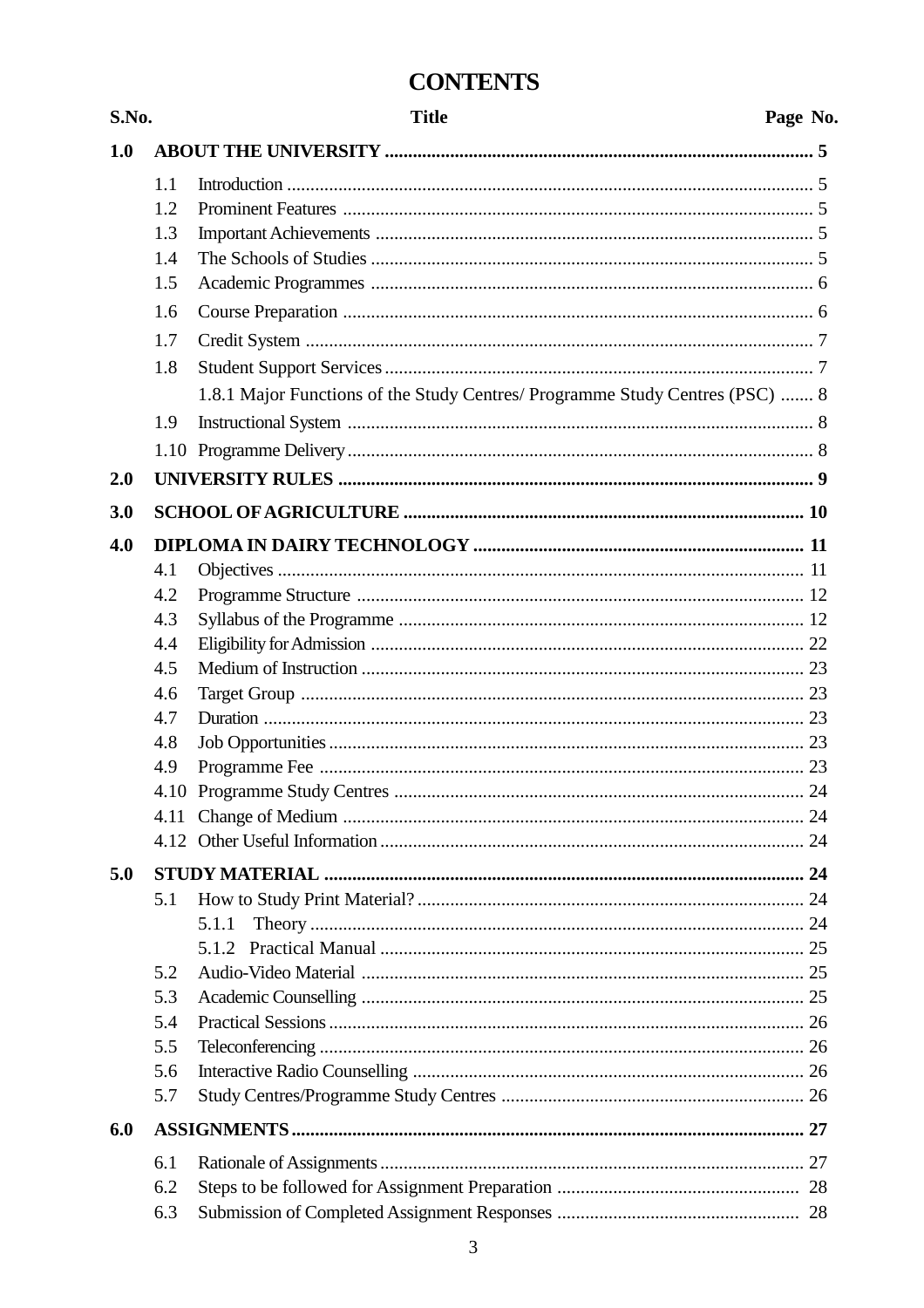# CONTENTS

| S.No. | | Title | Page No. |
|---|---|---|---|
| **1.0** | | **ABOUT THE UNIVERSITY** | **5** |
| | 1.1 | Introduction | 5 |
| | 1.2 | Prominent Features | 5 |
| | 1.3 | Important Achievements | 5 |
| | 1.4 | The Schools of Studies | 5 |
| | 1.5 | Academic Programmes | 6 |
| | 1.6 | Course Preparation | 6 |
| | 1.7 | Credit System | 7 |
| | 1.8 | Student Support Services | 7 |
| | | 1.8.1 Major Functions of the Study Centres/ Programme Study Centres (PSC) | 8 |
| | 1.9 | Instructional System | 8 |
| | 1.10 | Programme Delivery | 8 |
| **2.0** | | **UNIVERSITY RULES** | **9** |
| **3.0** | | **SCHOOL OF AGRICULTURE** | **10** |
| **4.0** | | **DIPLOMA IN DAIRY TECHNOLOGY** | **11** |
| | 4.1 | Objectives | 11 |
| | 4.2 | Programme Structure | 12 |
| | 4.3 | Syllabus of the Programme | 12 |
| | 4.4 | Eligibility for Admission | 22 |
| | 4.5 | Medium of Instruction | 23 |
| | 4.6 | Target Group | 23 |
| | 4.7 | Duration | 23 |
| | 4.8 | Job Opportunities | 23 |
| | 4.9 | Programme Fee | 23 |
| | 4.10 | Programme Study Centres | 24 |
| | 4.11 | Change of Medium | 24 |
| | 4.12 | Other Useful Information | 24 |
| **5.0** | | **STUDY MATERIAL** | **24** |
| | 5.1 | How to Study Print Material? | 24 |
| | | 5.1.1 Theory | 24 |
| | | 5.1.2 Practical Manual | 25 |
| | 5.2 | Audio-Video Material | 25 |
| | 5.3 | Academic Counselling | 25 |
| | 5.4 | Practical Sessions | 26 |
| | 5.5 | Teleconferencing | 26 |
| | 5.6 | Interactive Radio Counselling | 26 |
| | 5.7 | Study Centres/Programme Study Centres | 26 |
| **6.0** | | **ASSIGNMENTS** | **27** |
| | 6.1 | Rationale of Assignments | 27 |
| | 6.2 | Steps to be followed for Assignment Preparation | 28 |
| | 6.3 | Submission of Completed Assignment Responses | 28 |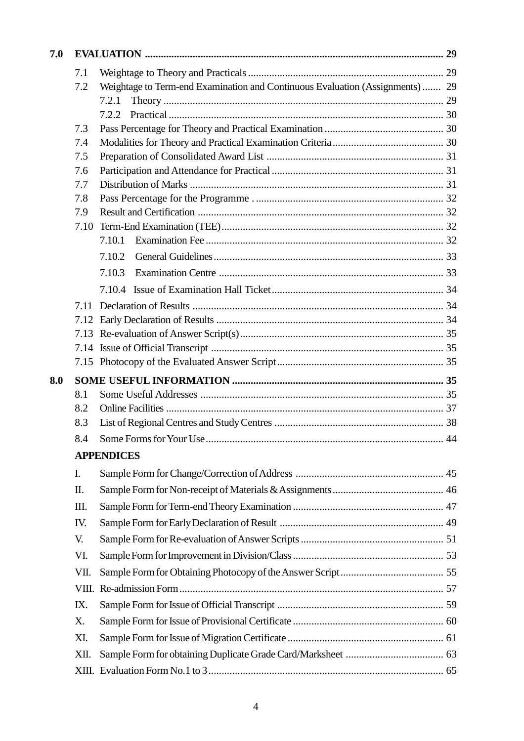**7.0 EVALUATION ........................................................................................................... 29**

- 7.1 Weightage to Theory and Practicals ............................................................................ 29
- 7.2 Weightage to Term-end Examination and Continuous Evaluation (Assignments) ....... 29
  - 7.2.1 Theory ............................................................................................................ 29
  - 7.2.2 Practical ......................................................................................................... 30
- 7.3 Pass Percentage for Theory and Practical Examination ............................................. 30
- 7.4 Modalities for Theory and Practical Examination Criteria ......................................... 30
- 7.5 Preparation of Consolidated Award List ..................................................................... 31
- 7.6 Participation and Attendance for Practical ................................................................. 31
- 7.7 Distribution of Marks .................................................................................................. 31
- 7.8 Pass Percentage for the Programme ........................................................................... 32
- 7.9 Result and Certification .............................................................................................. 32
- 7.10 Term-End Examination (TEE) .................................................................................... 32
  - 7.10.1 Examination Fee ........................................................................................... 32
  - 7.10.2 General Guidelines ....................................................................................... 33
  - 7.10.3 Examination Centre ...................................................................................... 33
  - 7.10.4 Issue of Examination Hall Ticket ................................................................. 34
- 7.11 Declaration of Results ................................................................................................ 34
- 7.12 Early Declaration of Results ....................................................................................... 34
- 7.13 Re-evaluation of Answer Script(s) .............................................................................. 35
- 7.14 Issue of Official Transcript ......................................................................................... 35
- 7.15 Photocopy of the Evaluated Answer Script ................................................................ 35

**8.0 SOME USEFUL INFORMATION ................................................................................ 35**

- 8.1 Some Useful Addresses ............................................................................................... 35
- 8.2 Online Facilities ........................................................................................................... 37
- 8.3 List of Regional Centres and Study Centres ............................................................... 38
- 8.4 Some Forms for Your Use ........................................................................................... 44

**APPENDICES**

- I. Sample Form for Change/Correction of Address ........................................................ 45
- II. Sample Form for Non-receipt of Materials & Assignments .......................................... 46
- III. Sample Form for Term-end Theory Examination ......................................................... 47
- IV. Sample Form for Early Declaration of Result .............................................................. 49
- V. Sample Form for Re-evaluation of Answer Scripts ...................................................... 51
- VI. Sample Form for Improvement in Division/Class ......................................................... 53
- VII. Sample Form for Obtaining Photocopy of the Answer Script ....................................... 55
- VIII. Re-admission Form .................................................................................................... 57
- IX. Sample Form for Issue of Official Transcript ............................................................... 59
- X. Sample Form for Issue of Provisional Certificate ......................................................... 60
- XI. Sample Form for Issue of Migration Certificate ........................................................... 61
- XII. Sample Form for obtaining Duplicate Grade Card/Marksheet ..................................... 63
- XIII. Evaluation Form No.1 to 3 ......................................................................................... 65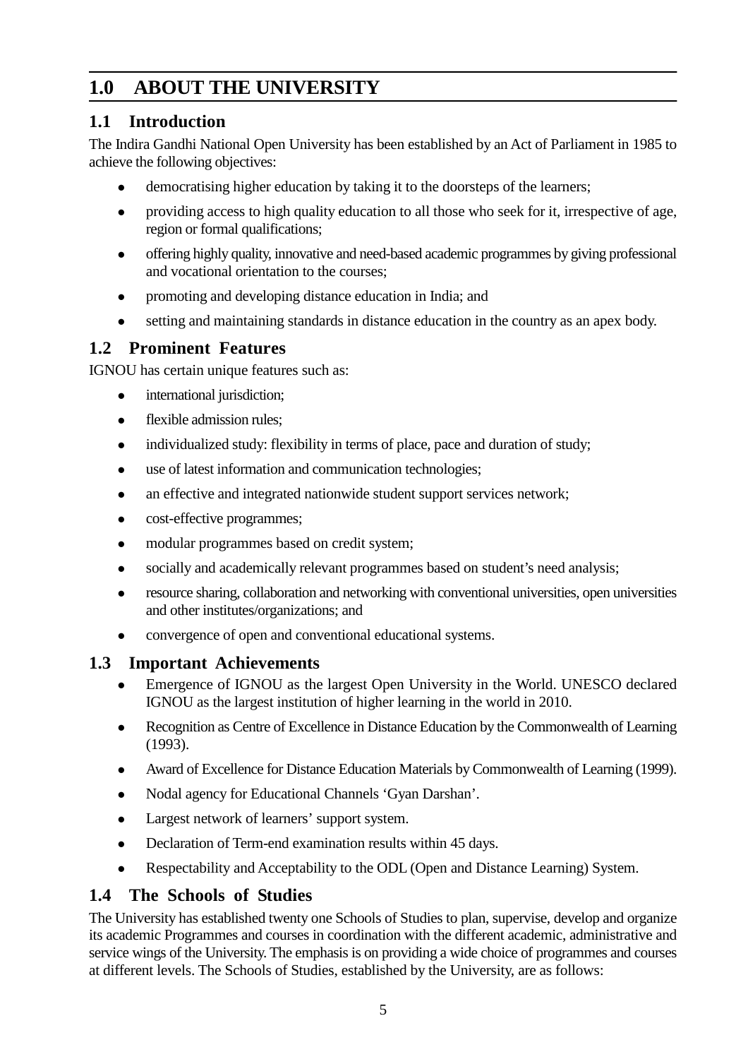# 1.0 ABOUT THE UNIVERSITY

## 1.1 Introduction

The Indira Gandhi National Open University has been established by an Act of Parliament in 1985 to achieve the following objectives:

- democratising higher education by taking it to the doorsteps of the learners;
- providing access to high quality education to all those who seek for it, irrespective of age, region or formal qualifications;
- offering highly quality, innovative and need-based academic programmes by giving professional and vocational orientation to the courses;
- promoting and developing distance education in India; and
- setting and maintaining standards in distance education in the country as an apex body.

## 1.2 Prominent Features

IGNOU has certain unique features such as:

- international jurisdiction;
- flexible admission rules;
- individualized study: flexibility in terms of place, pace and duration of study;
- use of latest information and communication technologies;
- an effective and integrated nationwide student support services network;
- cost-effective programmes;
- modular programmes based on credit system;
- socially and academically relevant programmes based on student's need analysis;
- resource sharing, collaboration and networking with conventional universities, open universities and other institutes/organizations; and
- convergence of open and conventional educational systems.

## 1.3 Important Achievements

- Emergence of IGNOU as the largest Open University in the World. UNESCO declared IGNOU as the largest institution of higher learning in the world in 2010.
- Recognition as Centre of Excellence in Distance Education by the Commonwealth of Learning (1993).
- Award of Excellence for Distance Education Materials by Commonwealth of Learning (1999).
- Nodal agency for Educational Channels 'Gyan Darshan'.
- Largest network of learners' support system.
- Declaration of Term-end examination results within 45 days.
- Respectability and Acceptability to the ODL (Open and Distance Learning) System.

## 1.4 The Schools of Studies

The University has established twenty one Schools of Studies to plan, supervise, develop and organize its academic Programmes and courses in coordination with the different academic, administrative and service wings of the University. The emphasis is on providing a wide choice of programmes and courses at different levels. The Schools of Studies, established by the University, are as follows: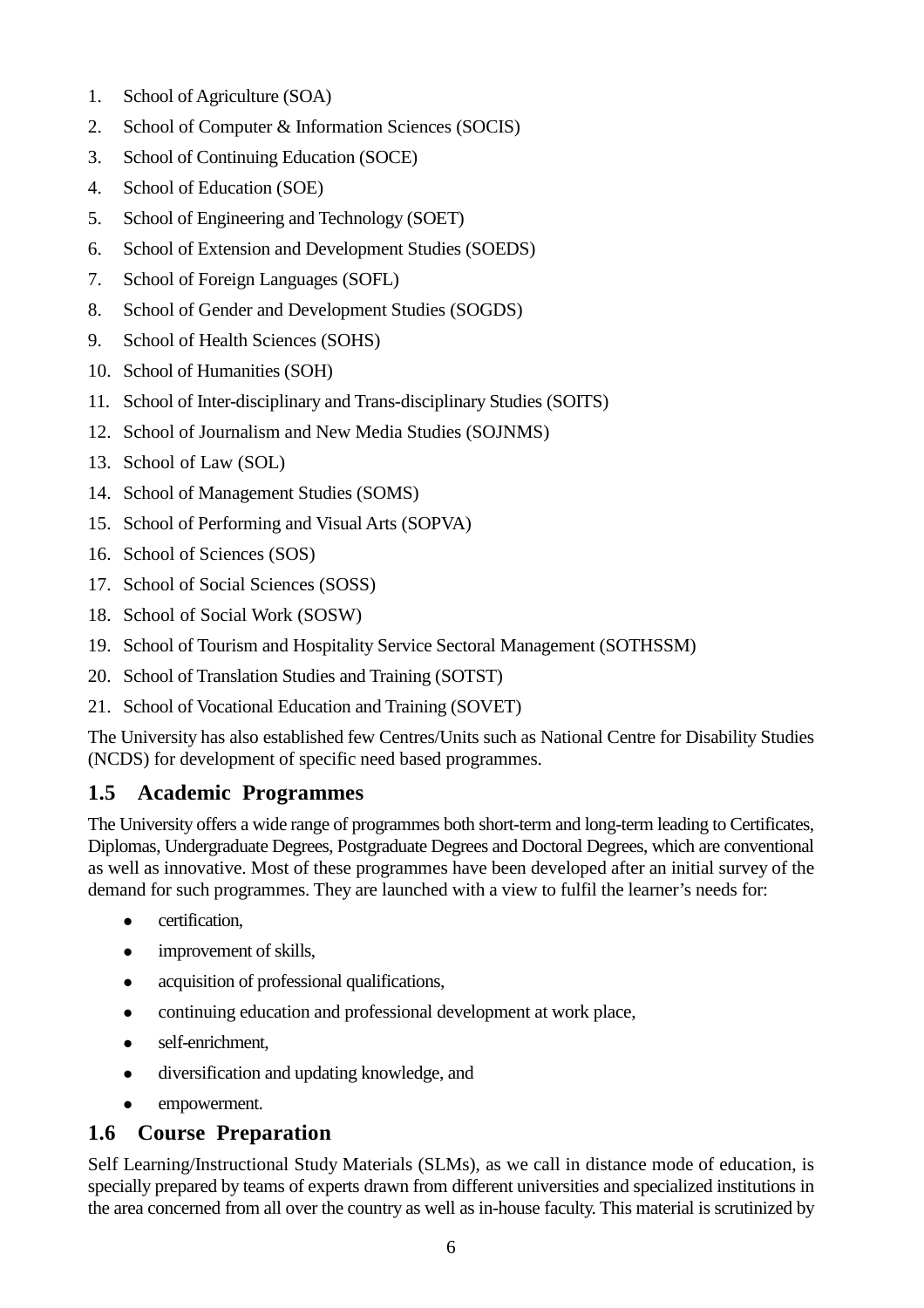1. School of Agriculture (SOA)
2. School of Computer & Information Sciences (SOCIS)
3. School of Continuing Education (SOCE)
4. School of Education (SOE)
5. School of Engineering and Technology (SOET)
6. School of Extension and Development Studies (SOEDS)
7. School of Foreign Languages (SOFL)
8. School of Gender and Development Studies (SOGDS)
9. School of Health Sciences (SOHS)
10. School of Humanities (SOH)
11. School of Inter-disciplinary and Trans-disciplinary Studies (SOITS)
12. School of Journalism and New Media Studies (SOJNMS)
13. School of Law (SOL)
14. School of Management Studies (SOMS)
15. School of Performing and Visual Arts (SOPVA)
16. School of Sciences (SOS)
17. School of Social Sciences (SOSS)
18. School of Social Work (SOSW)
19. School of Tourism and Hospitality Service Sectoral Management (SOTHSSM)
20. School of Translation Studies and Training (SOTST)
21. School of Vocational Education and Training (SOVET)

The University has also established few Centres/Units such as National Centre for Disability Studies (NCDS) for development of specific need based programmes.

## 1.5 Academic Programmes

The University offers a wide range of programmes both short-term and long-term leading to Certificates, Diplomas, Undergraduate Degrees, Postgraduate Degrees and Doctoral Degrees, which are conventional as well as innovative. Most of these programmes have been developed after an initial survey of the demand for such programmes. They are launched with a view to fulfil the learner's needs for:

- certification,
- improvement of skills,
- acquisition of professional qualifications,
- continuing education and professional development at work place,
- self-enrichment,
- diversification and updating knowledge, and
- empowerment.

## 1.6 Course Preparation

Self Learning/Instructional Study Materials (SLMs), as we call in distance mode of education, is specially prepared by teams of experts drawn from different universities and specialized institutions in the area concerned from all over the country as well as in-house faculty. This material is scrutinized by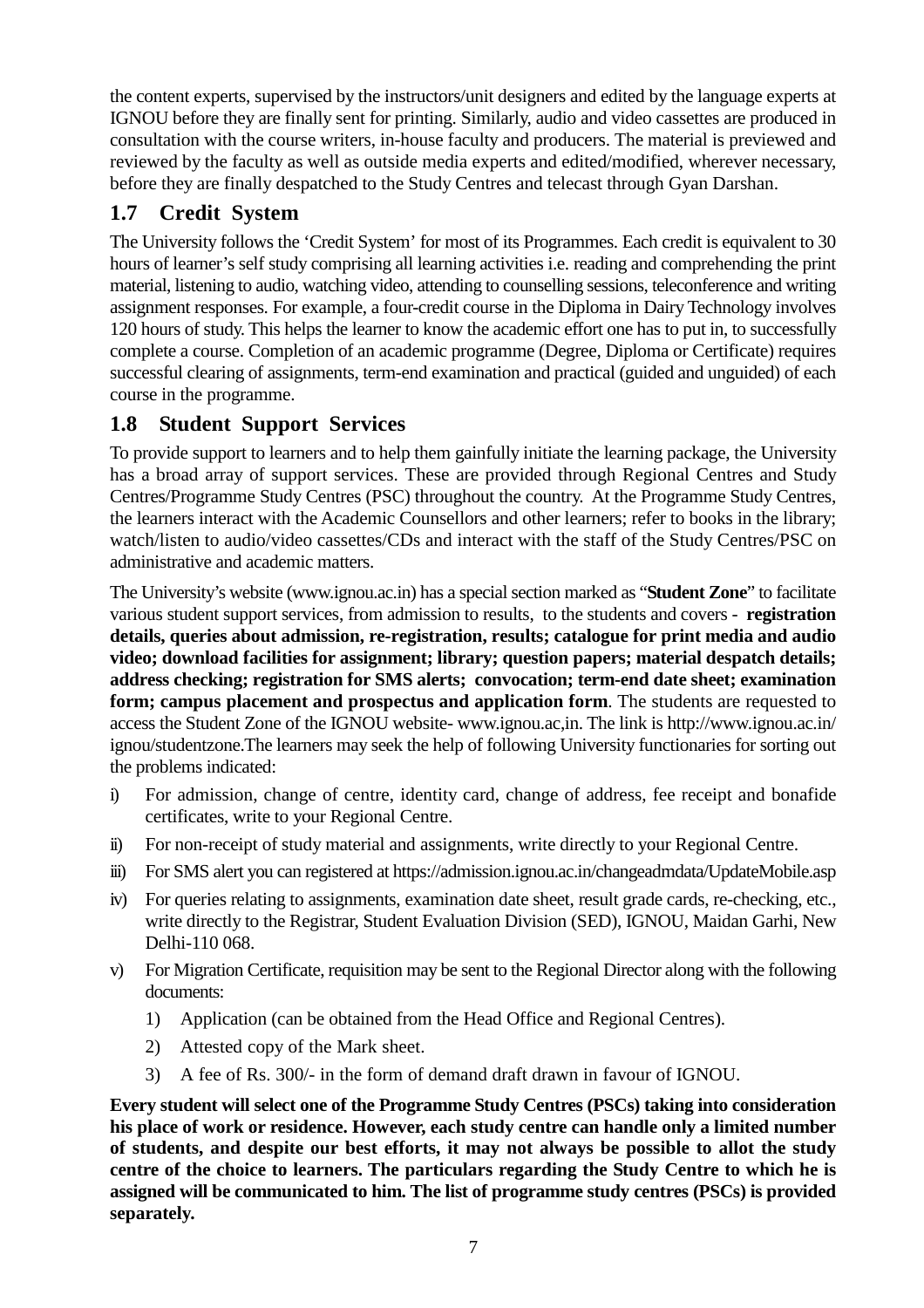the content experts, supervised by the instructors/unit designers and edited by the language experts at IGNOU before they are finally sent for printing. Similarly, audio and video cassettes are produced in consultation with the course writers, in-house faculty and producers. The material is previewed and reviewed by the faculty as well as outside media experts and edited/modified, wherever necessary, before they are finally despatched to the Study Centres and telecast through Gyan Darshan.

## 1.7 Credit System

The University follows the 'Credit System' for most of its Programmes. Each credit is equivalent to 30 hours of learner's self study comprising all learning activities i.e. reading and comprehending the print material, listening to audio, watching video, attending to counselling sessions, teleconference and writing assignment responses. For example, a four-credit course in the Diploma in Dairy Technology involves 120 hours of study. This helps the learner to know the academic effort one has to put in, to successfully complete a course. Completion of an academic programme (Degree, Diploma or Certificate) requires successful clearing of assignments, term-end examination and practical (guided and unguided) of each course in the programme.

## 1.8 Student Support Services

To provide support to learners and to help them gainfully initiate the learning package, the University has a broad array of support services. These are provided through Regional Centres and Study Centres/Programme Study Centres (PSC) throughout the country. At the Programme Study Centres, the learners interact with the Academic Counsellors and other learners; refer to books in the library; watch/listen to audio/video cassettes/CDs and interact with the staff of the Study Centres/PSC on administrative and academic matters.

The University's website (www.ignou.ac.in) has a special section marked as "**Student Zone**" to facilitate various student support services, from admission to results, to the students and covers - **registration details, queries about admission, re-registration, results; catalogue for print media and audio video; download facilities for assignment; library; question papers; material despatch details; address checking; registration for SMS alerts; convocation; term-end date sheet; examination form; campus placement and prospectus and application form**. The students are requested to access the Student Zone of the IGNOU website- www.ignou.ac,in. The link is http://www.ignou.ac.in/ignou/studentzone.The learners may seek the help of following University functionaries for sorting out the problems indicated:

i) For admission, change of centre, identity card, change of address, fee receipt and bonafide certificates, write to your Regional Centre.

ii) For non-receipt of study material and assignments, write directly to your Regional Centre.

iii) For SMS alert you can registered at https://admission.ignou.ac.in/changeadmdata/UpdateMobile.asp

iv) For queries relating to assignments, examination date sheet, result grade cards, re-checking, etc., write directly to the Registrar, Student Evaluation Division (SED), IGNOU, Maidan Garhi, New Delhi-110 068.

v) For Migration Certificate, requisition may be sent to the Regional Director along with the following documents:

   1) Application (can be obtained from the Head Office and Regional Centres).

   2) Attested copy of the Mark sheet.

   3) A fee of Rs. 300/- in the form of demand draft drawn in favour of IGNOU.

**Every student will select one of the Programme Study Centres (PSCs) taking into consideration his place of work or residence. However, each study centre can handle only a limited number of students, and despite our best efforts, it may not always be possible to allot the study centre of the choice to learners. The particulars regarding the Study Centre to which he is assigned will be communicated to him. The list of programme study centres (PSCs) is provided separately.**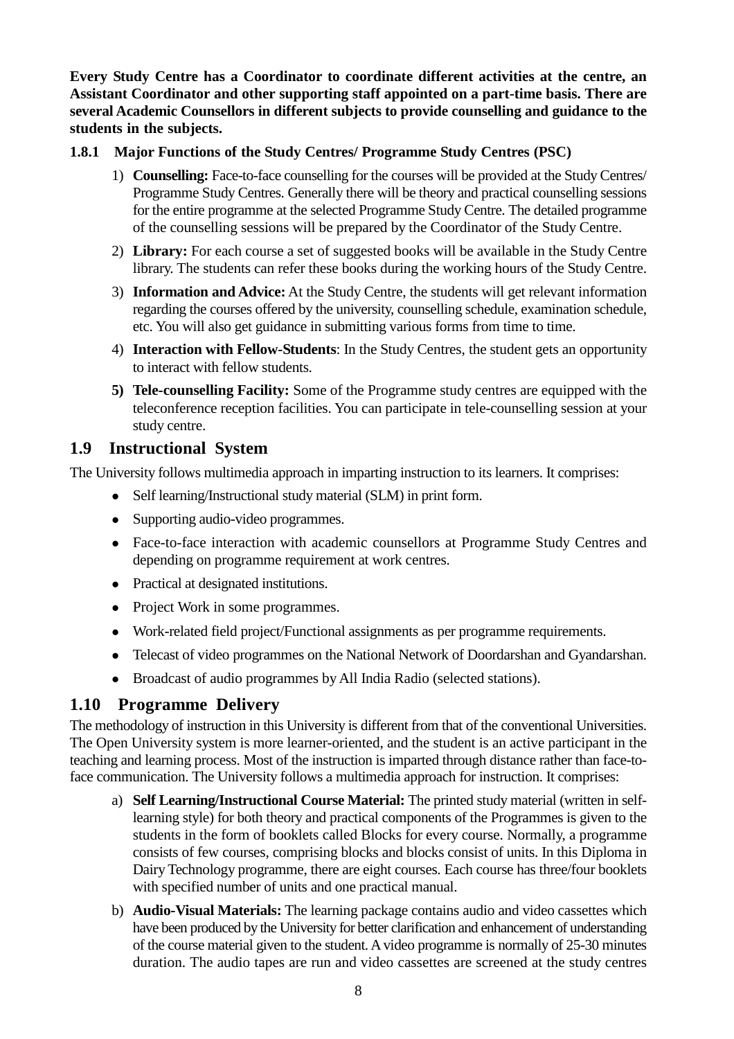**Every Study Centre has a Coordinator to coordinate different activities at the centre, an Assistant Coordinator and other supporting staff appointed on a part-time basis. There are several Academic Counsellors in different subjects to provide counselling and guidance to the students in the subjects.**

### 1.8.1 Major Functions of the Study Centres/ Programme Study Centres (PSC)

1) **Counselling:** Face-to-face counselling for the courses will be provided at the Study Centres/ Programme Study Centres. Generally there will be theory and practical counselling sessions for the entire programme at the selected Programme Study Centre. The detailed programme of the counselling sessions will be prepared by the Coordinator of the Study Centre.
2) **Library:** For each course a set of suggested books will be available in the Study Centre library. The students can refer these books during the working hours of the Study Centre.
3) **Information and Advice:** At the Study Centre, the students will get relevant information regarding the courses offered by the university, counselling schedule, examination schedule, etc. You will also get guidance in submitting various forms from time to time.
4) **Interaction with Fellow-Students**: In the Study Centres, the student gets an opportunity to interact with fellow students.
5) **Tele-counselling Facility:** Some of the Programme study centres are equipped with the teleconference reception facilities. You can participate in tele-counselling session at your study centre.

## 1.9 Instructional System

The University follows multimedia approach in imparting instruction to its learners. It comprises:

- Self learning/Instructional study material (SLM) in print form.
- Supporting audio-video programmes.
- Face-to-face interaction with academic counsellors at Programme Study Centres and depending on programme requirement at work centres.
- Practical at designated institutions.
- Project Work in some programmes.
- Work-related field project/Functional assignments as per programme requirements.
- Telecast of video programmes on the National Network of Doordarshan and Gyandarshan.
- Broadcast of audio programmes by All India Radio (selected stations).

## 1.10 Programme Delivery

The methodology of instruction in this University is different from that of the conventional Universities. The Open University system is more learner-oriented, and the student is an active participant in the teaching and learning process. Most of the instruction is imparted through distance rather than face-to-face communication. The University follows a multimedia approach for instruction. It comprises:

a) **Self Learning/Instructional Course Material:** The printed study material (written in self-learning style) for both theory and practical components of the Programmes is given to the students in the form of booklets called Blocks for every course. Normally, a programme consists of few courses, comprising blocks and blocks consist of units. In this Diploma in Dairy Technology programme, there are eight courses. Each course has three/four booklets with specified number of units and one practical manual.
b) **Audio-Visual Materials:** The learning package contains audio and video cassettes which have been produced by the University for better clarification and enhancement of understanding of the course material given to the student. A video programme is normally of 25-30 minutes duration. The audio tapes are run and video cassettes are screened at the study centres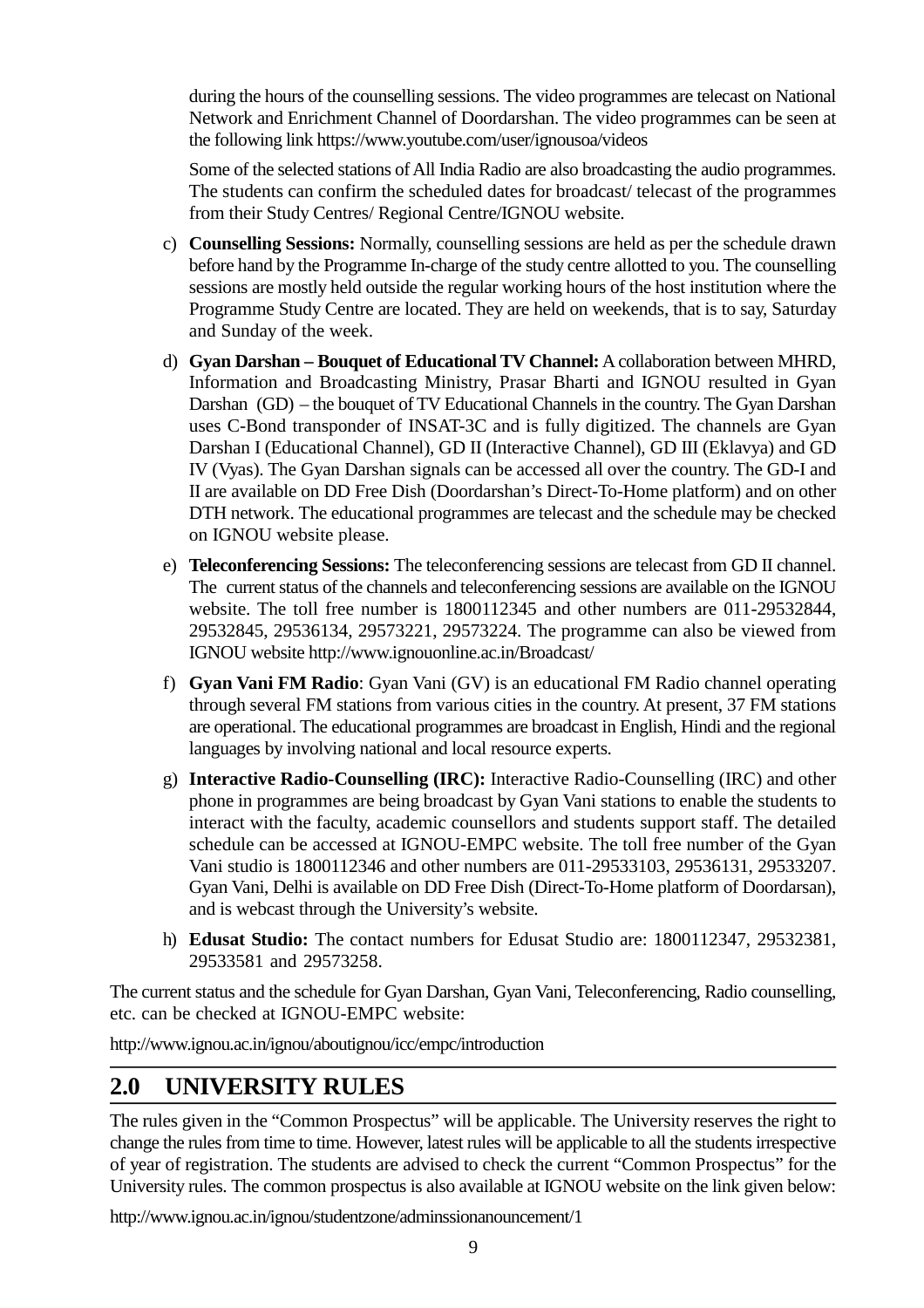during the hours of the counselling sessions. The video programmes are telecast on National Network and Enrichment Channel of Doordarshan. The video programmes can be seen at the following link https://www.youtube.com/user/ignousoa/videos

Some of the selected stations of All India Radio are also broadcasting the audio programmes. The students can confirm the scheduled dates for broadcast/ telecast of the programmes from their Study Centres/ Regional Centre/IGNOU website.

c) **Counselling Sessions:** Normally, counselling sessions are held as per the schedule drawn before hand by the Programme In-charge of the study centre allotted to you. The counselling sessions are mostly held outside the regular working hours of the host institution where the Programme Study Centre are located. They are held on weekends, that is to say, Saturday and Sunday of the week.

d) **Gyan Darshan – Bouquet of Educational TV Channel:** A collaboration between MHRD, Information and Broadcasting Ministry, Prasar Bharti and IGNOU resulted in Gyan Darshan (GD) – the bouquet of TV Educational Channels in the country. The Gyan Darshan uses C-Bond transponder of INSAT-3C and is fully digitized. The channels are Gyan Darshan I (Educational Channel), GD II (Interactive Channel), GD III (Eklavya) and GD IV (Vyas). The Gyan Darshan signals can be accessed all over the country. The GD-I and II are available on DD Free Dish (Doordarshan's Direct-To-Home platform) and on other DTH network. The educational programmes are telecast and the schedule may be checked on IGNOU website please.

e) **Teleconferencing Sessions:** The teleconferencing sessions are telecast from GD II channel. The current status of the channels and teleconferencing sessions are available on the IGNOU website. The toll free number is 1800112345 and other numbers are 011-29532844, 29532845, 29536134, 29573221, 29573224. The programme can also be viewed from IGNOU website http://www.ignouonline.ac.in/Broadcast/

f) **Gyan Vani FM Radio**: Gyan Vani (GV) is an educational FM Radio channel operating through several FM stations from various cities in the country. At present, 37 FM stations are operational. The educational programmes are broadcast in English, Hindi and the regional languages by involving national and local resource experts.

g) **Interactive Radio-Counselling (IRC):** Interactive Radio-Counselling (IRC) and other phone in programmes are being broadcast by Gyan Vani stations to enable the students to interact with the faculty, academic counsellors and students support staff. The detailed schedule can be accessed at IGNOU-EMPC website. The toll free number of the Gyan Vani studio is 1800112346 and other numbers are 011-29533103, 29536131, 29533207. Gyan Vani, Delhi is available on DD Free Dish (Direct-To-Home platform of Doordarsan), and is webcast through the University's website.

h) **Edusat Studio:** The contact numbers for Edusat Studio are: 1800112347, 29532381, 29533581 and 29573258.

The current status and the schedule for Gyan Darshan, Gyan Vani, Teleconferencing, Radio counselling, etc. can be checked at IGNOU-EMPC website:

http://www.ignou.ac.in/ignou/aboutignou/icc/empc/introduction

## 2.0 UNIVERSITY RULES

The rules given in the "Common Prospectus" will be applicable. The University reserves the right to change the rules from time to time. However, latest rules will be applicable to all the students irrespective of year of registration. The students are advised to check the current "Common Prospectus" for the University rules. The common prospectus is also available at IGNOU website on the link given below:

http://www.ignou.ac.in/ignou/studentzone/adminssionanouncement/1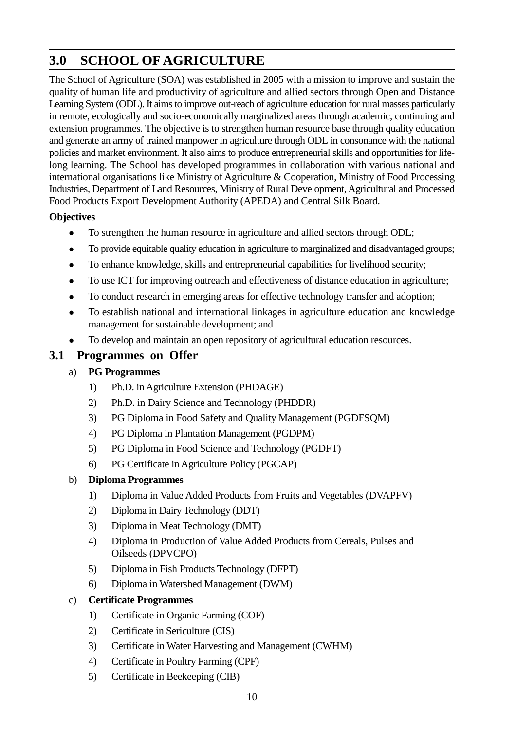# 3.0 SCHOOL OF AGRICULTURE

The School of Agriculture (SOA) was established in 2005 with a mission to improve and sustain the quality of human life and productivity of agriculture and allied sectors through Open and Distance Learning System (ODL). It aims to improve out-reach of agriculture education for rural masses particularly in remote, ecologically and socio-economically marginalized areas through academic, continuing and extension programmes. The objective is to strengthen human resource base through quality education and generate an army of trained manpower in agriculture through ODL in consonance with the national policies and market environment. It also aims to produce entrepreneurial skills and opportunities for life-long learning. The School has developed programmes in collaboration with various national and international organisations like Ministry of Agriculture & Cooperation, Ministry of Food Processing Industries, Department of Land Resources, Ministry of Rural Development, Agricultural and Processed Food Products Export Development Authority (APEDA) and Central Silk Board.

**Objectives**

- To strengthen the human resource in agriculture and allied sectors through ODL;
- To provide equitable quality education in agriculture to marginalized and disadvantaged groups;
- To enhance knowledge, skills and entrepreneurial capabilities for livelihood security;
- To use ICT for improving outreach and effectiveness of distance education in agriculture;
- To conduct research in emerging areas for effective technology transfer and adoption;
- To establish national and international linkages in agriculture education and knowledge management for sustainable development; and
- To develop and maintain an open repository of agricultural education resources.

## 3.1 Programmes on Offer

a) **PG Programmes**

1) Ph.D. in Agriculture Extension (PHDAGE)
2) Ph.D. in Dairy Science and Technology (PHDDR)
3) PG Diploma in Food Safety and Quality Management (PGDFSQM)
4) PG Diploma in Plantation Management (PGDPM)
5) PG Diploma in Food Science and Technology (PGDFT)
6) PG Certificate in Agriculture Policy (PGCAP)

b) **Diploma Programmes**

1) Diploma in Value Added Products from Fruits and Vegetables (DVAPFV)
2) Diploma in Dairy Technology (DDT)
3) Diploma in Meat Technology (DMT)
4) Diploma in Production of Value Added Products from Cereals, Pulses and Oilseeds (DPVCPO)
5) Diploma in Fish Products Technology (DFPT)
6) Diploma in Watershed Management (DWM)

c) **Certificate Programmes**

1) Certificate in Organic Farming (COF)
2) Certificate in Sericulture (CIS)
3) Certificate in Water Harvesting and Management (CWHM)
4) Certificate in Poultry Farming (CPF)
5) Certificate in Beekeeping (CIB)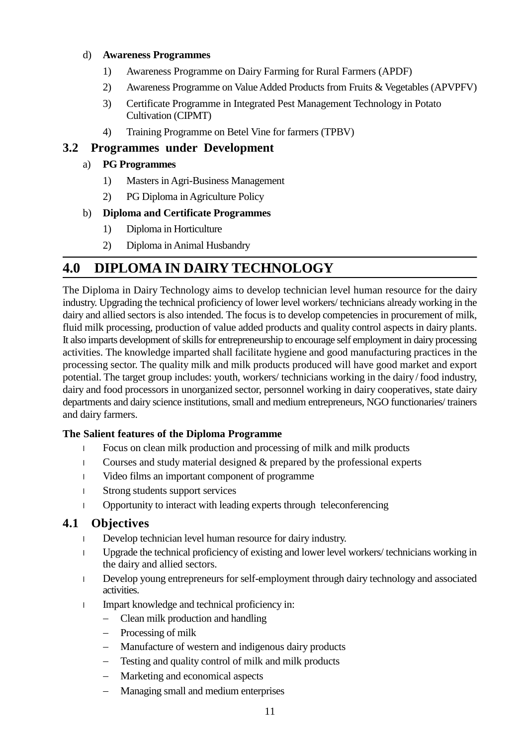d) **Awareness Programmes**

1) Awareness Programme on Dairy Farming for Rural Farmers (APDF)
2) Awareness Programme on Value Added Products from Fruits & Vegetables (APVPFV)
3) Certificate Programme in Integrated Pest Management Technology in Potato Cultivation (CIPMT)
4) Training Programme on Betel Vine for farmers (TPBV)

## 3.2 Programmes under Development

a) **PG Programmes**

1) Masters in Agri-Business Management
2) PG Diploma in Agriculture Policy

b) **Diploma and Certificate Programmes**

1) Diploma in Horticulture
2) Diploma in Animal Husbandry

# 4.0 DIPLOMA IN DAIRY TECHNOLOGY

The Diploma in Dairy Technology aims to develop technician level human resource for the dairy industry. Upgrading the technical proficiency of lower level workers/ technicians already working in the dairy and allied sectors is also intended. The focus is to develop competencies in procurement of milk, fluid milk processing, production of value added products and quality control aspects in dairy plants. It also imparts development of skills for entrepreneurship to encourage self employment in dairy processing activities. The knowledge imparted shall facilitate hygiene and good manufacturing practices in the processing sector. The quality milk and milk products produced will have good market and export potential. The target group includes: youth, workers/ technicians working in the dairy / food industry, dairy and food processors in unorganized sector, personnel working in dairy cooperatives, state dairy departments and dairy science institutions, small and medium entrepreneurs, NGO functionaries/ trainers and dairy farmers.

**The Salient features of the Diploma Programme**

- Focus on clean milk production and processing of milk and milk products
- Courses and study material designed & prepared by the professional experts
- Video films an important component of programme
- Strong students support services
- Opportunity to interact with leading experts through teleconferencing

## 4.1 Objectives

- Develop technician level human resource for dairy industry.
- Upgrade the technical proficiency of existing and lower level workers/ technicians working in the dairy and allied sectors.
- Develop young entrepreneurs for self-employment through dairy technology and associated activities.
- Impart knowledge and technical proficiency in:
  - Clean milk production and handling
  - Processing of milk
  - Manufacture of western and indigenous dairy products
  - Testing and quality control of milk and milk products
  - Marketing and economical aspects
  - Managing small and medium enterprises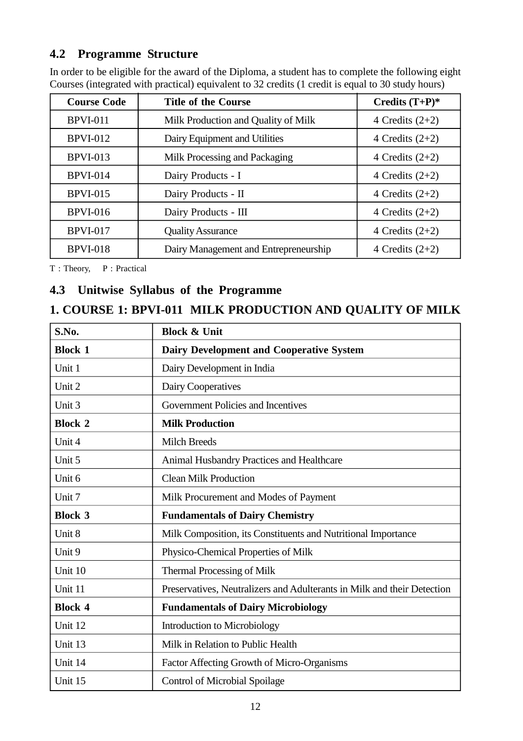## 4.2 Programme Structure

In order to be eligible for the award of the Diploma, a student has to complete the following eight Courses (integrated with practical) equivalent to 32 credits (1 credit is equal to 30 study hours)

| Course Code | Title of the Course | Credits (T+P)* |
|---|---|---|
| BPVI-011 | Milk Production and Quality of Milk | 4 Credits (2+2) |
| BPVI-012 | Dairy Equipment and Utilities | 4 Credits (2+2) |
| BPVI-013 | Milk Processing and Packaging | 4 Credits (2+2) |
| BPVI-014 | Dairy Products - I | 4 Credits (2+2) |
| BPVI-015 | Dairy Products - II | 4 Credits (2+2) |
| BPVI-016 | Dairy Products - III | 4 Credits (2+2) |
| BPVI-017 | Quality Assurance | 4 Credits (2+2) |
| BPVI-018 | Dairy Management and Entrepreneurship | 4 Credits (2+2) |

T : Theory,   P : Practical

## 4.3 Unitwise Syllabus of the Programme

### 1. COURSE 1: BPVI-011 MILK PRODUCTION AND QUALITY OF MILK

| S.No. | Block & Unit |
|---|---|
| **Block 1** | **Dairy Development and Cooperative System** |
| Unit 1 | Dairy Development in India |
| Unit 2 | Dairy Cooperatives |
| Unit 3 | Government Policies and Incentives |
| **Block 2** | **Milk Production** |
| Unit 4 | Milch Breeds |
| Unit 5 | Animal Husbandry Practices and Healthcare |
| Unit 6 | Clean Milk Production |
| Unit 7 | Milk Procurement and Modes of Payment |
| **Block 3** | **Fundamentals of Dairy Chemistry** |
| Unit 8 | Milk Composition, its Constituents and Nutritional Importance |
| Unit 9 | Physico-Chemical Properties of Milk |
| Unit 10 | Thermal Processing of Milk |
| Unit 11 | Preservatives, Neutralizers and Adulterants in Milk and their Detection |
| **Block 4** | **Fundamentals of Dairy Microbiology** |
| Unit 12 | Introduction to Microbiology |
| Unit 13 | Milk in Relation to Public Health |
| Unit 14 | Factor Affecting Growth of Micro-Organisms |
| Unit 15 | Control of Microbial Spoilage |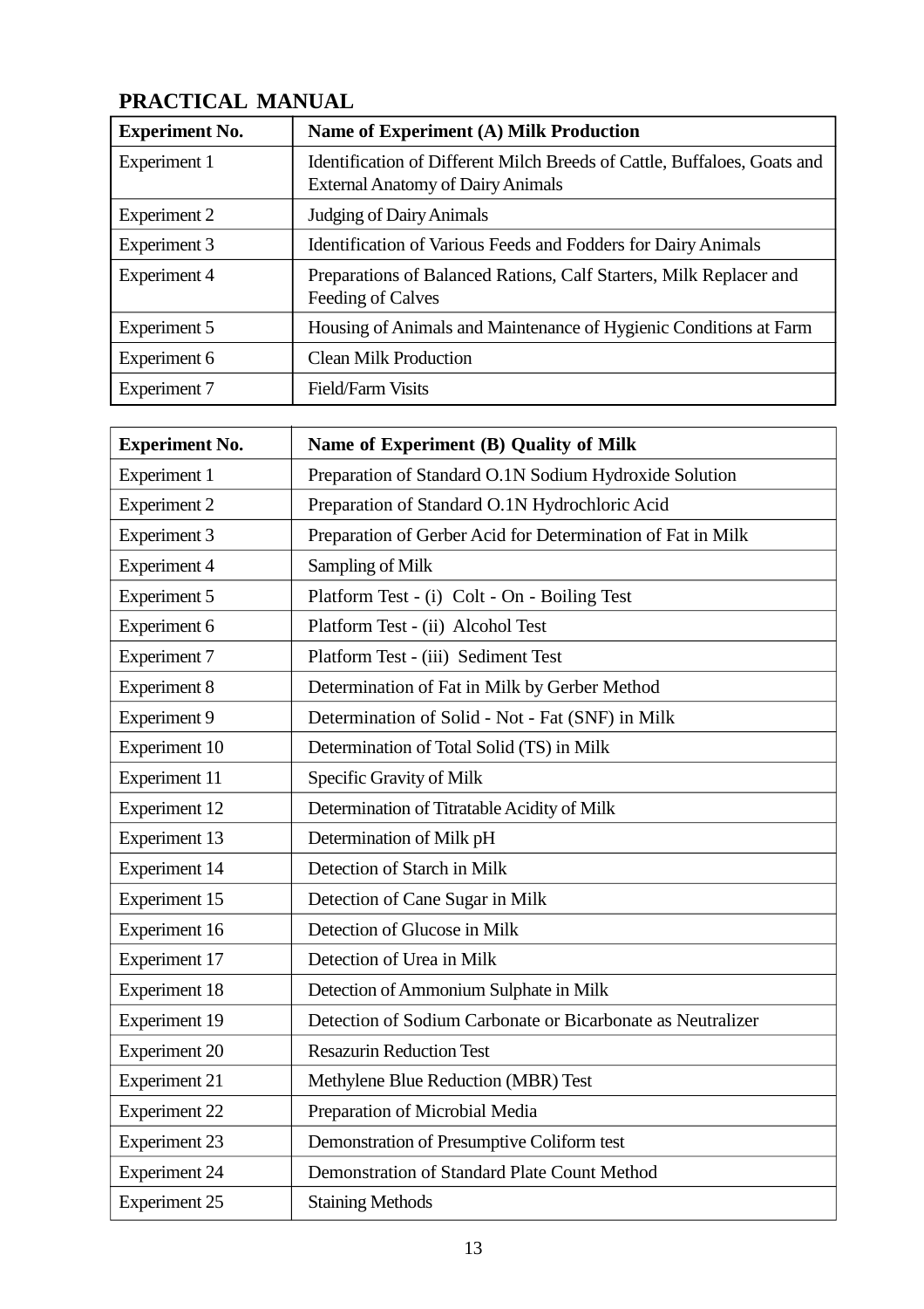## PRACTICAL MANUAL

| **Experiment No.** | **Name of Experiment (A) Milk Production** |
|---|---|
| Experiment 1 | Identification of Different Milch Breeds of Cattle, Buffaloes, Goats and External Anatomy of Dairy Animals |
| Experiment 2 | Judging of Dairy Animals |
| Experiment 3 | Identification of Various Feeds and Fodders for Dairy Animals |
| Experiment 4 | Preparations of Balanced Rations, Calf Starters, Milk Replacer and Feeding of Calves |
| Experiment 5 | Housing of Animals and Maintenance of Hygienic Conditions at Farm |
| Experiment 6 | Clean Milk Production |
| Experiment 7 | Field/Farm Visits |

| **Experiment No.** | **Name of Experiment (B) Quality of Milk** |
|---|---|
| Experiment 1 | Preparation of Standard O.1N Sodium Hydroxide Solution |
| Experiment 2 | Preparation of Standard O.1N Hydrochloric Acid |
| Experiment 3 | Preparation of Gerber Acid for Determination of Fat in Milk |
| Experiment 4 | Sampling of Milk |
| Experiment 5 | Platform Test - (i) Colt - On - Boiling Test |
| Experiment 6 | Platform Test - (ii) Alcohol Test |
| Experiment 7 | Platform Test - (iii) Sediment Test |
| Experiment 8 | Determination of Fat in Milk by Gerber Method |
| Experiment 9 | Determination of Solid - Not - Fat (SNF) in Milk |
| Experiment 10 | Determination of Total Solid (TS) in Milk |
| Experiment 11 | Specific Gravity of Milk |
| Experiment 12 | Determination of Titratable Acidity of Milk |
| Experiment 13 | Determination of Milk pH |
| Experiment 14 | Detection of Starch in Milk |
| Experiment 15 | Detection of Cane Sugar in Milk |
| Experiment 16 | Detection of Glucose in Milk |
| Experiment 17 | Detection of Urea in Milk |
| Experiment 18 | Detection of Ammonium Sulphate in Milk |
| Experiment 19 | Detection of Sodium Carbonate or Bicarbonate as Neutralizer |
| Experiment 20 | Resazurin Reduction Test |
| Experiment 21 | Methylene Blue Reduction (MBR) Test |
| Experiment 22 | Preparation of Microbial Media |
| Experiment 23 | Demonstration of Presumptive Coliform test |
| Experiment 24 | Demonstration of Standard Plate Count Method |
| Experiment 25 | Staining Methods |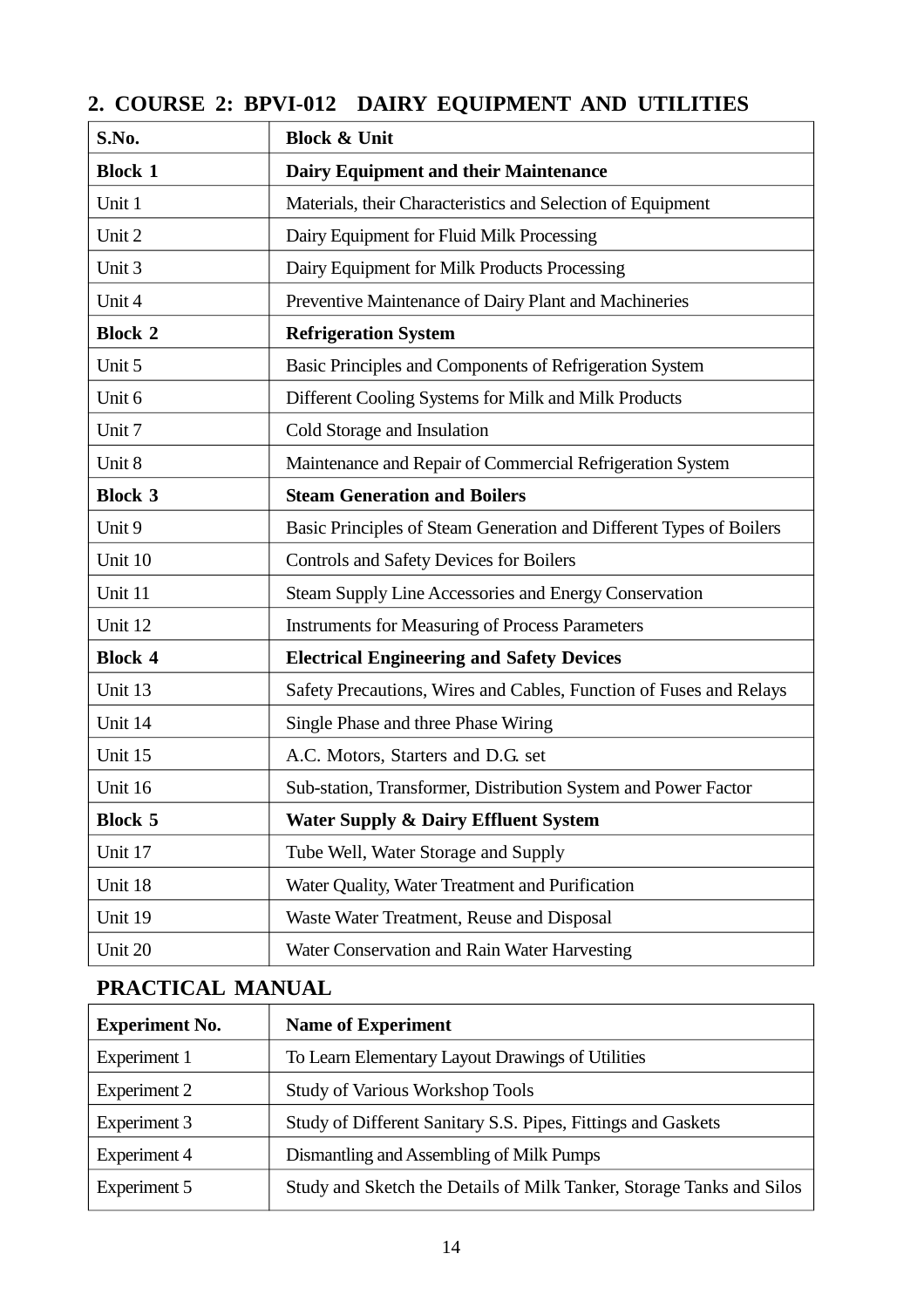## 2. COURSE 2: BPVI-012 DAIRY EQUIPMENT AND UTILITIES

| S.No. | Block & Unit |
|---|---|
| **Block 1** | **Dairy Equipment and their Maintenance** |
| Unit 1 | Materials, their Characteristics and Selection of Equipment |
| Unit 2 | Dairy Equipment for Fluid Milk Processing |
| Unit 3 | Dairy Equipment for Milk Products Processing |
| Unit 4 | Preventive Maintenance of Dairy Plant and Machineries |
| **Block 2** | **Refrigeration System** |
| Unit 5 | Basic Principles and Components of Refrigeration System |
| Unit 6 | Different Cooling Systems for Milk and Milk Products |
| Unit 7 | Cold Storage and Insulation |
| Unit 8 | Maintenance and Repair of Commercial Refrigeration System |
| **Block 3** | **Steam Generation and Boilers** |
| Unit 9 | Basic Principles of Steam Generation and Different Types of Boilers |
| Unit 10 | Controls and Safety Devices for Boilers |
| Unit 11 | Steam Supply Line Accessories and Energy Conservation |
| Unit 12 | Instruments for Measuring of Process Parameters |
| **Block 4** | **Electrical Engineering and Safety Devices** |
| Unit 13 | Safety Precautions, Wires and Cables, Function of Fuses and Relays |
| Unit 14 | Single Phase and three Phase Wiring |
| Unit 15 | A.C. Motors, Starters and D.G. set |
| Unit 16 | Sub-station, Transformer, Distribution System and Power Factor |
| **Block 5** | **Water Supply & Dairy Effluent System** |
| Unit 17 | Tube Well, Water Storage and Supply |
| Unit 18 | Water Quality, Water Treatment and Purification |
| Unit 19 | Waste Water Treatment, Reuse and Disposal |
| Unit 20 | Water Conservation and Rain Water Harvesting |

### PRACTICAL MANUAL

| Experiment No. | Name of Experiment |
|---|---|
| Experiment 1 | To Learn Elementary Layout Drawings of Utilities |
| Experiment 2 | Study of Various Workshop Tools |
| Experiment 3 | Study of Different Sanitary S.S. Pipes, Fittings and Gaskets |
| Experiment 4 | Dismantling and Assembling of Milk Pumps |
| Experiment 5 | Study and Sketch the Details of Milk Tanker, Storage Tanks and Silos |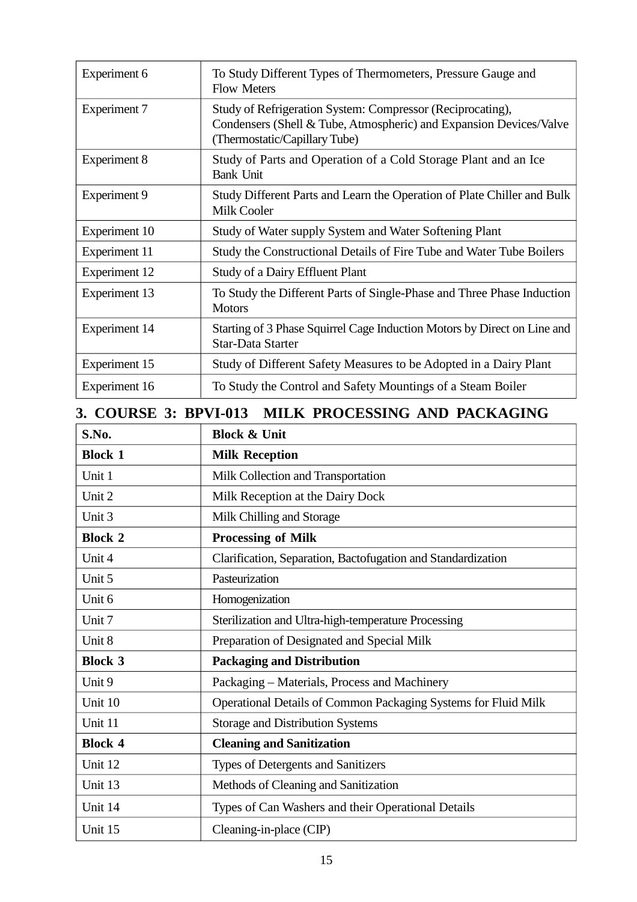| | |
|---|---|
| Experiment 6 | To Study Different Types of Thermometers, Pressure Gauge and Flow Meters |
| Experiment 7 | Study of Refrigeration System: Compressor (Reciprocating), Condensers (Shell & Tube, Atmospheric) and Expansion Devices/Valve (Thermostatic/Capillary Tube) |
| Experiment 8 | Study of Parts and Operation of a Cold Storage Plant and an Ice Bank Unit |
| Experiment 9 | Study Different Parts and Learn the Operation of Plate Chiller and Bulk Milk Cooler |
| Experiment 10 | Study of Water supply System and Water Softening Plant |
| Experiment 11 | Study the Constructional Details of Fire Tube and Water Tube Boilers |
| Experiment 12 | Study of a Dairy Effluent Plant |
| Experiment 13 | To Study the Different Parts of Single-Phase and Three Phase Induction Motors |
| Experiment 14 | Starting of 3 Phase Squirrel Cage Induction Motors by Direct on Line and Star-Data Starter |
| Experiment 15 | Study of Different Safety Measures to be Adopted in a Dairy Plant |
| Experiment 16 | To Study the Control and Safety Mountings of a Steam Boiler |

## 3. COURSE 3: BPVI-013 MILK PROCESSING AND PACKAGING

| S.No. | Block & Unit |
|---|---|
| **Block 1** | **Milk Reception** |
| Unit 1 | Milk Collection and Transportation |
| Unit 2 | Milk Reception at the Dairy Dock |
| Unit 3 | Milk Chilling and Storage |
| **Block 2** | **Processing of Milk** |
| Unit 4 | Clarification, Separation, Bactofugation and Standardization |
| Unit 5 | Pasteurization |
| Unit 6 | Homogenization |
| Unit 7 | Sterilization and Ultra-high-temperature Processing |
| Unit 8 | Preparation of Designated and Special Milk |
| **Block 3** | **Packaging and Distribution** |
| Unit 9 | Packaging – Materials, Process and Machinery |
| Unit 10 | Operational Details of Common Packaging Systems for Fluid Milk |
| Unit 11 | Storage and Distribution Systems |
| **Block 4** | **Cleaning and Sanitization** |
| Unit 12 | Types of Detergents and Sanitizers |
| Unit 13 | Methods of Cleaning and Sanitization |
| Unit 14 | Types of Can Washers and their Operational Details |
| Unit 15 | Cleaning-in-place (CIP) |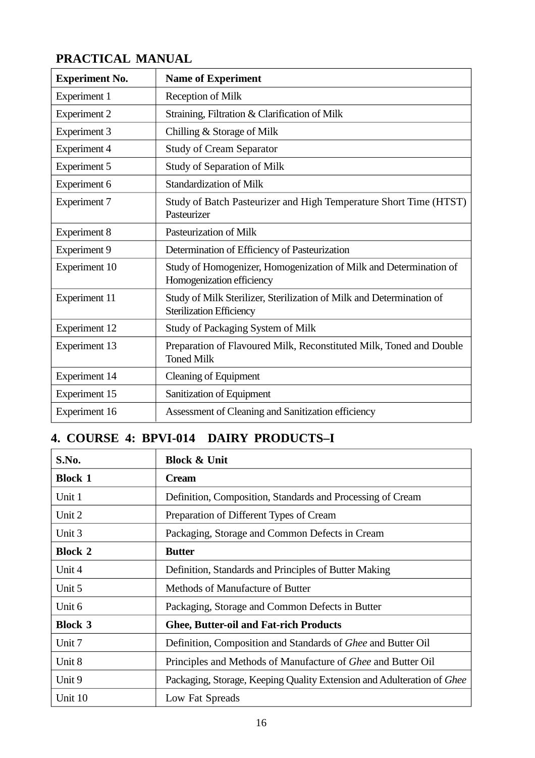## PRACTICAL MANUAL

| Experiment No. | Name of Experiment |
|---|---|
| Experiment 1 | Reception of Milk |
| Experiment 2 | Straining, Filtration & Clarification of Milk |
| Experiment 3 | Chilling & Storage of Milk |
| Experiment 4 | Study of Cream Separator |
| Experiment 5 | Study of Separation of Milk |
| Experiment 6 | Standardization of Milk |
| Experiment 7 | Study of Batch Pasteurizer and High Temperature Short Time (HTST) Pasteurizer |
| Experiment 8 | Pasteurization of Milk |
| Experiment 9 | Determination of Efficiency of Pasteurization |
| Experiment 10 | Study of Homogenizer, Homogenization of Milk and Determination of Homogenization efficiency |
| Experiment 11 | Study of Milk Sterilizer, Sterilization of Milk and Determination of Sterilization Efficiency |
| Experiment 12 | Study of Packaging System of Milk |
| Experiment 13 | Preparation of Flavoured Milk, Reconstituted Milk, Toned and Double Toned Milk |
| Experiment 14 | Cleaning of Equipment |
| Experiment 15 | Sanitization of Equipment |
| Experiment 16 | Assessment of Cleaning and Sanitization efficiency |

## 4. COURSE 4: BPVI-014 DAIRY PRODUCTS–I

| S.No. | Block & Unit |
|---|---|
| **Block 1** | **Cream** |
| Unit 1 | Definition, Composition, Standards and Processing of Cream |
| Unit 2 | Preparation of Different Types of Cream |
| Unit 3 | Packaging, Storage and Common Defects in Cream |
| **Block 2** | **Butter** |
| Unit 4 | Definition, Standards and Principles of Butter Making |
| Unit 5 | Methods of Manufacture of Butter |
| Unit 6 | Packaging, Storage and Common Defects in Butter |
| **Block 3** | **Ghee, Butter-oil and Fat-rich Products** |
| Unit 7 | Definition, Composition and Standards of *Ghee* and Butter Oil |
| Unit 8 | Principles and Methods of Manufacture of *Ghee* and Butter Oil |
| Unit 9 | Packaging, Storage, Keeping Quality Extension and Adulteration of *Ghee* |
| Unit 10 | Low Fat Spreads |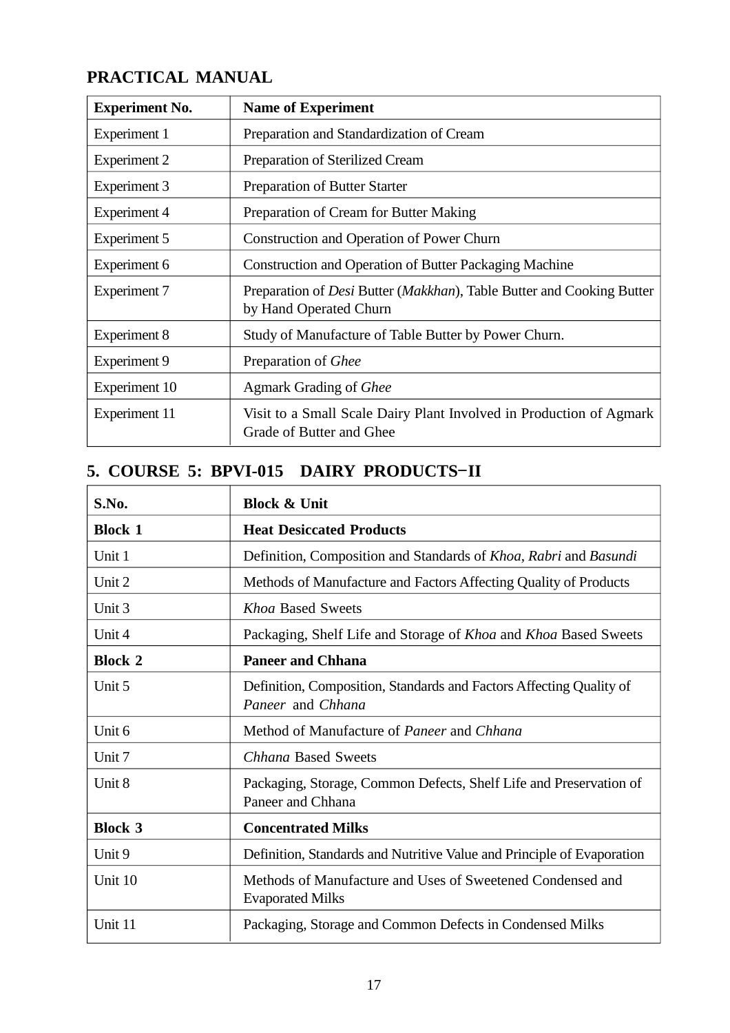## PRACTICAL MANUAL

| Experiment No. | Name of Experiment |
|---|---|
| Experiment 1 | Preparation and Standardization of Cream |
| Experiment 2 | Preparation of Sterilized Cream |
| Experiment 3 | Preparation of Butter Starter |
| Experiment 4 | Preparation of Cream for Butter Making |
| Experiment 5 | Construction and Operation of Power Churn |
| Experiment 6 | Construction and Operation of Butter Packaging Machine |
| Experiment 7 | Preparation of *Desi* Butter (*Makkhan*), Table Butter and Cooking Butter by Hand Operated Churn |
| Experiment 8 | Study of Manufacture of Table Butter by Power Churn. |
| Experiment 9 | Preparation of *Ghee* |
| Experiment 10 | Agmark Grading of *Ghee* |
| Experiment 11 | Visit to a Small Scale Dairy Plant Involved in Production of Agmark Grade of Butter and Ghee |

## 5. COURSE 5: BPVI-015 DAIRY PRODUCTS–II

| S.No. | Block & Unit |
|---|---|
| **Block 1** | **Heat Desiccated Products** |
| Unit 1 | Definition, Composition and Standards of *Khoa*, *Rabri* and *Basundi* |
| Unit 2 | Methods of Manufacture and Factors Affecting Quality of Products |
| Unit 3 | *Khoa* Based Sweets |
| Unit 4 | Packaging, Shelf Life and Storage of *Khoa* and *Khoa* Based Sweets |
| **Block 2** | **Paneer and Chhana** |
| Unit 5 | Definition, Composition, Standards and Factors Affecting Quality of *Paneer* and *Chhana* |
| Unit 6 | Method of Manufacture of *Paneer* and *Chhana* |
| Unit 7 | *Chhana* Based Sweets |
| Unit 8 | Packaging, Storage, Common Defects, Shelf Life and Preservation of Paneer and Chhana |
| **Block 3** | **Concentrated Milks** |
| Unit 9 | Definition, Standards and Nutritive Value and Principle of Evaporation |
| Unit 10 | Methods of Manufacture and Uses of Sweetened Condensed and Evaporated Milks |
| Unit 11 | Packaging, Storage and Common Defects in Condensed Milks |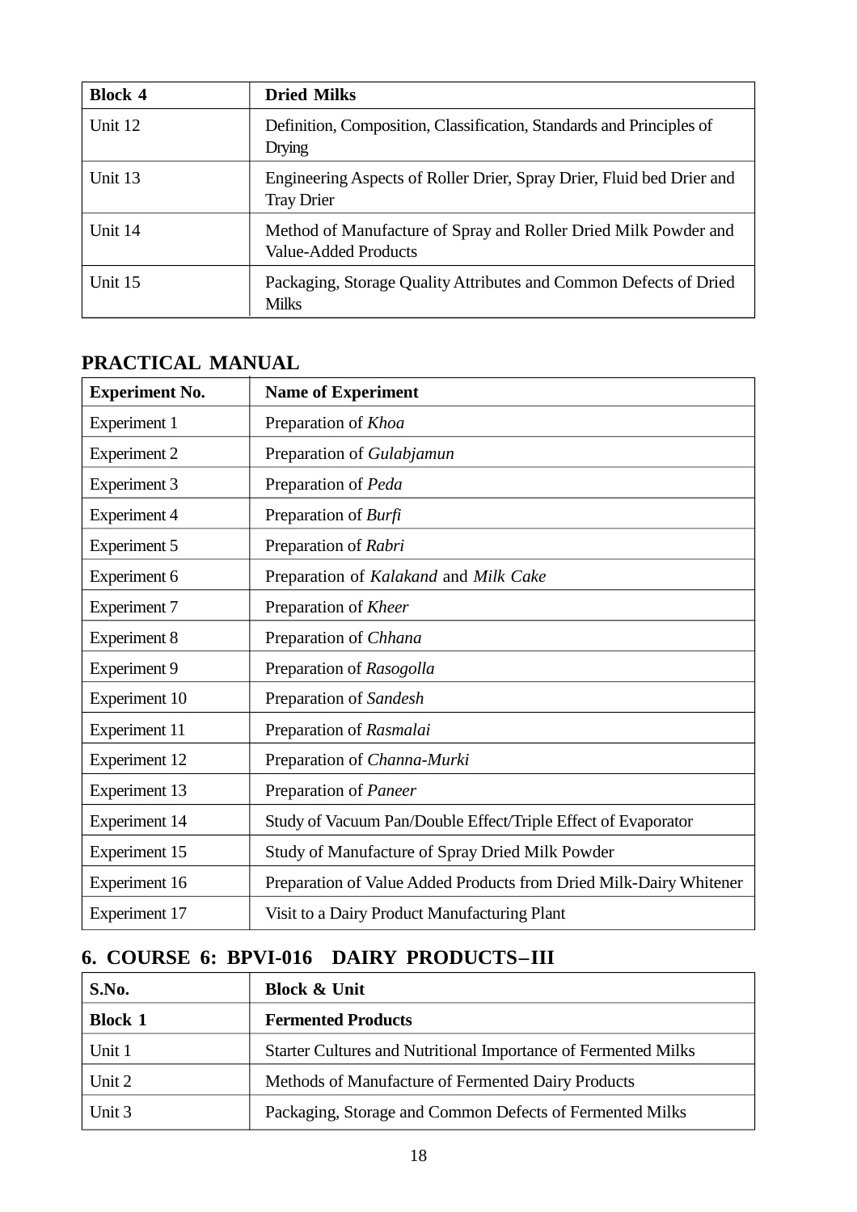| Block 4 | Dried Milks |
|---|---|
| Unit 12 | Definition, Composition, Classification, Standards and Principles of Drying |
| Unit 13 | Engineering Aspects of Roller Drier, Spray Drier, Fluid bed Drier and Tray Drier |
| Unit 14 | Method of Manufacture of Spray and Roller Dried Milk Powder and Value-Added Products |
| Unit 15 | Packaging, Storage Quality Attributes and Common Defects of Dried Milks |

## PRACTICAL MANUAL

| Experiment No. | Name of Experiment |
|---|---|
| Experiment 1 | Preparation of *Khoa* |
| Experiment 2 | Preparation of *Gulabjamun* |
| Experiment 3 | Preparation of *Peda* |
| Experiment 4 | Preparation of *Burfi* |
| Experiment 5 | Preparation of *Rabri* |
| Experiment 6 | Preparation of *Kalakand* and *Milk Cake* |
| Experiment 7 | Preparation of *Kheer* |
| Experiment 8 | Preparation of *Chhana* |
| Experiment 9 | Preparation of *Rasogolla* |
| Experiment 10 | Preparation of *Sandesh* |
| Experiment 11 | Preparation of *Rasmalai* |
| Experiment 12 | Preparation of *Channa-Murki* |
| Experiment 13 | Preparation of *Paneer* |
| Experiment 14 | Study of Vacuum Pan/Double Effect/Triple Effect of Evaporator |
| Experiment 15 | Study of Manufacture of Spray Dried Milk Powder |
| Experiment 16 | Preparation of Value Added Products from Dried Milk-Dairy Whitener |
| Experiment 17 | Visit to a Dairy Product Manufacturing Plant |

## 6. COURSE 6: BPVI-016 DAIRY PRODUCTS–III

| S.No. | Block & Unit |
|---|---|
| **Block 1** | **Fermented Products** |
| Unit 1 | Starter Cultures and Nutritional Importance of Fermented Milks |
| Unit 2 | Methods of Manufacture of Fermented Dairy Products |
| Unit 3 | Packaging, Storage and Common Defects of Fermented Milks |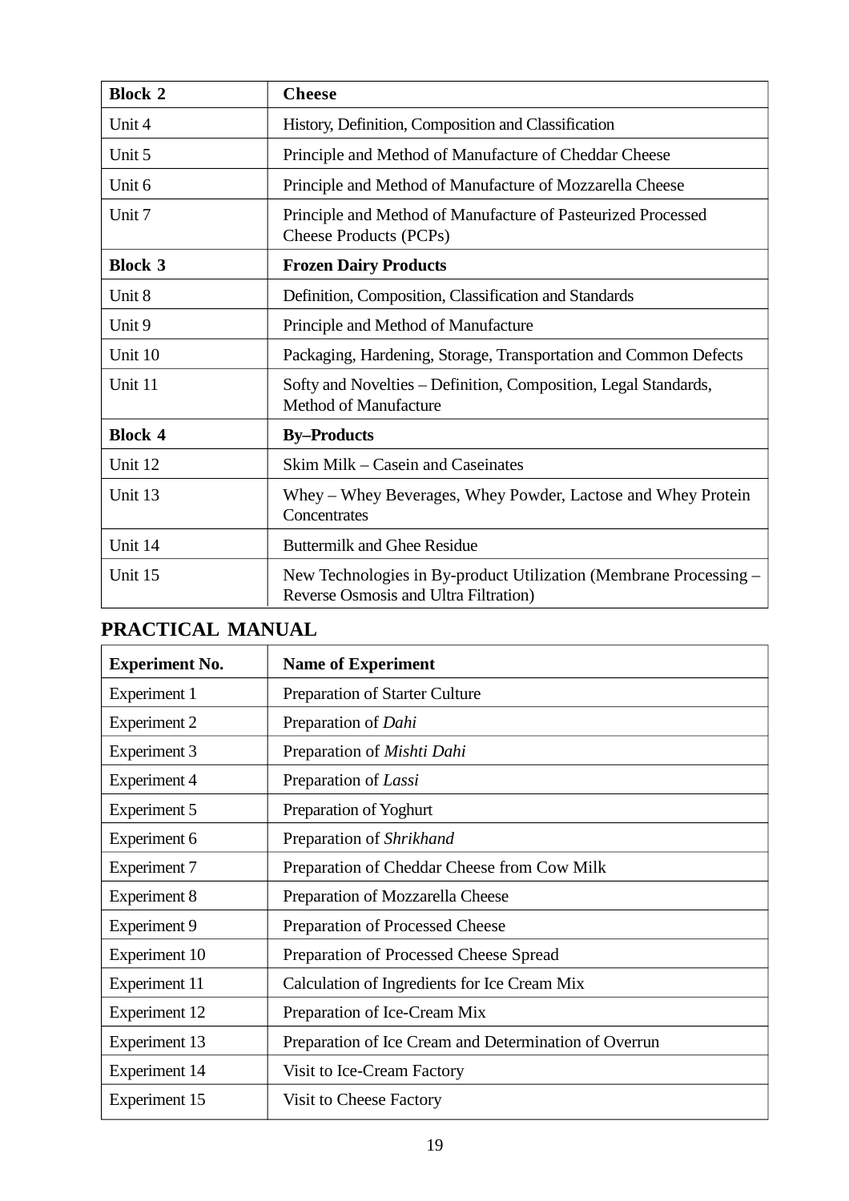| Block 2 | Cheese |
|---|---|
| Unit 4 | History, Definition, Composition and Classification |
| Unit 5 | Principle and Method of Manufacture of Cheddar Cheese |
| Unit 6 | Principle and Method of Manufacture of Mozzarella Cheese |
| Unit 7 | Principle and Method of Manufacture of Pasteurized Processed Cheese Products (PCPs) |
| **Block 3** | **Frozen Dairy Products** |
| Unit 8 | Definition, Composition, Classification and Standards |
| Unit 9 | Principle and Method of Manufacture |
| Unit 10 | Packaging, Hardening, Storage, Transportation and Common Defects |
| Unit 11 | Softy and Novelties – Definition, Composition, Legal Standards, Method of Manufacture |
| **Block 4** | **By–Products** |
| Unit 12 | Skim Milk – Casein and Caseinates |
| Unit 13 | Whey – Whey Beverages, Whey Powder, Lactose and Whey Protein Concentrates |
| Unit 14 | Buttermilk and Ghee Residue |
| Unit 15 | New Technologies in By-product Utilization (Membrane Processing – Reverse Osmosis and Ultra Filtration) |

## PRACTICAL MANUAL

| Experiment No. | Name of Experiment |
|---|---|
| Experiment 1 | Preparation of Starter Culture |
| Experiment 2 | Preparation of *Dahi* |
| Experiment 3 | Preparation of *Mishti Dahi* |
| Experiment 4 | Preparation of *Lassi* |
| Experiment 5 | Preparation of Yoghurt |
| Experiment 6 | Preparation of *Shrikhand* |
| Experiment 7 | Preparation of Cheddar Cheese from Cow Milk |
| Experiment 8 | Preparation of Mozzarella Cheese |
| Experiment 9 | Preparation of Processed Cheese |
| Experiment 10 | Preparation of Processed Cheese Spread |
| Experiment 11 | Calculation of Ingredients for Ice Cream Mix |
| Experiment 12 | Preparation of Ice-Cream Mix |
| Experiment 13 | Preparation of Ice Cream and Determination of Overrun |
| Experiment 14 | Visit to Ice-Cream Factory |
| Experiment 15 | Visit to Cheese Factory |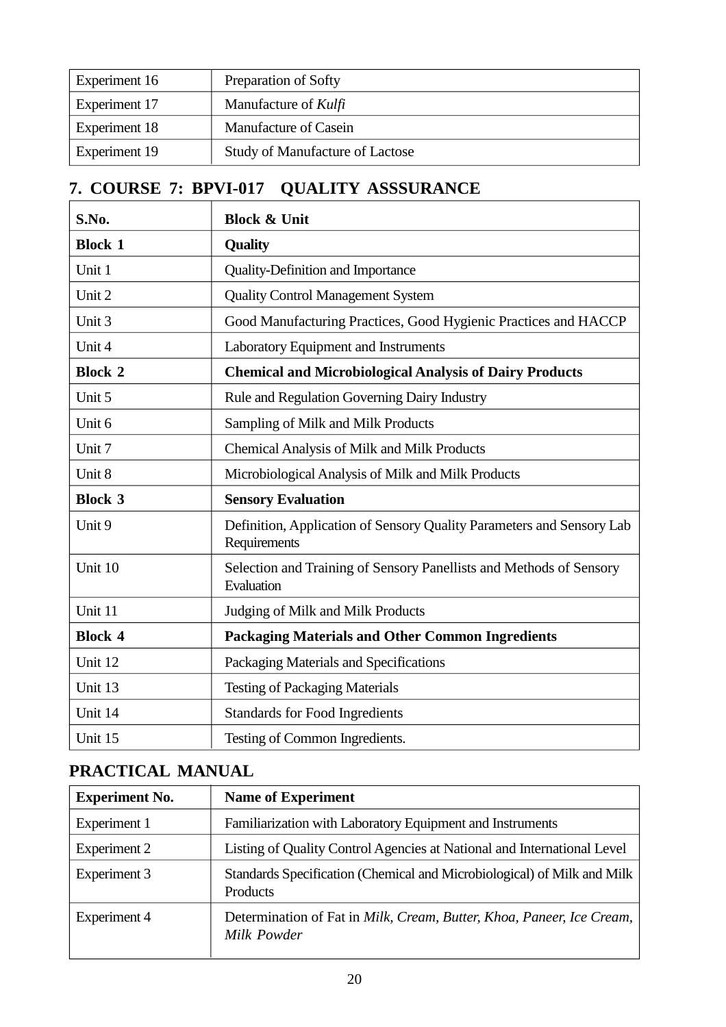| Experiment 16 | Preparation of Softy |
|---|---|
| Experiment 17 | Manufacture of *Kulfi* |
| Experiment 18 | Manufacture of Casein |
| Experiment 19 | Study of Manufacture of Lactose |

## 7. COURSE 7: BPVI-017 QUALITY ASSSURANCE

| **S.No.** | **Block & Unit** |
|---|---|
| **Block 1** | **Quality** |
| Unit 1 | Quality-Definition and Importance |
| Unit 2 | Quality Control Management System |
| Unit 3 | Good Manufacturing Practices, Good Hygienic Practices and HACCP |
| Unit 4 | Laboratory Equipment and Instruments |
| **Block 2** | **Chemical and Microbiological Analysis of Dairy Products** |
| Unit 5 | Rule and Regulation Governing Dairy Industry |
| Unit 6 | Sampling of Milk and Milk Products |
| Unit 7 | Chemical Analysis of Milk and Milk Products |
| Unit 8 | Microbiological Analysis of Milk and Milk Products |
| **Block 3** | **Sensory Evaluation** |
| Unit 9 | Definition, Application of Sensory Quality Parameters and Sensory Lab Requirements |
| Unit 10 | Selection and Training of Sensory Panellists and Methods of Sensory Evaluation |
| Unit 11 | Judging of Milk and Milk Products |
| **Block 4** | **Packaging Materials and Other Common Ingredients** |
| Unit 12 | Packaging Materials and Specifications |
| Unit 13 | Testing of Packaging Materials |
| Unit 14 | Standards for Food Ingredients |
| Unit 15 | Testing of Common Ingredients. |

## PRACTICAL MANUAL

| **Experiment No.** | **Name of Experiment** |
|---|---|
| Experiment 1 | Familiarization with Laboratory Equipment and Instruments |
| Experiment 2 | Listing of Quality Control Agencies at National and International Level |
| Experiment 3 | Standards Specification (Chemical and Microbiological) of Milk and Milk Products |
| Experiment 4 | Determination of Fat in *Milk, Cream, Butter, Khoa, Paneer, Ice Cream, Milk Powder* |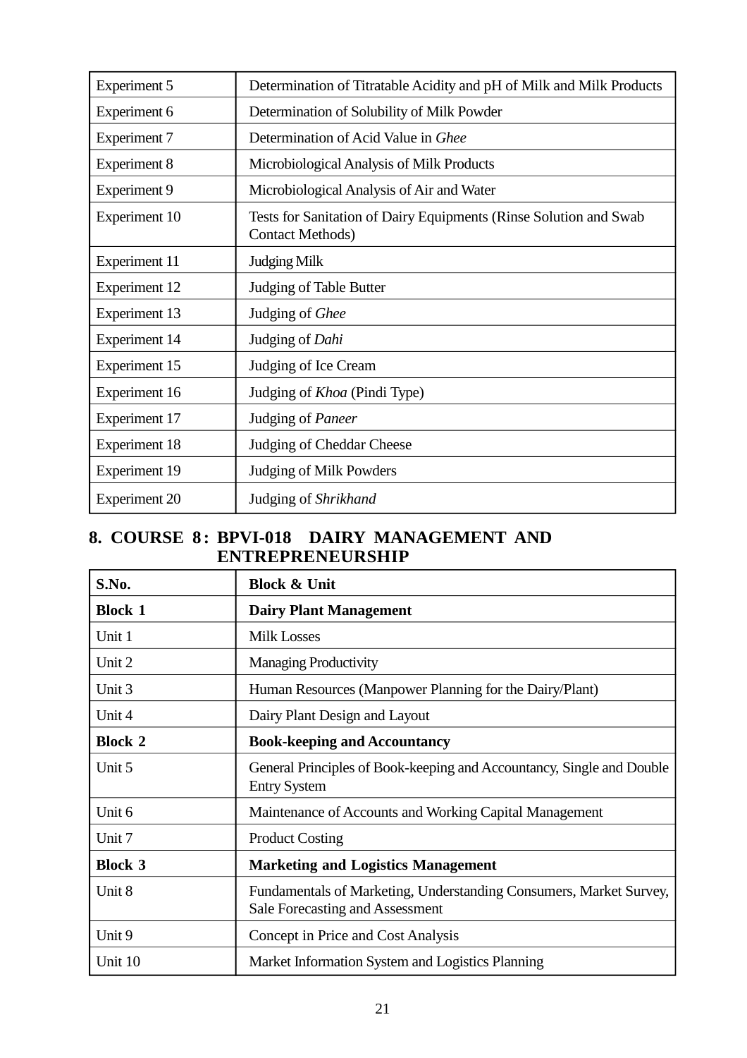| | |
|---|---|
| Experiment 5 | Determination of Titratable Acidity and pH of Milk and Milk Products |
| Experiment 6 | Determination of Solubility of Milk Powder |
| Experiment 7 | Determination of Acid Value in *Ghee* |
| Experiment 8 | Microbiological Analysis of Milk Products |
| Experiment 9 | Microbiological Analysis of Air and Water |
| Experiment 10 | Tests for Sanitation of Dairy Equipments (Rinse Solution and Swab Contact Methods) |
| Experiment 11 | Judging Milk |
| Experiment 12 | Judging of Table Butter |
| Experiment 13 | Judging of *Ghee* |
| Experiment 14 | Judging of *Dahi* |
| Experiment 15 | Judging of Ice Cream |
| Experiment 16 | Judging of *Khoa* (Pindi Type) |
| Experiment 17 | Judging of *Paneer* |
| Experiment 18 | Judging of Cheddar Cheese |
| Experiment 19 | Judging of Milk Powders |
| Experiment 20 | Judging of *Shrikhand* |

## 8. COURSE 8: BPVI-018 DAIRY MANAGEMENT AND ENTREPRENEURSHIP

| S.No. | Block & Unit |
|---|---|
| **Block 1** | **Dairy Plant Management** |
| Unit 1 | Milk Losses |
| Unit 2 | Managing Productivity |
| Unit 3 | Human Resources (Manpower Planning for the Dairy/Plant) |
| Unit 4 | Dairy Plant Design and Layout |
| **Block 2** | **Book-keeping and Accountancy** |
| Unit 5 | General Principles of Book-keeping and Accountancy, Single and Double Entry System |
| Unit 6 | Maintenance of Accounts and Working Capital Management |
| Unit 7 | Product Costing |
| **Block 3** | **Marketing and Logistics Management** |
| Unit 8 | Fundamentals of Marketing, Understanding Consumers, Market Survey, Sale Forecasting and Assessment |
| Unit 9 | Concept in Price and Cost Analysis |
| Unit 10 | Market Information System and Logistics Planning |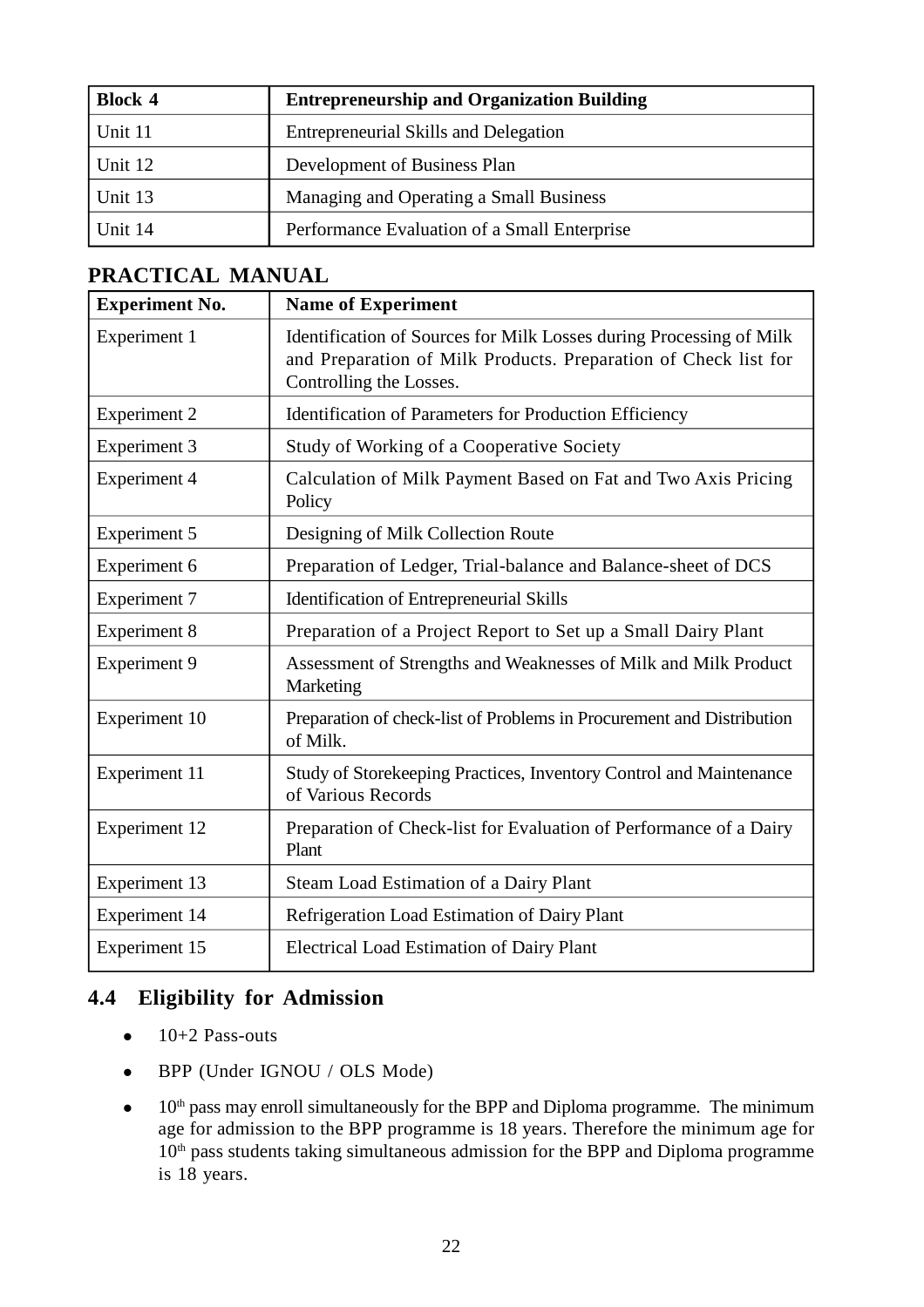| Block 4 | Entrepreneurship and Organization Building |
|---|---|
| Unit 11 | Entrepreneurial Skills and Delegation |
| Unit 12 | Development of Business Plan |
| Unit 13 | Managing and Operating a Small Business |
| Unit 14 | Performance Evaluation of a Small Enterprise |

## PRACTICAL MANUAL

| Experiment No. | Name of Experiment |
|---|---|
| Experiment 1 | Identification of Sources for Milk Losses during Processing of Milk and Preparation of Milk Products. Preparation of Check list for Controlling the Losses. |
| Experiment 2 | Identification of Parameters for Production Efficiency |
| Experiment 3 | Study of Working of a Cooperative Society |
| Experiment 4 | Calculation of Milk Payment Based on Fat and Two Axis Pricing Policy |
| Experiment 5 | Designing of Milk Collection Route |
| Experiment 6 | Preparation of Ledger, Trial-balance and Balance-sheet of DCS |
| Experiment 7 | Identification of Entrepreneurial Skills |
| Experiment 8 | Preparation of a Project Report to Set up a Small Dairy Plant |
| Experiment 9 | Assessment of Strengths and Weaknesses of Milk and Milk Product Marketing |
| Experiment 10 | Preparation of check-list of Problems in Procurement and Distribution of Milk. |
| Experiment 11 | Study of Storekeeping Practices, Inventory Control and Maintenance of Various Records |
| Experiment 12 | Preparation of Check-list for Evaluation of Performance of a Dairy Plant |
| Experiment 13 | Steam Load Estimation of a Dairy Plant |
| Experiment 14 | Refrigeration Load Estimation of Dairy Plant |
| Experiment 15 | Electrical Load Estimation of Dairy Plant |

## 4.4 Eligibility for Admission

- 10+2 Pass-outs
- BPP (Under IGNOU / OLS Mode)
- 10th pass may enroll simultaneously for the BPP and Diploma programme. The minimum age for admission to the BPP programme is 18 years. Therefore the minimum age for 10th pass students taking simultaneous admission for the BPP and Diploma programme is 18 years.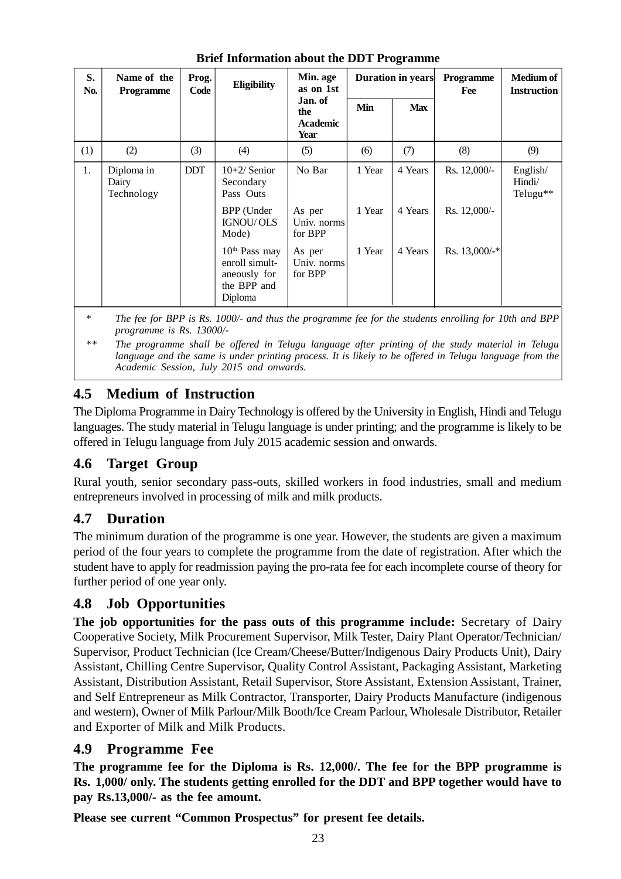**Brief Information about the DDT Programme**

| S. No. | Name of the Programme | Prog. Code | Eligibility | Min. age as on 1st Jan. of the Academic Year | Duration in years | | Programme Fee | Medium of Instruction |
|---|---|---|---|---|---|---|---|---|
| | | | | | Min | Max | | |
| (1) | (2) | (3) | (4) | (5) | (6) | (7) | (8) | (9) |
| 1. | Diploma in Dairy Technology | DDT | 10+2/ Senior Secondary Pass Outs | No Bar | 1 Year | 4 Years | Rs. 12,000/- | English/ Hindi/ Telugu** |
| | | | BPP (Under IGNOU/ OLS Mode) | As per Univ. norms for BPP | 1 Year | 4 Years | Rs. 12,000/- | |
| | | | 10th Pass may enroll simult-aneously for the BPP and Diploma | As per Univ. norms for BPP | 1 Year | 4 Years | Rs. 13,000/-* | |

\* *The fee for BPP is Rs. 1000/- and thus the programme fee for the students enrolling for 10th and BPP programme is Rs. 13000/-*

\*\* *The programme shall be offered in Telugu language after printing of the study material in Telugu language and the same is under printing process. It is likely to be offered in Telugu language from the Academic Session, July 2015 and onwards.*

## 4.5 Medium of Instruction

The Diploma Programme in Dairy Technology is offered by the University in English, Hindi and Telugu languages. The study material in Telugu language is under printing; and the programme is likely to be offered in Telugu language from July 2015 academic session and onwards.

## 4.6 Target Group

Rural youth, senior secondary pass-outs, skilled workers in food industries, small and medium entrepreneurs involved in processing of milk and milk products.

## 4.7 Duration

The minimum duration of the programme is one year. However, the students are given a maximum period of the four years to complete the programme from the date of registration. After which the student have to apply for readmission paying the pro-rata fee for each incomplete course of theory for further period of one year only.

## 4.8 Job Opportunities

**The job opportunities for the pass outs of this programme include:** Secretary of Dairy Cooperative Society, Milk Procurement Supervisor, Milk Tester, Dairy Plant Operator/Technician/ Supervisor, Product Technician (Ice Cream/Cheese/Butter/Indigenous Dairy Products Unit), Dairy Assistant, Chilling Centre Supervisor, Quality Control Assistant, Packaging Assistant, Marketing Assistant, Distribution Assistant, Retail Supervisor, Store Assistant, Extension Assistant, Trainer, and Self Entrepreneur as Milk Contractor, Transporter, Dairy Products Manufacture (indigenous and western), Owner of Milk Parlour/Milk Booth/Ice Cream Parlour, Wholesale Distributor, Retailer and Exporter of Milk and Milk Products.

## 4.9 Programme Fee

**The programme fee for the Diploma is Rs. 12,000/. The fee for the BPP programme is Rs. 1,000/ only. The students getting enrolled for the DDT and BPP together would have to pay Rs.13,000/- as the fee amount.**

**Please see current "Common Prospectus" for present fee details.**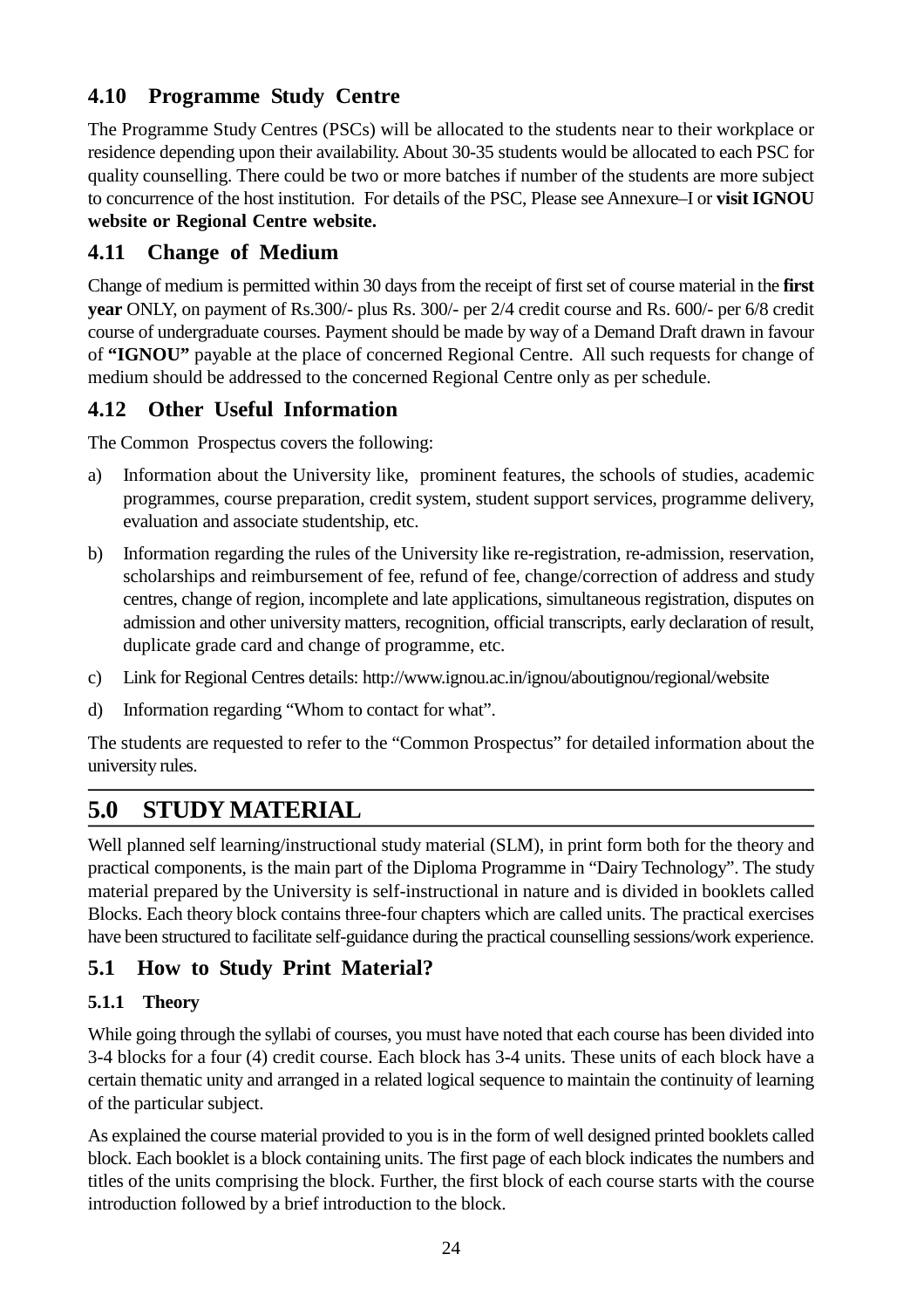## 4.10 Programme Study Centre

The Programme Study Centres (PSCs) will be allocated to the students near to their workplace or residence depending upon their availability. About 30-35 students would be allocated to each PSC for quality counselling. There could be two or more batches if number of the students are more subject to concurrence of the host institution. For details of the PSC, Please see Annexure–I or **visit IGNOU website or Regional Centre website.**

## 4.11 Change of Medium

Change of medium is permitted within 30 days from the receipt of first set of course material in the **first year** ONLY, on payment of Rs.300/- plus Rs. 300/- per 2/4 credit course and Rs. 600/- per 6/8 credit course of undergraduate courses. Payment should be made by way of a Demand Draft drawn in favour of **"IGNOU"** payable at the place of concerned Regional Centre. All such requests for change of medium should be addressed to the concerned Regional Centre only as per schedule.

## 4.12 Other Useful Information

The Common Prospectus covers the following:

a) Information about the University like, prominent features, the schools of studies, academic programmes, course preparation, credit system, student support services, programme delivery, evaluation and associate studentship, etc.

b) Information regarding the rules of the University like re-registration, re-admission, reservation, scholarships and reimbursement of fee, refund of fee, change/correction of address and study centres, change of region, incomplete and late applications, simultaneous registration, disputes on admission and other university matters, recognition, official transcripts, early declaration of result, duplicate grade card and change of programme, etc.

c) Link for Regional Centres details: http://www.ignou.ac.in/ignou/aboutignou/regional/website

d) Information regarding "Whom to contact for what".

The students are requested to refer to the "Common Prospectus" for detailed information about the university rules.

# 5.0 STUDY MATERIAL

Well planned self learning/instructional study material (SLM), in print form both for the theory and practical components, is the main part of the Diploma Programme in "Dairy Technology". The study material prepared by the University is self-instructional in nature and is divided in booklets called Blocks. Each theory block contains three-four chapters which are called units. The practical exercises have been structured to facilitate self-guidance during the practical counselling sessions/work experience.

## 5.1 How to Study Print Material?

### 5.1.1 Theory

While going through the syllabi of courses, you must have noted that each course has been divided into 3-4 blocks for a four (4) credit course. Each block has 3-4 units. These units of each block have a certain thematic unity and arranged in a related logical sequence to maintain the continuity of learning of the particular subject.

As explained the course material provided to you is in the form of well designed printed booklets called block. Each booklet is a block containing units. The first page of each block indicates the numbers and titles of the units comprising the block. Further, the first block of each course starts with the course introduction followed by a brief introduction to the block.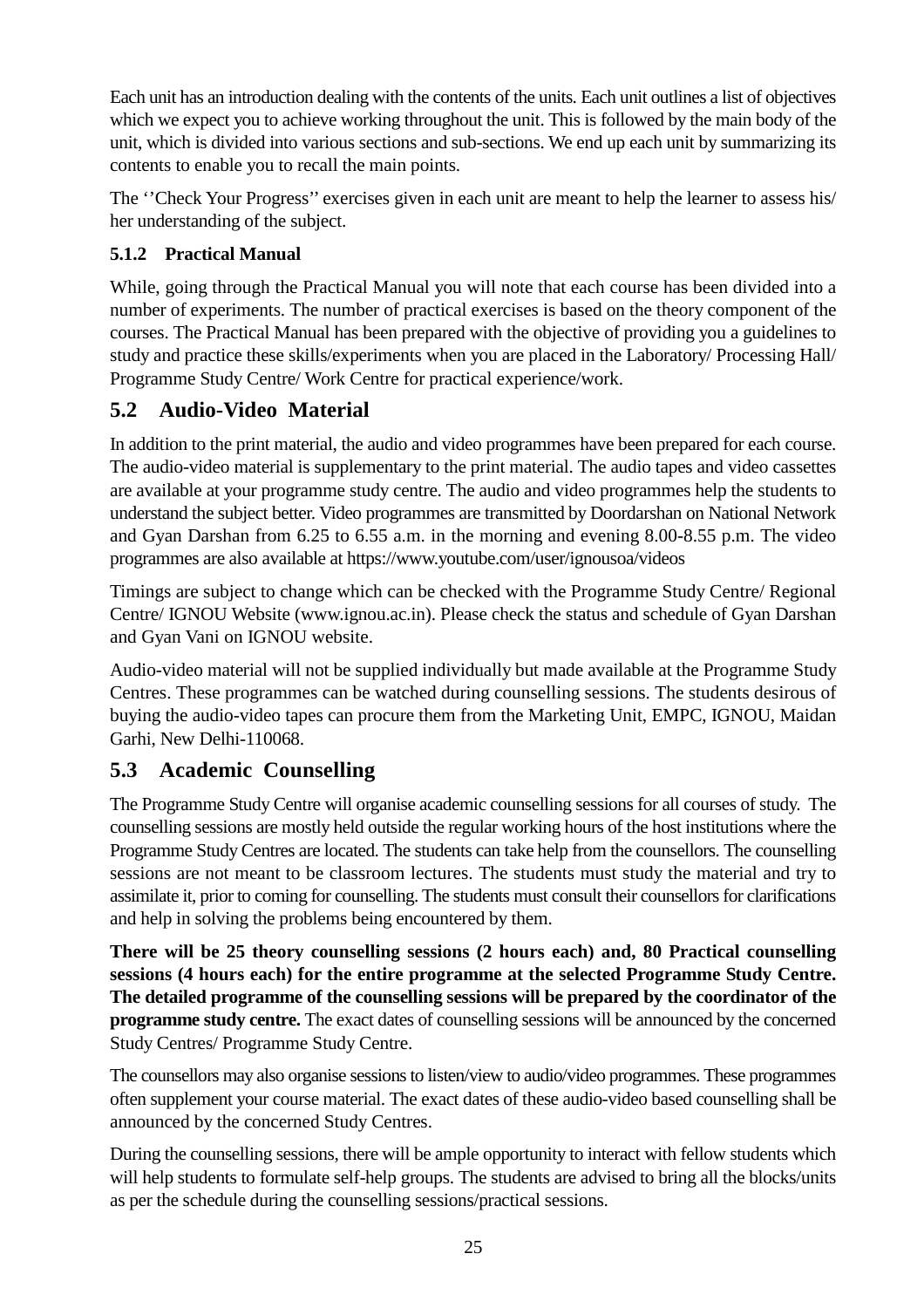Each unit has an introduction dealing with the contents of the units. Each unit outlines a list of objectives which we expect you to achieve working throughout the unit. This is followed by the main body of the unit, which is divided into various sections and sub-sections. We end up each unit by summarizing its contents to enable you to recall the main points.

The ‘’Check Your Progress’’ exercises given in each unit are meant to help the learner to assess his/ her understanding of the subject.

### 5.1.2 Practical Manual

While, going through the Practical Manual you will note that each course has been divided into a number of experiments. The number of practical exercises is based on the theory component of the courses. The Practical Manual has been prepared with the objective of providing you a guidelines to study and practice these skills/experiments when you are placed in the Laboratory/ Processing Hall/ Programme Study Centre/ Work Centre for practical experience/work.

## 5.2 Audio-Video Material

In addition to the print material, the audio and video programmes have been prepared for each course. The audio-video material is supplementary to the print material. The audio tapes and video cassettes are available at your programme study centre. The audio and video programmes help the students to understand the subject better. Video programmes are transmitted by Doordarshan on National Network and Gyan Darshan from 6.25 to 6.55 a.m. in the morning and evening 8.00-8.55 p.m. The video programmes are also available at https://www.youtube.com/user/ignousoa/videos

Timings are subject to change which can be checked with the Programme Study Centre/ Regional Centre/ IGNOU Website (www.ignou.ac.in). Please check the status and schedule of Gyan Darshan and Gyan Vani on IGNOU website.

Audio-video material will not be supplied individually but made available at the Programme Study Centres. These programmes can be watched during counselling sessions. The students desirous of buying the audio-video tapes can procure them from the Marketing Unit, EMPC, IGNOU, Maidan Garhi, New Delhi-110068.

## 5.3 Academic Counselling

The Programme Study Centre will organise academic counselling sessions for all courses of study. The counselling sessions are mostly held outside the regular working hours of the host institutions where the Programme Study Centres are located. The students can take help from the counsellors. The counselling sessions are not meant to be classroom lectures. The students must study the material and try to assimilate it, prior to coming for counselling. The students must consult their counsellors for clarifications and help in solving the problems being encountered by them.

**There will be 25 theory counselling sessions (2 hours each) and, 80 Practical counselling sessions (4 hours each) for the entire programme at the selected Programme Study Centre. The detailed programme of the counselling sessions will be prepared by the coordinator of the programme study centre.** The exact dates of counselling sessions will be announced by the concerned Study Centres/ Programme Study Centre.

The counsellors may also organise sessions to listen/view to audio/video programmes. These programmes often supplement your course material. The exact dates of these audio-video based counselling shall be announced by the concerned Study Centres.

During the counselling sessions, there will be ample opportunity to interact with fellow students which will help students to formulate self-help groups. The students are advised to bring all the blocks/units as per the schedule during the counselling sessions/practical sessions.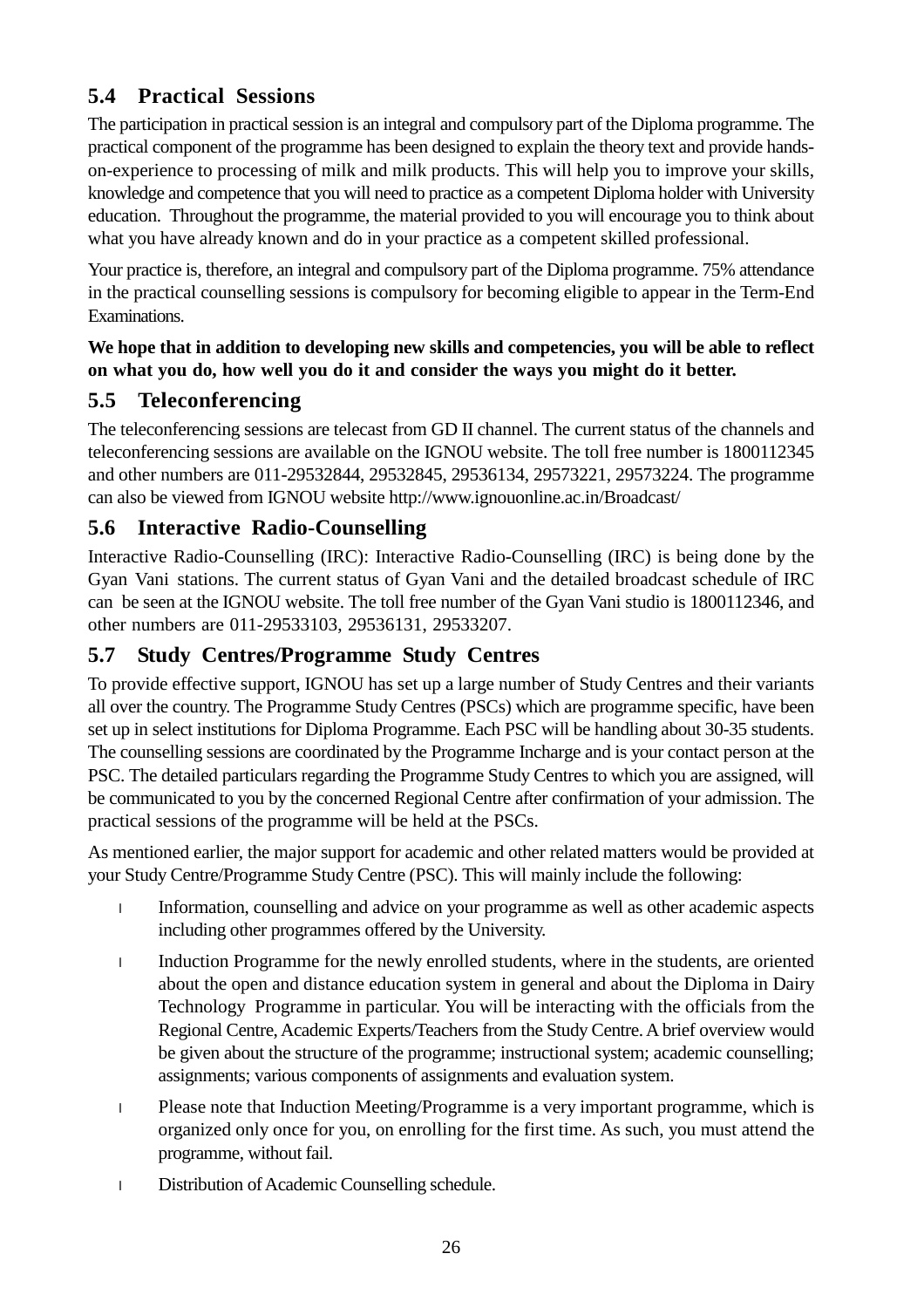## 5.4 Practical Sessions

The participation in practical session is an integral and compulsory part of the Diploma programme. The practical component of the programme has been designed to explain the theory text and provide hands-on-experience to processing of milk and milk products. This will help you to improve your skills, knowledge and competence that you will need to practice as a competent Diploma holder with University education. Throughout the programme, the material provided to you will encourage you to think about what you have already known and do in your practice as a competent skilled professional.

Your practice is, therefore, an integral and compulsory part of the Diploma programme. 75% attendance in the practical counselling sessions is compulsory for becoming eligible to appear in the Term-End Examinations.

**We hope that in addition to developing new skills and competencies, you will be able to reflect on what you do, how well you do it and consider the ways you might do it better.**

## 5.5 Teleconferencing

The teleconferencing sessions are telecast from GD II channel. The current status of the channels and teleconferencing sessions are available on the IGNOU website. The toll free number is 1800112345 and other numbers are 011-29532844, 29532845, 29536134, 29573221, 29573224. The programme can also be viewed from IGNOU website http://www.ignouonline.ac.in/Broadcast/

## 5.6 Interactive Radio-Counselling

Interactive Radio-Counselling (IRC): Interactive Radio-Counselling (IRC) is being done by the Gyan Vani stations. The current status of Gyan Vani and the detailed broadcast schedule of IRC can be seen at the IGNOU website. The toll free number of the Gyan Vani studio is 1800112346, and other numbers are 011-29533103, 29536131, 29533207.

## 5.7 Study Centres/Programme Study Centres

To provide effective support, IGNOU has set up a large number of Study Centres and their variants all over the country. The Programme Study Centres (PSCs) which are programme specific, have been set up in select institutions for Diploma Programme. Each PSC will be handling about 30-35 students. The counselling sessions are coordinated by the Programme Incharge and is your contact person at the PSC. The detailed particulars regarding the Programme Study Centres to which you are assigned, will be communicated to you by the concerned Regional Centre after confirmation of your admission. The practical sessions of the programme will be held at the PSCs.

As mentioned earlier, the major support for academic and other related matters would be provided at your Study Centre/Programme Study Centre (PSC). This will mainly include the following:

- Information, counselling and advice on your programme as well as other academic aspects including other programmes offered by the University.
- Induction Programme for the newly enrolled students, where in the students, are oriented about the open and distance education system in general and about the Diploma in Dairy Technology Programme in particular. You will be interacting with the officials from the Regional Centre, Academic Experts/Teachers from the Study Centre. A brief overview would be given about the structure of the programme; instructional system; academic counselling; assignments; various components of assignments and evaluation system.
- Please note that Induction Meeting/Programme is a very important programme, which is organized only once for you, on enrolling for the first time. As such, you must attend the programme, without fail.
- Distribution of Academic Counselling schedule.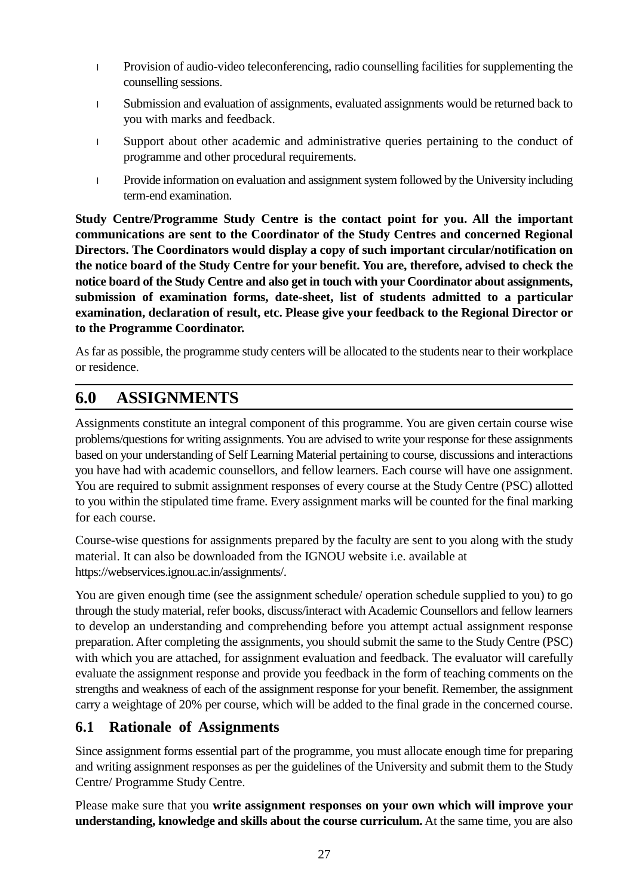- Provision of audio-video teleconferencing, radio counselling facilities for supplementing the counselling sessions.
- Submission and evaluation of assignments, evaluated assignments would be returned back to you with marks and feedback.
- Support about other academic and administrative queries pertaining to the conduct of programme and other procedural requirements.
- Provide information on evaluation and assignment system followed by the University including term-end examination.

**Study Centre/Programme Study Centre is the contact point for you. All the important communications are sent to the Coordinator of the Study Centres and concerned Regional Directors. The Coordinators would display a copy of such important circular/notification on the notice board of the Study Centre for your benefit. You are, therefore, advised to check the notice board of the Study Centre and also get in touch with your Coordinator about assignments, submission of examination forms, date-sheet, list of students admitted to a particular examination, declaration of result, etc. Please give your feedback to the Regional Director or to the Programme Coordinator.**

As far as possible, the programme study centers will be allocated to the students near to their workplace or residence.

## 6.0 ASSIGNMENTS

Assignments constitute an integral component of this programme. You are given certain course wise problems/questions for writing assignments. You are advised to write your response for these assignments based on your understanding of Self Learning Material pertaining to course, discussions and interactions you have had with academic counsellors, and fellow learners. Each course will have one assignment. You are required to submit assignment responses of every course at the Study Centre (PSC) allotted to you within the stipulated time frame. Every assignment marks will be counted for the final marking for each course.

Course-wise questions for assignments prepared by the faculty are sent to you along with the study material. It can also be downloaded from the IGNOU website i.e. available at https://webservices.ignou.ac.in/assignments/.

You are given enough time (see the assignment schedule/ operation schedule supplied to you) to go through the study material, refer books, discuss/interact with Academic Counsellors and fellow learners to develop an understanding and comprehending before you attempt actual assignment response preparation. After completing the assignments, you should submit the same to the Study Centre (PSC) with which you are attached, for assignment evaluation and feedback. The evaluator will carefully evaluate the assignment response and provide you feedback in the form of teaching comments on the strengths and weakness of each of the assignment response for your benefit. Remember, the assignment carry a weightage of 20% per course, which will be added to the final grade in the concerned course.

### 6.1 Rationale of Assignments

Since assignment forms essential part of the programme, you must allocate enough time for preparing and writing assignment responses as per the guidelines of the University and submit them to the Study Centre/ Programme Study Centre.

Please make sure that you **write assignment responses on your own which will improve your understanding, knowledge and skills about the course curriculum.** At the same time, you are also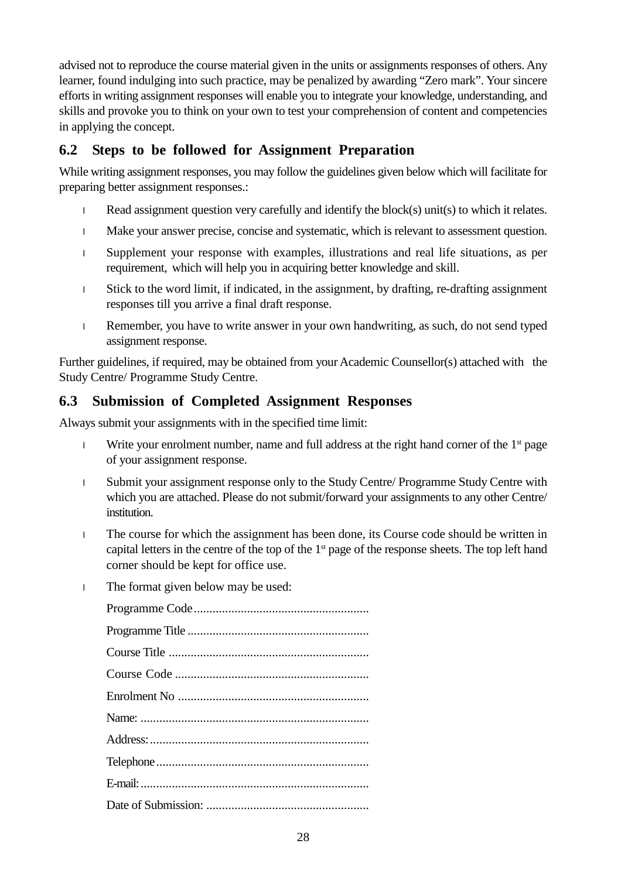advised not to reproduce the course material given in the units or assignments responses of others. Any learner, found indulging into such practice, may be penalized by awarding "Zero mark". Your sincere efforts in writing assignment responses will enable you to integrate your knowledge, understanding, and skills and provoke you to think on your own to test your comprehension of content and competencies in applying the concept.

## 6.2 Steps to be followed for Assignment Preparation

While writing assignment responses, you may follow the guidelines given below which will facilitate for preparing better assignment responses.:

- Read assignment question very carefully and identify the block(s) unit(s) to which it relates.
- Make your answer precise, concise and systematic, which is relevant to assessment question.
- Supplement your response with examples, illustrations and real life situations, as per requirement, which will help you in acquiring better knowledge and skill.
- Stick to the word limit, if indicated, in the assignment, by drafting, re-drafting assignment responses till you arrive a final draft response.
- Remember, you have to write answer in your own handwriting, as such, do not send typed assignment response.

Further guidelines, if required, may be obtained from your Academic Counsellor(s) attached with the Study Centre/ Programme Study Centre.

## 6.3 Submission of Completed Assignment Responses

Always submit your assignments with in the specified time limit:

- Write your enrolment number, name and full address at the right hand corner of the 1st page of your assignment response.
- Submit your assignment response only to the Study Centre/ Programme Study Centre with which you are attached. Please do not submit/forward your assignments to any other Centre/ institution.
- The course for which the assignment has been done, its Course code should be written in capital letters in the centre of the top of the 1st page of the response sheets. The top left hand corner should be kept for office use.
- The format given below may be used:

  Programme Code........................................................

  Programme Title ..........................................................

  Course Title ................................................................

  Course Code ..............................................................

  Enrolment No .............................................................

  Name: .........................................................................

  Address:......................................................................

  Telephone....................................................................

  E-mail:.........................................................................

  Date of Submission: ....................................................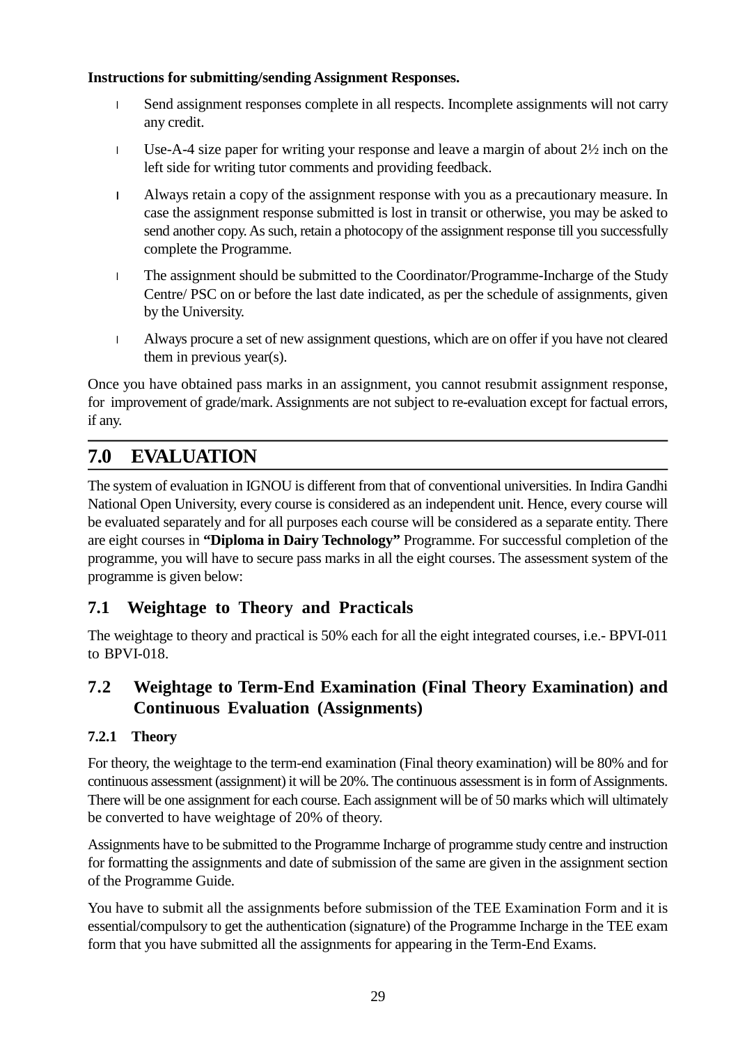**Instructions for submitting/sending Assignment Responses.**

- Send assignment responses complete in all respects. Incomplete assignments will not carry any credit.
- Use-A-4 size paper for writing your response and leave a margin of about 2½ inch on the left side for writing tutor comments and providing feedback.
- Always retain a copy of the assignment response with you as a precautionary measure. In case the assignment response submitted is lost in transit or otherwise, you may be asked to send another copy. As such, retain a photocopy of the assignment response till you successfully complete the Programme.
- The assignment should be submitted to the Coordinator/Programme-Incharge of the Study Centre/ PSC on or before the last date indicated, as per the schedule of assignments, given by the University.
- Always procure a set of new assignment questions, which are on offer if you have not cleared them in previous year(s).

Once you have obtained pass marks in an assignment, you cannot resubmit assignment response, for improvement of grade/mark. Assignments are not subject to re-evaluation except for factual errors, if any.

# 7.0 EVALUATION

The system of evaluation in IGNOU is different from that of conventional universities. In Indira Gandhi National Open University, every course is considered as an independent unit. Hence, every course will be evaluated separately and for all purposes each course will be considered as a separate entity. There are eight courses in **"Diploma in Dairy Technology"** Programme. For successful completion of the programme, you will have to secure pass marks in all the eight courses. The assessment system of the programme is given below:

## 7.1 Weightage to Theory and Practicals

The weightage to theory and practical is 50% each for all the eight integrated courses, i.e.- BPVI-011 to BPVI-018.

## 7.2 Weightage to Term-End Examination (Final Theory Examination) and Continuous Evaluation (Assignments)

### 7.2.1 Theory

For theory, the weightage to the term-end examination (Final theory examination) will be 80% and for continuous assessment (assignment) it will be 20%. The continuous assessment is in form of Assignments. There will be one assignment for each course. Each assignment will be of 50 marks which will ultimately be converted to have weightage of 20% of theory.

Assignments have to be submitted to the Programme Incharge of programme study centre and instruction for formatting the assignments and date of submission of the same are given in the assignment section of the Programme Guide.

You have to submit all the assignments before submission of the TEE Examination Form and it is essential/compulsory to get the authentication (signature) of the Programme Incharge in the TEE exam form that you have submitted all the assignments for appearing in the Term-End Exams.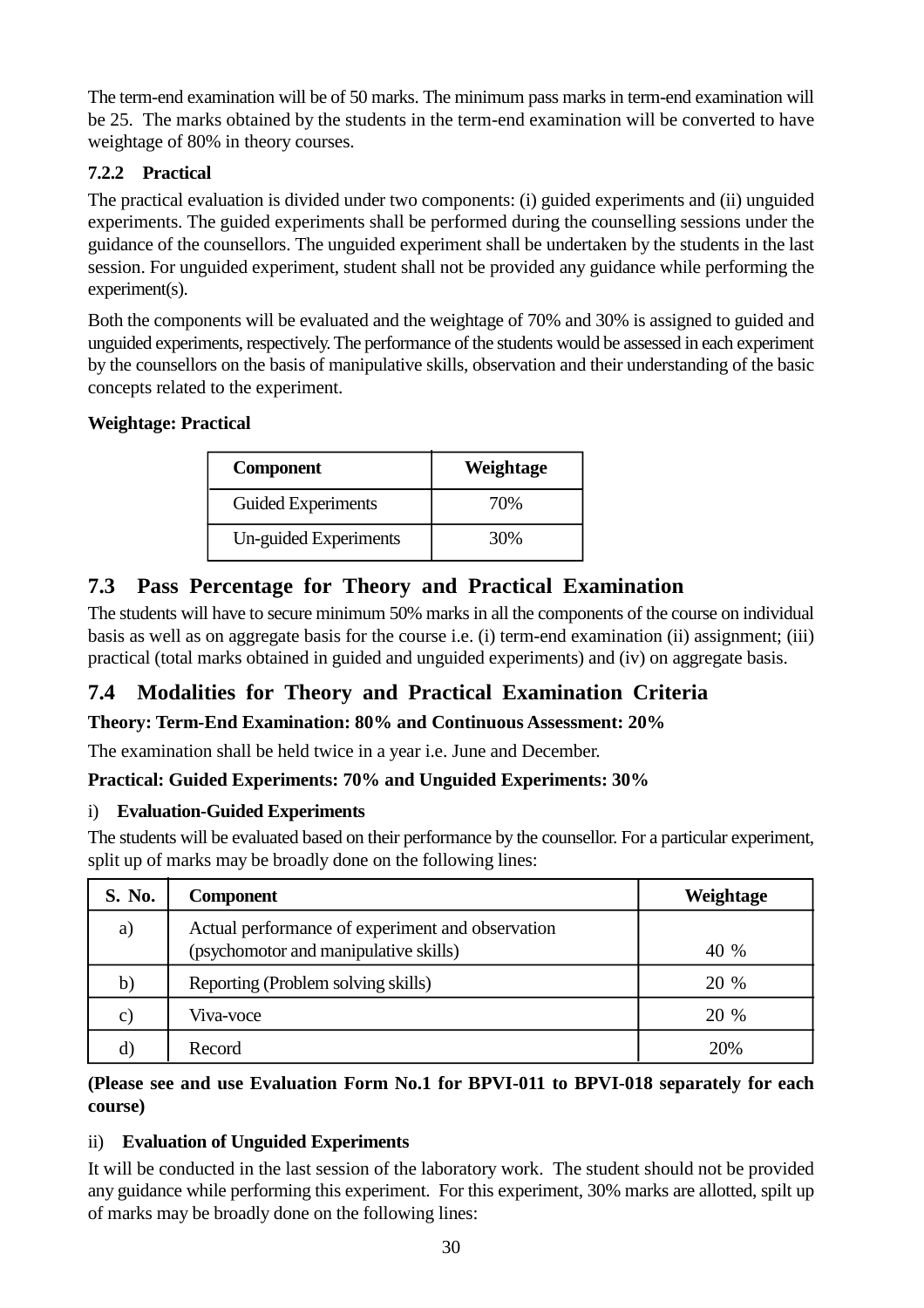The term-end examination will be of 50 marks. The minimum pass marks in term-end examination will be 25. The marks obtained by the students in the term-end examination will be converted to have weightage of 80% in theory courses.

### 7.2.2 Practical

The practical evaluation is divided under two components: (i) guided experiments and (ii) unguided experiments. The guided experiments shall be performed during the counselling sessions under the guidance of the counsellors. The unguided experiment shall be undertaken by the students in the last session. For unguided experiment, student shall not be provided any guidance while performing the experiment(s).

Both the components will be evaluated and the weightage of 70% and 30% is assigned to guided and unguided experiments, respectively. The performance of the students would be assessed in each experiment by the counsellors on the basis of manipulative skills, observation and their understanding of the basic concepts related to the experiment.

**Weightage: Practical**

| Component | Weightage |
|---|---|
| Guided Experiments | 70% |
| Un-guided Experiments | 30% |

## 7.3 Pass Percentage for Theory and Practical Examination

The students will have to secure minimum 50% marks in all the components of the course on individual basis as well as on aggregate basis for the course i.e. (i) term-end examination (ii) assignment; (iii) practical (total marks obtained in guided and unguided experiments) and (iv) on aggregate basis.

## 7.4 Modalities for Theory and Practical Examination Criteria

**Theory: Term-End Examination: 80% and Continuous Assessment: 20%**

The examination shall be held twice in a year i.e. June and December.

**Practical: Guided Experiments: 70% and Unguided Experiments: 30%**

i) **Evaluation-Guided Experiments**

The students will be evaluated based on their performance by the counsellor. For a particular experiment, split up of marks may be broadly done on the following lines:

| S. No. | Component | Weightage |
|---|---|---|
| a) | Actual performance of experiment and observation (psychomotor and manipulative skills) | 40 % |
| b) | Reporting (Problem solving skills) | 20 % |
| c) | Viva-voce | 20 % |
| d) | Record | 20% |

**(Please see and use Evaluation Form No.1 for BPVI-011 to BPVI-018 separately for each course)**

ii) **Evaluation of Unguided Experiments**

It will be conducted in the last session of the laboratory work. The student should not be provided any guidance while performing this experiment. For this experiment, 30% marks are allotted, spilt up of marks may be broadly done on the following lines: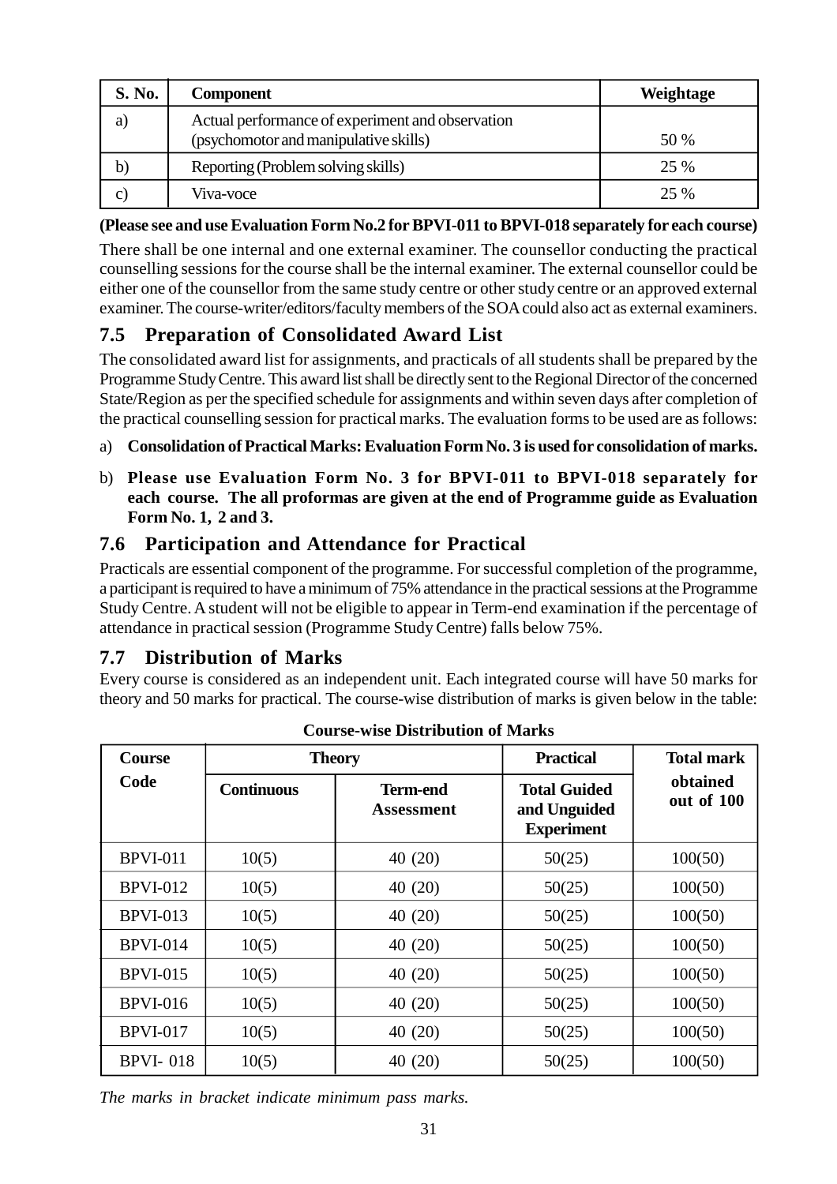| S. No. | Component | Weightage |
|---|---|---|
| a) | Actual performance of experiment and observation (psychomotor and manipulative skills) | 50 % |
| b) | Reporting (Problem solving skills) | 25 % |
| c) | Viva-voce | 25 % |

**(Please see and use Evaluation Form No.2 for BPVI-011 to BPVI-018 separately for each course)**

There shall be one internal and one external examiner. The counsellor conducting the practical counselling sessions for the course shall be the internal examiner. The external counsellor could be either one of the counsellor from the same study centre or other study centre or an approved external examiner. The course-writer/editors/faculty members of the SOA could also act as external examiners.

## 7.5 Preparation of Consolidated Award List

The consolidated award list for assignments, and practicals of all students shall be prepared by the Programme Study Centre. This award list shall be directly sent to the Regional Director of the concerned State/Region as per the specified schedule for assignments and within seven days after completion of the practical counselling session for practical marks. The evaluation forms to be used are as follows:

a) **Consolidation of Practical Marks: Evaluation Form No. 3 is used for consolidation of marks.**

b) **Please use Evaluation Form No. 3 for BPVI-011 to BPVI-018 separately for each course. The all proformas are given at the end of Programme guide as Evaluation Form No. 1, 2 and 3.**

## 7.6 Participation and Attendance for Practical

Practicals are essential component of the programme. For successful completion of the programme, a participant is required to have a minimum of 75% attendance in the practical sessions at the Programme Study Centre. A student will not be eligible to appear in Term-end examination if the percentage of attendance in practical session (Programme Study Centre) falls below 75%.

## 7.7 Distribution of Marks

Every course is considered as an independent unit. Each integrated course will have 50 marks for theory and 50 marks for practical. The course-wise distribution of marks is given below in the table:

**Course-wise Distribution of Marks**

| Course Code | Theory | | Practical | Total mark obtained out of 100 |
|---|---|---|---|---|
| | Continuous | Term-end Assessment | Total Guided and Unguided Experiment | |
| BPVI-011 | 10(5) | 40 (20) | 50(25) | 100(50) |
| BPVI-012 | 10(5) | 40 (20) | 50(25) | 100(50) |
| BPVI-013 | 10(5) | 40 (20) | 50(25) | 100(50) |
| BPVI-014 | 10(5) | 40 (20) | 50(25) | 100(50) |
| BPVI-015 | 10(5) | 40 (20) | 50(25) | 100(50) |
| BPVI-016 | 10(5) | 40 (20) | 50(25) | 100(50) |
| BPVI-017 | 10(5) | 40 (20) | 50(25) | 100(50) |
| BPVI- 018 | 10(5) | 40 (20) | 50(25) | 100(50) |

*The marks in bracket indicate minimum pass marks.*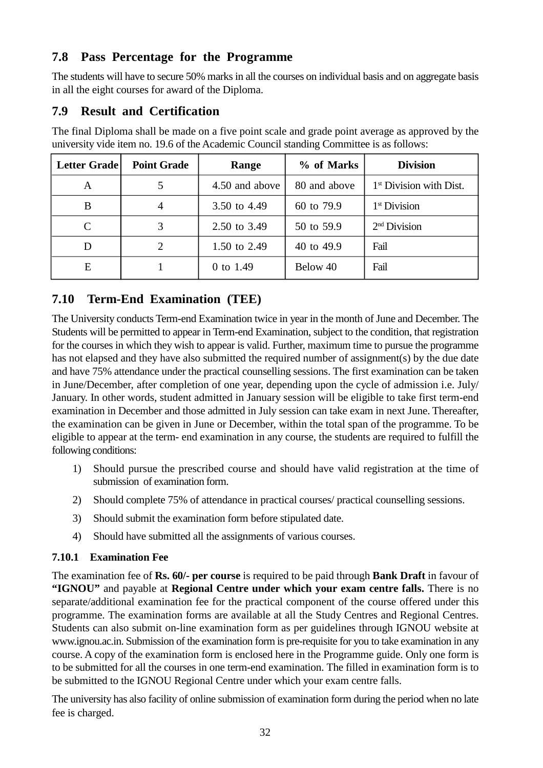## 7.8 Pass Percentage for the Programme

The students will have to secure 50% marks in all the courses on individual basis and on aggregate basis in all the eight courses for award of the Diploma.

## 7.9 Result and Certification

The final Diploma shall be made on a five point scale and grade point average as approved by the university vide item no. 19.6 of the Academic Council standing Committee is as follows:

| Letter Grade | Point Grade | Range | % of Marks | Division |
|---|---|---|---|---|
| A | 5 | 4.50 and above | 80 and above | 1st Division with Dist. |
| B | 4 | 3.50 to 4.49 | 60 to 79.9 | 1st Division |
| C | 3 | 2.50 to 3.49 | 50 to 59.9 | 2nd Division |
| D | 2 | 1.50 to 2.49 | 40 to 49.9 | Fail |
| E | 1 | 0 to 1.49 | Below 40 | Fail |

## 7.10 Term-End Examination (TEE)

The University conducts Term-end Examination twice in year in the month of June and December. The Students will be permitted to appear in Term-end Examination, subject to the condition, that registration for the courses in which they wish to appear is valid. Further, maximum time to pursue the programme has not elapsed and they have also submitted the required number of assignment(s) by the due date and have 75% attendance under the practical counselling sessions. The first examination can be taken in June/December, after completion of one year, depending upon the cycle of admission i.e. July/ January. In other words, student admitted in January session will be eligible to take first term-end examination in December and those admitted in July session can take exam in next June. Thereafter, the examination can be given in June or December, within the total span of the programme. To be eligible to appear at the term- end examination in any course, the students are required to fulfill the following conditions:

1) Should pursue the prescribed course and should have valid registration at the time of submission of examination form.
2) Should complete 75% of attendance in practical courses/ practical counselling sessions.
3) Should submit the examination form before stipulated date.
4) Should have submitted all the assignments of various courses.

### 7.10.1 Examination Fee

The examination fee of **Rs. 60/- per course** is required to be paid through **Bank Draft** in favour of **"IGNOU"** and payable at **Regional Centre under which your exam centre falls.** There is no separate/additional examination fee for the practical component of the course offered under this programme. The examination forms are available at all the Study Centres and Regional Centres. Students can also submit on-line examination form as per guidelines through IGNOU website at www.ignou.ac.in. Submission of the examination form is pre-requisite for you to take examination in any course. A copy of the examination form is enclosed here in the Programme guide. Only one form is to be submitted for all the courses in one term-end examination. The filled in examination form is to be submitted to the IGNOU Regional Centre under which your exam centre falls.

The university has also facility of online submission of examination form during the period when no late fee is charged.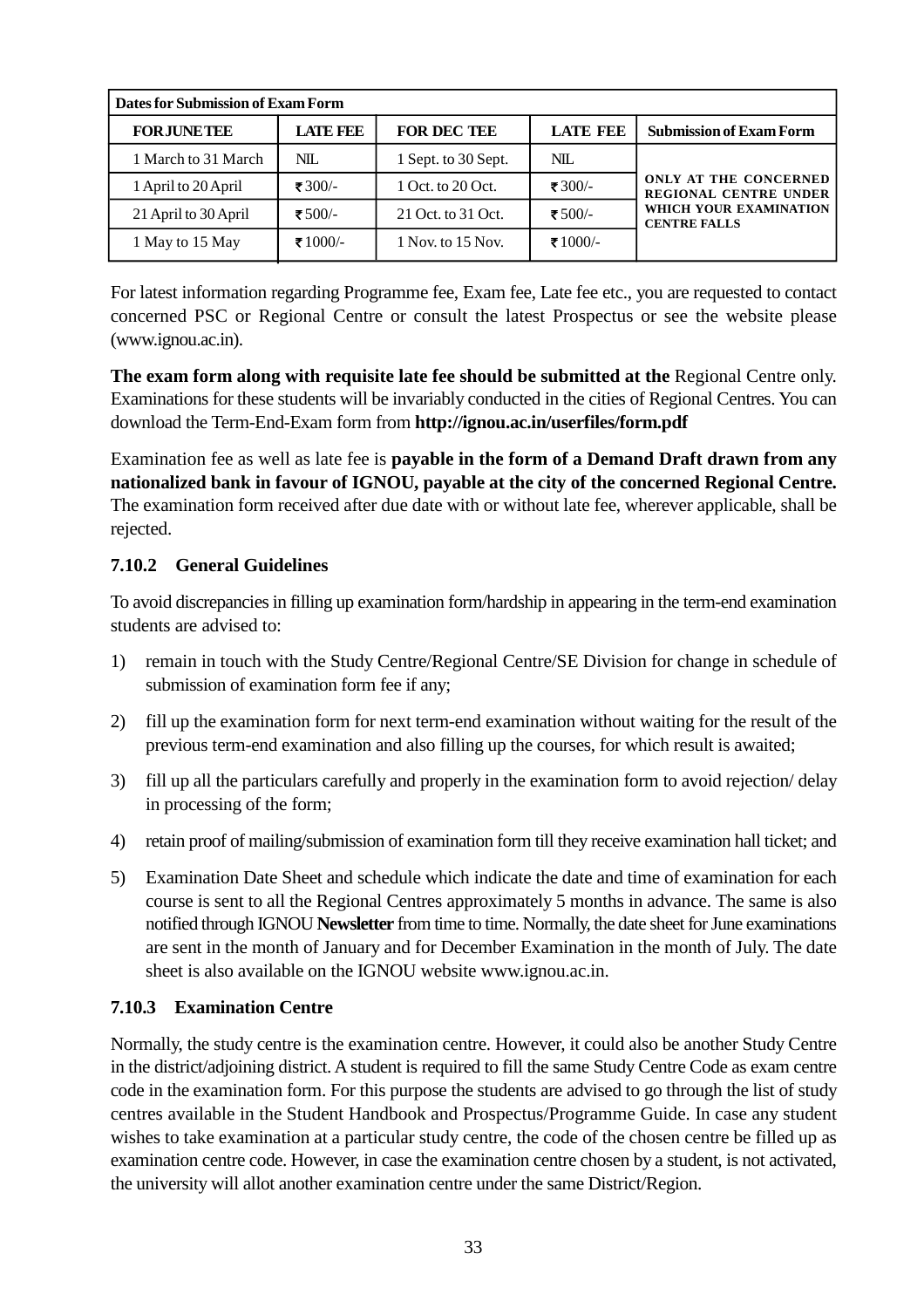| Dates for Submission of Exam Form | | | | |
|---|---|---|---|---|
| **FOR JUNE TEE** | **LATE FEE** | **FOR DEC TEE** | **LATE FEE** | **Submission of Exam Form** |
| 1 March to 31 March | NIL | 1 Sept. to 30 Sept. | NIL | **ONLY AT THE CONCERNED REGIONAL CENTRE UNDER WHICH YOUR EXAMINATION CENTRE FALLS** |
| 1 April to 20 April | ₹300/- | 1 Oct. to 20 Oct. | ₹300/- | |
| 21 April to 30 April | ₹500/- | 21 Oct. to 31 Oct. | ₹500/- | |
| 1 May to 15 May | ₹1000/- | 1 Nov. to 15 Nov. | ₹1000/- | |

For latest information regarding Programme fee, Exam fee, Late fee etc., you are requested to contact concerned PSC or Regional Centre or consult the latest Prospectus or see the website please (www.ignou.ac.in).

**The exam form along with requisite late fee should be submitted at the** Regional Centre only. Examinations for these students will be invariably conducted in the cities of Regional Centres. You can download the Term-End-Exam form from **http://ignou.ac.in/userfiles/form.pdf**

Examination fee as well as late fee is **payable in the form of a Demand Draft drawn from any nationalized bank in favour of IGNOU, payable at the city of the concerned Regional Centre.** The examination form received after due date with or without late fee, wherever applicable, shall be rejected.

### 7.10.2 General Guidelines

To avoid discrepancies in filling up examination form/hardship in appearing in the term-end examination students are advised to:

1) remain in touch with the Study Centre/Regional Centre/SE Division for change in schedule of submission of examination form fee if any;

2) fill up the examination form for next term-end examination without waiting for the result of the previous term-end examination and also filling up the courses, for which result is awaited;

3) fill up all the particulars carefully and properly in the examination form to avoid rejection/ delay in processing of the form;

4) retain proof of mailing/submission of examination form till they receive examination hall ticket; and

5) Examination Date Sheet and schedule which indicate the date and time of examination for each course is sent to all the Regional Centres approximately 5 months in advance. The same is also notified through IGNOU **Newsletter** from time to time. Normally, the date sheet for June examinations are sent in the month of January and for December Examination in the month of July. The date sheet is also available on the IGNOU website www.ignou.ac.in.

### 7.10.3 Examination Centre

Normally, the study centre is the examination centre. However, it could also be another Study Centre in the district/adjoining district. A student is required to fill the same Study Centre Code as exam centre code in the examination form. For this purpose the students are advised to go through the list of study centres available in the Student Handbook and Prospectus/Programme Guide. In case any student wishes to take examination at a particular study centre, the code of the chosen centre be filled up as examination centre code. However, in case the examination centre chosen by a student, is not activated, the university will allot another examination centre under the same District/Region.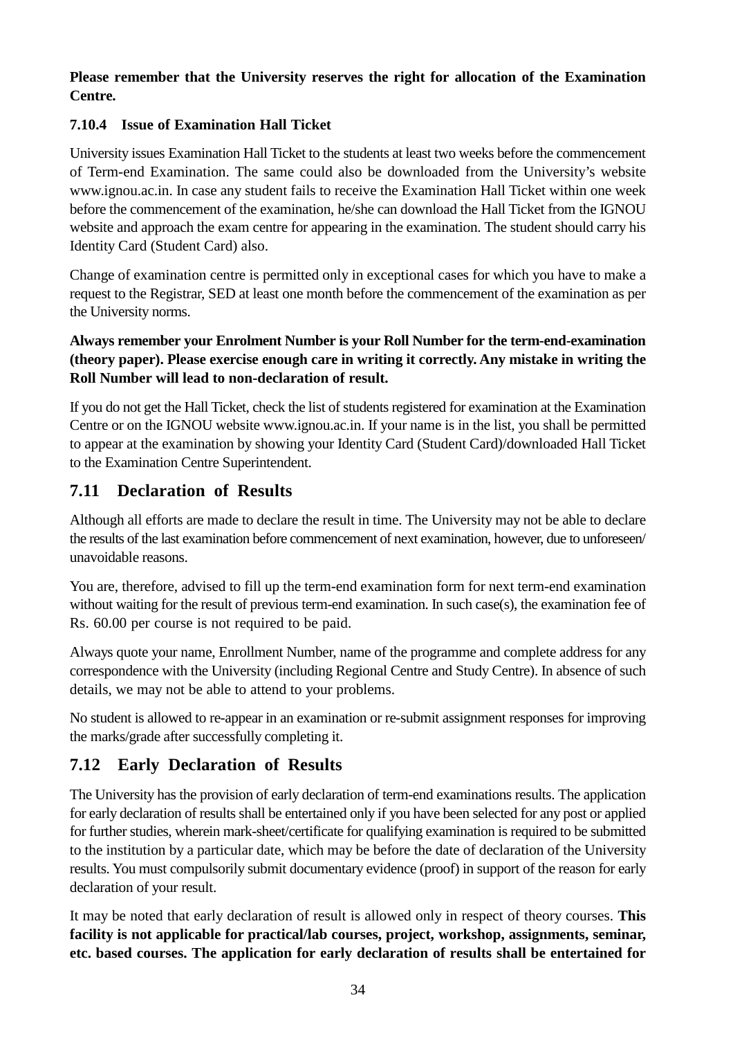**Please remember that the University reserves the right for allocation of the Examination Centre.**

### 7.10.4 Issue of Examination Hall Ticket

University issues Examination Hall Ticket to the students at least two weeks before the commencement of Term-end Examination. The same could also be downloaded from the University's website www.ignou.ac.in. In case any student fails to receive the Examination Hall Ticket within one week before the commencement of the examination, he/she can download the Hall Ticket from the IGNOU website and approach the exam centre for appearing in the examination. The student should carry his Identity Card (Student Card) also.

Change of examination centre is permitted only in exceptional cases for which you have to make a request to the Registrar, SED at least one month before the commencement of the examination as per the University norms.

**Always remember your Enrolment Number is your Roll Number for the term-end-examination (theory paper). Please exercise enough care in writing it correctly. Any mistake in writing the Roll Number will lead to non-declaration of result.**

If you do not get the Hall Ticket, check the list of students registered for examination at the Examination Centre or on the IGNOU website www.ignou.ac.in. If your name is in the list, you shall be permitted to appear at the examination by showing your Identity Card (Student Card)/downloaded Hall Ticket to the Examination Centre Superintendent.

## 7.11 Declaration of Results

Although all efforts are made to declare the result in time. The University may not be able to declare the results of the last examination before commencement of next examination, however, due to unforeseen/ unavoidable reasons.

You are, therefore, advised to fill up the term-end examination form for next term-end examination without waiting for the result of previous term-end examination. In such case(s), the examination fee of Rs. 60.00 per course is not required to be paid.

Always quote your name, Enrollment Number, name of the programme and complete address for any correspondence with the University (including Regional Centre and Study Centre). In absence of such details, we may not be able to attend to your problems.

No student is allowed to re-appear in an examination or re-submit assignment responses for improving the marks/grade after successfully completing it.

## 7.12 Early Declaration of Results

The University has the provision of early declaration of term-end examinations results. The application for early declaration of results shall be entertained only if you have been selected for any post or applied for further studies, wherein mark-sheet/certificate for qualifying examination is required to be submitted to the institution by a particular date, which may be before the date of declaration of the University results. You must compulsorily submit documentary evidence (proof) in support of the reason for early declaration of your result.

It may be noted that early declaration of result is allowed only in respect of theory courses. **This facility is not applicable for practical/lab courses, project, workshop, assignments, seminar, etc. based courses. The application for early declaration of results shall be entertained for**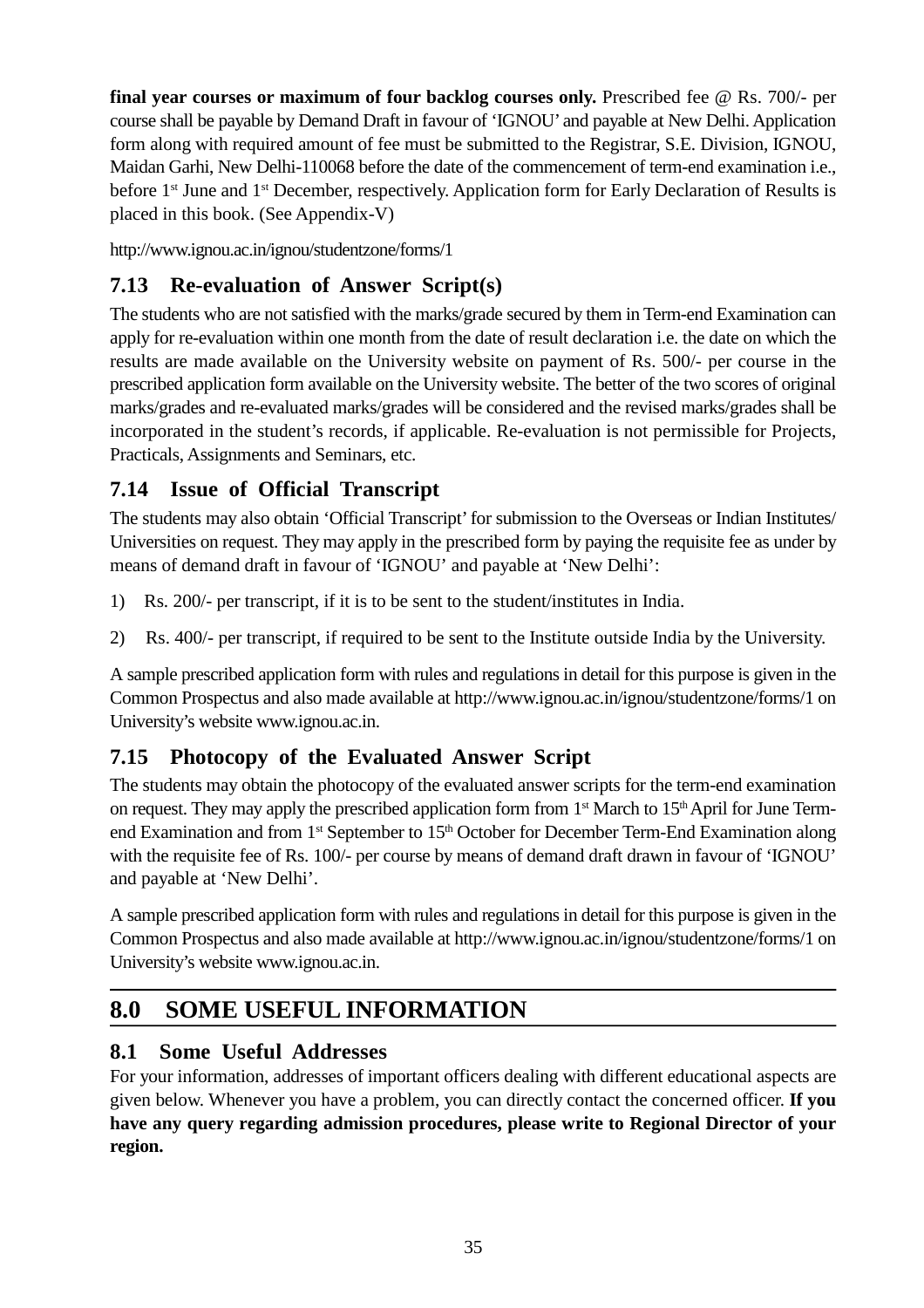**final year courses or maximum of four backlog courses only.** Prescribed fee @ Rs. 700/- per course shall be payable by Demand Draft in favour of 'IGNOU' and payable at New Delhi. Application form along with required amount of fee must be submitted to the Registrar, S.E. Division, IGNOU, Maidan Garhi, New Delhi-110068 before the date of the commencement of term-end examination i.e., before 1st June and 1st December, respectively. Application form for Early Declaration of Results is placed in this book. (See Appendix-V)

http://www.ignou.ac.in/ignou/studentzone/forms/1

## 7.13 Re-evaluation of Answer Script(s)

The students who are not satisfied with the marks/grade secured by them in Term-end Examination can apply for re-evaluation within one month from the date of result declaration i.e. the date on which the results are made available on the University website on payment of Rs. 500/- per course in the prescribed application form available on the University website. The better of the two scores of original marks/grades and re-evaluated marks/grades will be considered and the revised marks/grades shall be incorporated in the student's records, if applicable. Re-evaluation is not permissible for Projects, Practicals, Assignments and Seminars, etc.

## 7.14 Issue of Official Transcript

The students may also obtain 'Official Transcript' for submission to the Overseas or Indian Institutes/ Universities on request. They may apply in the prescribed form by paying the requisite fee as under by means of demand draft in favour of 'IGNOU' and payable at 'New Delhi':

1) Rs. 200/- per transcript, if it is to be sent to the student/institutes in India.

2) Rs. 400/- per transcript, if required to be sent to the Institute outside India by the University.

A sample prescribed application form with rules and regulations in detail for this purpose is given in the Common Prospectus and also made available at http://www.ignou.ac.in/ignou/studentzone/forms/1 on University's website www.ignou.ac.in.

## 7.15 Photocopy of the Evaluated Answer Script

The students may obtain the photocopy of the evaluated answer scripts for the term-end examination on request. They may apply the prescribed application form from 1st March to 15th April for June Term-end Examination and from 1st September to 15th October for December Term-End Examination along with the requisite fee of Rs. 100/- per course by means of demand draft drawn in favour of 'IGNOU' and payable at 'New Delhi'.

A sample prescribed application form with rules and regulations in detail for this purpose is given in the Common Prospectus and also made available at http://www.ignou.ac.in/ignou/studentzone/forms/1 on University's website www.ignou.ac.in.

# 8.0 SOME USEFUL INFORMATION

## 8.1 Some Useful Addresses

For your information, addresses of important officers dealing with different educational aspects are given below. Whenever you have a problem, you can directly contact the concerned officer. **If you have any query regarding admission procedures, please write to Regional Director of your region.**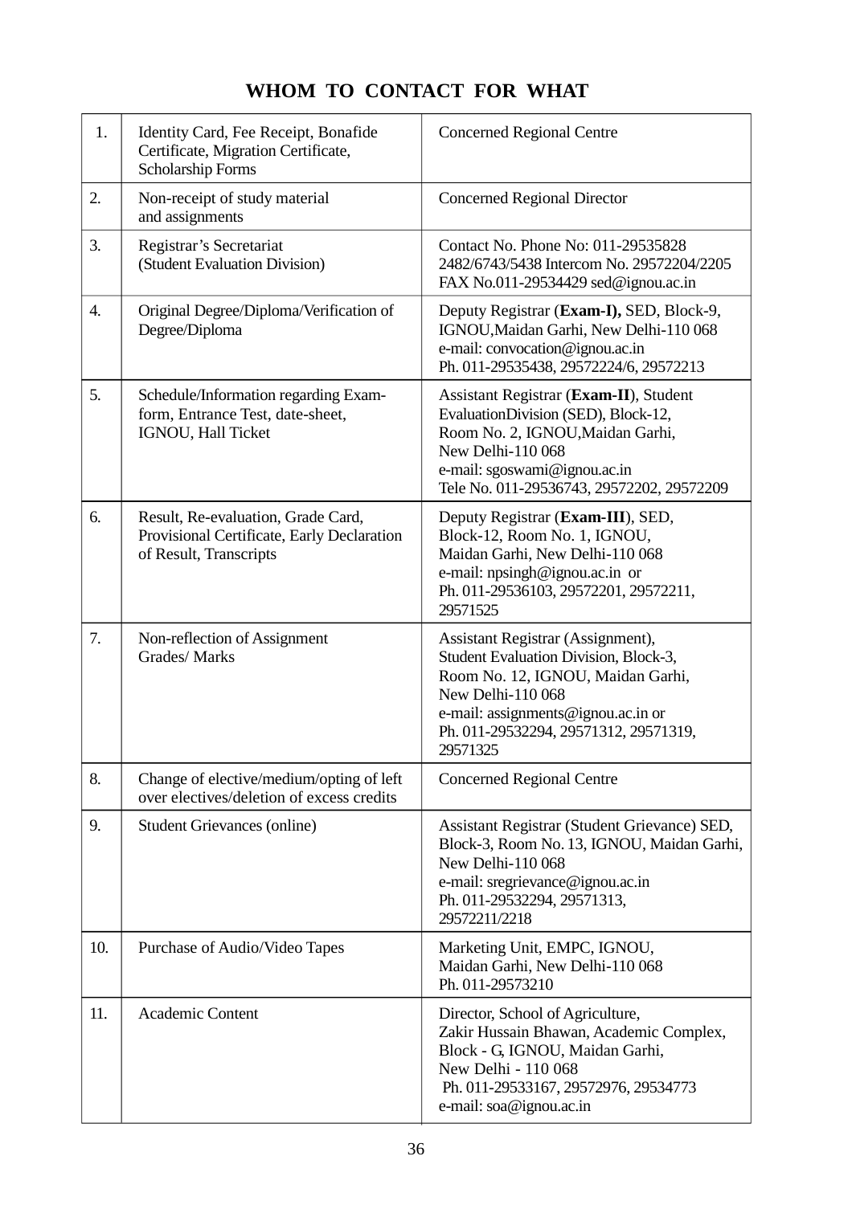# WHOM TO CONTACT FOR WHAT

| | | |
|---|---|---|
| 1. | Identity Card, Fee Receipt, Bonafide Certificate, Migration Certificate, Scholarship Forms | Concerned Regional Centre |
| 2. | Non-receipt of study material and assignments | Concerned Regional Director |
| 3. | Registrar's Secretariat (Student Evaluation Division) | Contact No. Phone No: 011-29535828 2482/6743/5438 Intercom No. 29572204/2205 FAX No.011-29534429 sed@ignou.ac.in |
| 4. | Original Degree/Diploma/Verification of Degree/Diploma | Deputy Registrar (**Exam-I),** SED, Block-9, IGNOU,Maidan Garhi, New Delhi-110 068 e-mail: convocation@ignou.ac.in Ph. 011-29535438, 29572224/6, 29572213 |
| 5. | Schedule/Information regarding Exam-form, Entrance Test, date-sheet, IGNOU, Hall Ticket | Assistant Registrar (**Exam-II**), Student EvaluationDivision (SED), Block-12, Room No. 2, IGNOU,Maidan Garhi, New Delhi-110 068 e-mail: sgoswami@ignou.ac.in Tele No. 011-29536743, 29572202, 29572209 |
| 6. | Result, Re-evaluation, Grade Card, Provisional Certificate, Early Declaration of Result, Transcripts | Deputy Registrar (**Exam-III**), SED, Block-12, Room No. 1, IGNOU, Maidan Garhi, New Delhi-110 068 e-mail: npsingh@ignou.ac.in or Ph. 011-29536103, 29572201, 29572211, 29571525 |
| 7. | Non-reflection of Assignment Grades/ Marks | Assistant Registrar (Assignment), Student Evaluation Division, Block-3, Room No. 12, IGNOU, Maidan Garhi, New Delhi-110 068 e-mail: assignments@ignou.ac.in or Ph. 011-29532294, 29571312, 29571319, 29571325 |
| 8. | Change of elective/medium/opting of left over electives/deletion of excess credits | Concerned Regional Centre |
| 9. | Student Grievances (online) | Assistant Registrar (Student Grievance) SED, Block-3, Room No. 13, IGNOU, Maidan Garhi, New Delhi-110 068 e-mail: sregrievance@ignou.ac.in Ph. 011-29532294, 29571313, 29572211/2218 |
| 10. | Purchase of Audio/Video Tapes | Marketing Unit, EMPC, IGNOU, Maidan Garhi, New Delhi-110 068 Ph. 011-29573210 |
| 11. | Academic Content | Director, School of Agriculture, Zakir Hussain Bhawan, Academic Complex, Block - G, IGNOU, Maidan Garhi, New Delhi - 110 068 Ph. 011-29533167, 29572976, 29534773 e-mail: soa@ignou.ac.in |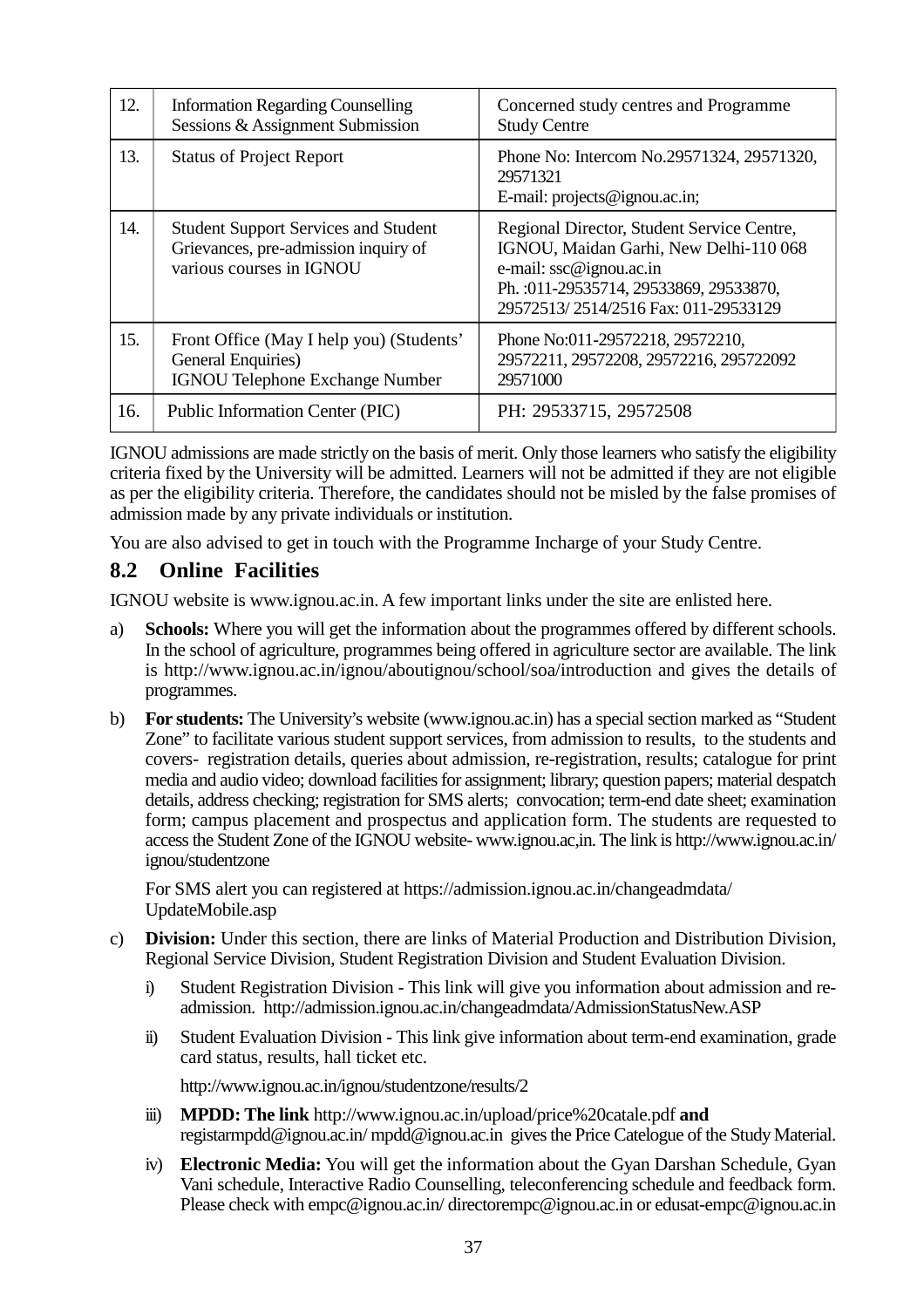| 12. | Information Regarding Counselling Sessions & Assignment Submission | Concerned study centres and Programme Study Centre |
|---|---|---|
| 13. | Status of Project Report | Phone No: Intercom No.29571324, 29571320, 29571321<br>E-mail: projects@ignou.ac.in; |
| 14. | Student Support Services and Student Grievances, pre-admission inquiry of various courses in IGNOU | Regional Director, Student Service Centre, IGNOU, Maidan Garhi, New Delhi-110 068<br>e-mail: ssc@ignou.ac.in<br>Ph. :011-29535714, 29533869, 29533870, 29572513/ 2514/2516 Fax: 011-29533129 |
| 15. | Front Office (May I help you) (Students' General Enquiries)<br>IGNOU Telephone Exchange Number | Phone No:011-29572218, 29572210, 29572211, 29572208, 29572216, 295722092<br>29571000 |
| 16. | Public Information Center (PIC) | PH: 29533715, 29572508 |

IGNOU admissions are made strictly on the basis of merit. Only those learners who satisfy the eligibility criteria fixed by the University will be admitted. Learners will not be admitted if they are not eligible as per the eligibility criteria. Therefore, the candidates should not be misled by the false promises of admission made by any private individuals or institution.

You are also advised to get in touch with the Programme Incharge of your Study Centre.

## 8.2 Online Facilities

IGNOU website is www.ignou.ac.in. A few important links under the site are enlisted here.

a) **Schools:** Where you will get the information about the programmes offered by different schools. In the school of agriculture, programmes being offered in agriculture sector are available. The link is http://www.ignou.ac.in/ignou/aboutignou/school/soa/introduction and gives the details of programmes.

b) **For students:** The University's website (www.ignou.ac.in) has a special section marked as "Student Zone" to facilitate various student support services, from admission to results, to the students and covers- registration details, queries about admission, re-registration, results; catalogue for print media and audio video; download facilities for assignment; library; question papers; material despatch details, address checking; registration for SMS alerts; convocation; term-end date sheet; examination form; campus placement and prospectus and application form. The students are requested to access the Student Zone of the IGNOU website- www.ignou.ac,in. The link is http://www.ignou.ac.in/ignou/studentzone

   For SMS alert you can registered at https://admission.ignou.ac.in/changeadmdata/UpdateMobile.asp

c) **Division:** Under this section, there are links of Material Production and Distribution Division, Regional Service Division, Student Registration Division and Student Evaluation Division.

   i) Student Registration Division - This link will give you information about admission and re-admission. http://admission.ignou.ac.in/changeadmdata/AdmissionStatusNew.ASP

   ii) Student Evaluation Division - This link give information about term-end examination, grade card status, results, hall ticket etc.

      http://www.ignou.ac.in/ignou/studentzone/results/2

   iii) **MPDD: The link** http://www.ignou.ac.in/upload/price%20catale.pdf **and** registarmpdd@ignou.ac.in/ mpdd@ignou.ac.in gives the Price Catelogue of the Study Material.

   iv) **Electronic Media:** You will get the information about the Gyan Darshan Schedule, Gyan Vani schedule, Interactive Radio Counselling, teleconferencing schedule and feedback form. Please check with empc@ignou.ac.in/ directorempc@ignou.ac.in or edusat-empc@ignou.ac.in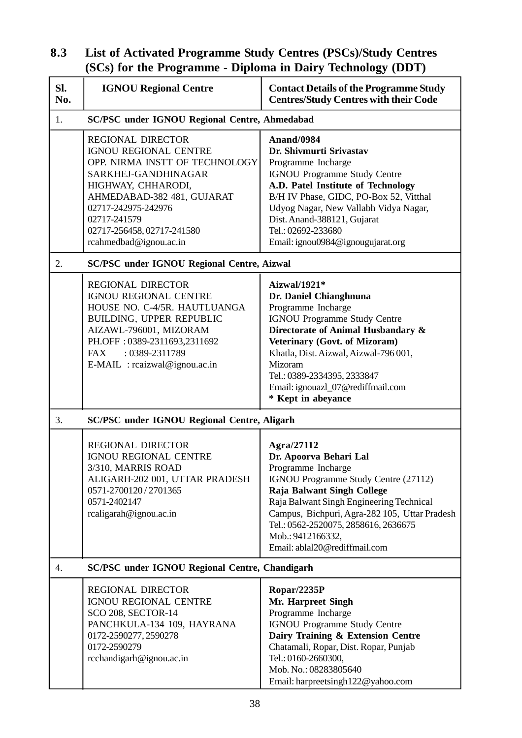### 8.3 List of Activated Programme Study Centres (PSCs)/Study Centres (SCs) for the Programme - Diploma in Dairy Technology (DDT)

| Sl. No. | IGNOU Regional Centre | Contact Details of the Programme Study Centres/Study Centres with their Code |
|---|---|---|
| 1. | **SC/PSC under IGNOU Regional Centre, Ahmedabad** | |
| | REGIONAL DIRECTOR<br>IGNOU REGIONAL CENTRE<br>OPP. NIRMA INSTT OF TECHNOLOGY<br>SARKHEJ-GANDHINAGAR<br>HIGHWAY, CHHARODI,<br>AHMEDABAD-382 481, GUJARAT<br>02717-242975-242976<br>02717-241579<br>02717-256458, 02717-241580<br>rcahmedbad@ignou.ac.in | **Anand/0984**<br>**Dr. Shivmurti Srivastav**<br>Programme Incharge<br>IGNOU Programme Study Centre<br>**A.D. Patel Institute of Technology**<br>B/H IV Phase, GIDC, PO-Box 52, Vitthal Udyog Nagar, New Vallabh Vidya Nagar, Dist. Anand-388121, Gujarat<br>Tel.: 02692-233680<br>Email: ignou0984@ignougujarat.org |
| 2. | **SC/PSC under IGNOU Regional Centre, Aizwal** | |
| | REGIONAL DIRECTOR<br>IGNOU REGIONAL CENTRE<br>HOUSE NO. C-4/5R. HAUTLUANGA<br>BUILDING, UPPER REPUBLIC<br>AIZAWL-796001, MIZORAM<br>PH.OFF : 0389-2311693,2311692<br>FAX : 0389-2311789<br>E-MAIL : rcaizwal@ignou.ac.in | **Aizwal/1921***<br>**Dr. Daniel Chianghnuna**<br>Programme Incharge<br>IGNOU Programme Study Centre<br>**Directorate of Animal Husbandary & Veterinary (Govt. of Mizoram)**<br>Khatla, Dist. Aizwal, Aizwal-796 001, Mizoram<br>Tel.: 0389-2334395, 2333847<br>Email: ignouazl_07@rediffmail.com<br>**\* Kept in abeyance** |
| 3. | **SC/PSC under IGNOU Regional Centre, Aligarh** | |
| | REGIONAL DIRECTOR<br>IGNOU REGIONAL CENTRE<br>3/310, MARRIS ROAD<br>ALIGARH-202 001, UTTAR PRADESH<br>0571-2700120 / 2701365<br>0571-2402147<br>rcaligarah@ignou.ac.in | **Agra/27112**<br>**Dr. Apoorva Behari Lal**<br>Programme Incharge<br>IGNOU Programme Study Centre (27112)<br>**Raja Balwant Singh College**<br>Raja Balwant Singh Engineering Technical Campus, Bichpuri, Agra-282 105, Uttar Pradesh<br>Tel.: 0562-2520075, 2858616, 2636675<br>Mob.: 9412166332,<br>Email: ablal20@rediffmail.com |
| 4. | **SC/PSC under IGNOU Regional Centre, Chandigarh** | |
| | REGIONAL DIRECTOR<br>IGNOU REGIONAL CENTRE<br>SCO 208, SECTOR-14<br>PANCHKULA-134 109, HAYRANA<br>0172-2590277, 2590278<br>0172-2590279<br>rcchandigarh@ignou.ac.in | **Ropar/2235P**<br>**Mr. Harpreet Singh**<br>Programme Incharge<br>IGNOU Programme Study Centre<br>**Dairy Training & Extension Centre**<br>Chatamali, Ropar, Dist. Ropar, Punjab<br>Tel.: 0160-2660300,<br>Mob. No.: 08283805640<br>Email: harpreetsingh122@yahoo.com |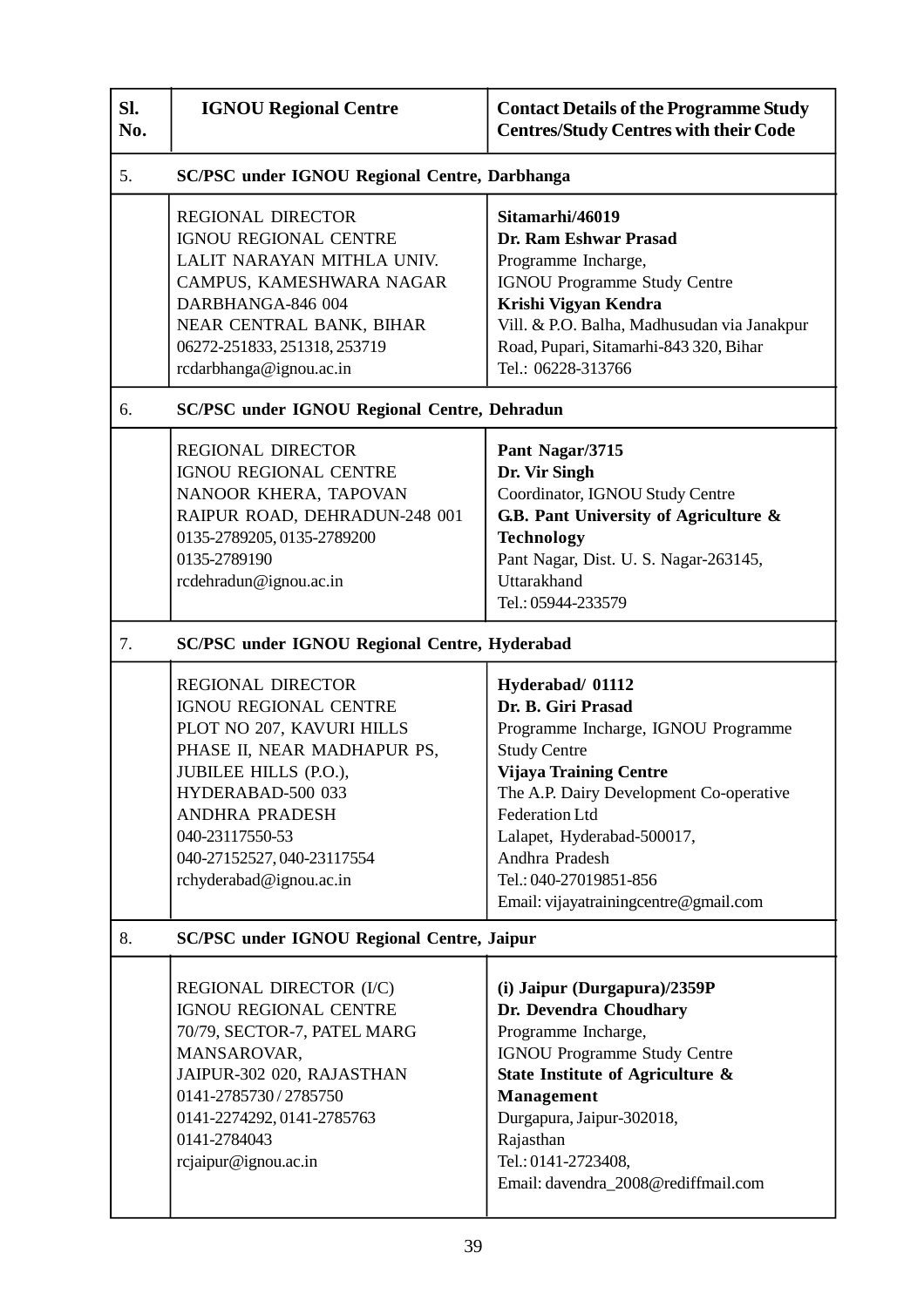| Sl. No. | IGNOU Regional Centre | Contact Details of the Programme Study Centres/Study Centres with their Code |
|---|---|---|
| 5. | **SC/PSC under IGNOU Regional Centre, Darbhanga** | |
| | REGIONAL DIRECTOR<br>IGNOU REGIONAL CENTRE<br>LALIT NARAYAN MITHLA UNIV.<br>CAMPUS, KAMESHWARA NAGAR<br>DARBHANGA-846 004<br>NEAR CENTRAL BANK, BIHAR<br>06272-251833, 251318, 253719<br>rcdarbhanga@ignou.ac.in | **Sitamarhi/46019**<br>**Dr. Ram Eshwar Prasad**<br>Programme Incharge,<br>IGNOU Programme Study Centre<br>**Krishi Vigyan Kendra**<br>Vill. & P.O. Balha, Madhusudan via Janakpur Road, Pupari, Sitamarhi-843 320, Bihar<br>Tel.: 06228-313766 |
| 6. | **SC/PSC under IGNOU Regional Centre, Dehradun** | |
| | REGIONAL DIRECTOR<br>IGNOU REGIONAL CENTRE<br>NANOOR KHERA, TAPOVAN<br>RAIPUR ROAD, DEHRADUN-248 001<br>0135-2789205, 0135-2789200<br>0135-2789190<br>rcdehradun@ignou.ac.in | **Pant Nagar/3715**<br>**Dr. Vir Singh**<br>Coordinator, IGNOU Study Centre<br>**G.B. Pant University of Agriculture & Technology**<br>Pant Nagar, Dist. U. S. Nagar-263145, Uttarakhand<br>Tel.: 05944-233579 |
| 7. | **SC/PSC under IGNOU Regional Centre, Hyderabad** | |
| | REGIONAL DIRECTOR<br>IGNOU REGIONAL CENTRE<br>PLOT NO 207, KAVURI HILLS<br>PHASE II, NEAR MADHAPUR PS,<br>JUBILEE HILLS (P.O.),<br>HYDERABAD-500 033<br>ANDHRA PRADESH<br>040-23117550-53<br>040-27152527, 040-23117554<br>rchyderabad@ignou.ac.in | **Hyderabad/ 01112**<br>**Dr. B. Giri Prasad**<br>Programme Incharge, IGNOU Programme Study Centre<br>**Vijaya Training Centre**<br>The A.P. Dairy Development Co-operative Federation Ltd<br>Lalapet, Hyderabad-500017,<br>Andhra Pradesh<br>Tel.: 040-27019851-856<br>Email: vijayatrainingcentre@gmail.com |
| 8. | **SC/PSC under IGNOU Regional Centre, Jaipur** | |
| | REGIONAL DIRECTOR (I/C)<br>IGNOU REGIONAL CENTRE<br>70/79, SECTOR-7, PATEL MARG<br>MANSAROVAR,<br>JAIPUR-302 020, RAJASTHAN<br>0141-2785730 / 2785750<br>0141-2274292, 0141-2785763<br>0141-2784043<br>rcjaipur@ignou.ac.in | **(i) Jaipur (Durgapura)/2359P**<br>**Dr. Devendra Choudhary**<br>Programme Incharge,<br>IGNOU Programme Study Centre<br>**State Institute of Agriculture & Management**<br>Durgapura, Jaipur-302018,<br>Rajasthan<br>Tel.: 0141-2723408,<br>Email: davendra_2008@rediffmail.com |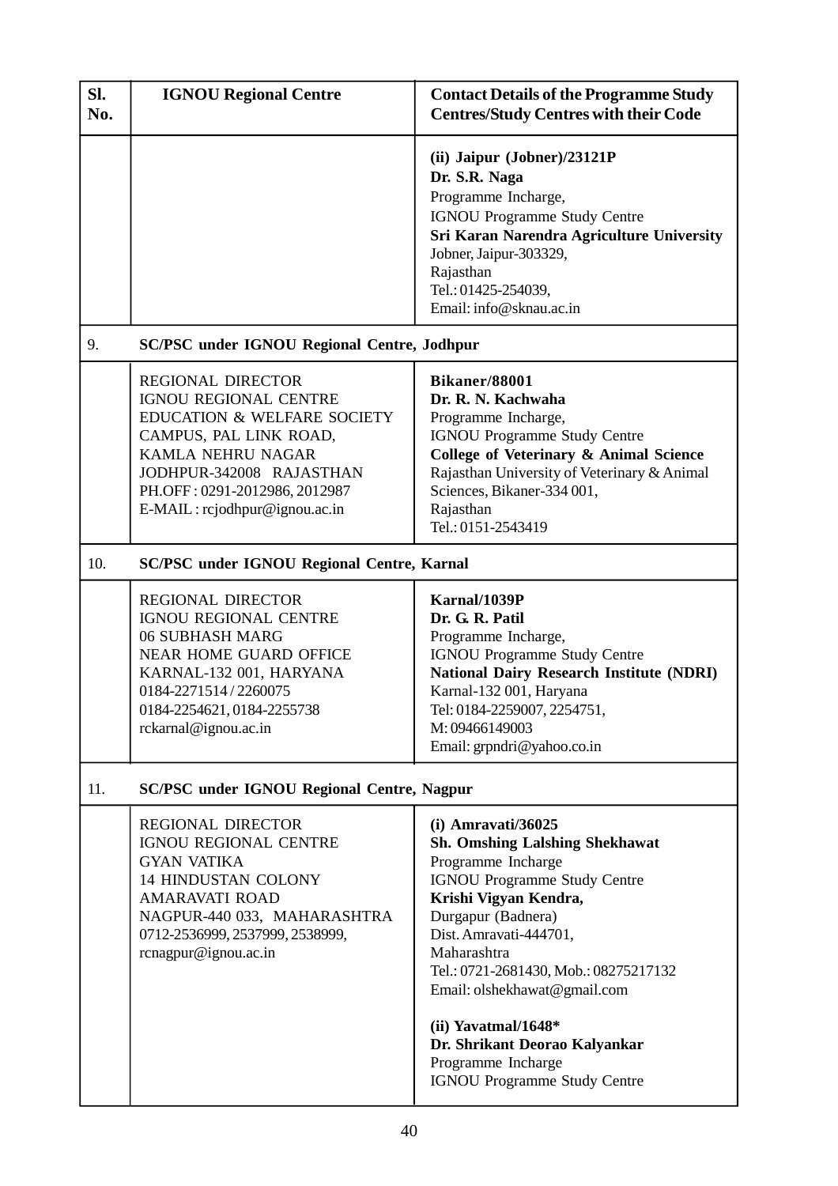| Sl. No. | IGNOU Regional Centre | Contact Details of the Programme Study Centres/Study Centres with their Code |
|---|---|---|
| | | **(ii) Jaipur (Jobner)/23121P**<br>**Dr. S.R. Naga**<br>Programme Incharge,<br>IGNOU Programme Study Centre<br>**Sri Karan Narendra Agriculture University**<br>Jobner, Jaipur-303329,<br>Rajasthan<br>Tel.: 01425-254039,<br>Email: info@sknau.ac.in |
| 9. | **SC/PSC under IGNOU Regional Centre, Jodhpur** | |
| | REGIONAL DIRECTOR<br>IGNOU REGIONAL CENTRE<br>EDUCATION & WELFARE SOCIETY<br>CAMPUS, PAL LINK ROAD,<br>KAMLA NEHRU NAGAR<br>JODHPUR-342008 RAJASTHAN<br>PH.OFF : 0291-2012986, 2012987<br>E-MAIL : rcjodhpur@ignou.ac.in | **Bikaner/88001**<br>**Dr. R. N. Kachwaha**<br>Programme Incharge,<br>IGNOU Programme Study Centre<br>**College of Veterinary & Animal Science**<br>Rajasthan University of Veterinary & Animal Sciences, Bikaner-334 001,<br>Rajasthan<br>Tel.: 0151-2543419 |
| 10. | **SC/PSC under IGNOU Regional Centre, Karnal** | |
| | REGIONAL DIRECTOR<br>IGNOU REGIONAL CENTRE<br>06 SUBHASH MARG<br>NEAR HOME GUARD OFFICE<br>KARNAL-132 001, HARYANA<br>0184-2271514 / 2260075<br>0184-2254621, 0184-2255738<br>rckarnal@ignou.ac.in | **Karnal/1039P**<br>**Dr. G. R. Patil**<br>Programme Incharge,<br>IGNOU Programme Study Centre<br>**National Dairy Research Institute (NDRI)**<br>Karnal-132 001, Haryana<br>Tel: 0184-2259007, 2254751,<br>M: 09466149003<br>Email: grpndri@yahoo.co.in |
| 11. | **SC/PSC under IGNOU Regional Centre, Nagpur** | |
| | REGIONAL DIRECTOR<br>IGNOU REGIONAL CENTRE<br>GYAN VATIKA<br>14 HINDUSTAN COLONY<br>AMARAVATI ROAD<br>NAGPUR-440 033, MAHARASHTRA<br>0712-2536999, 2537999, 2538999,<br>rcnagpur@ignou.ac.in | **(i) Amravati/36025**<br>**Sh. Omshing Lalshing Shekhawat**<br>Programme Incharge<br>IGNOU Programme Study Centre<br>**Krishi Vigyan Kendra,**<br>Durgapur (Badnera)<br>Dist. Amravati-444701,<br>Maharashtra<br>Tel.: 0721-2681430, Mob.: 08275217132<br>Email: olshekhawat@gmail.com<br><br>**(ii) Yavatmal/1648***<br>**Dr. Shrikant Deorao Kalyankar**<br>Programme Incharge<br>IGNOU Programme Study Centre |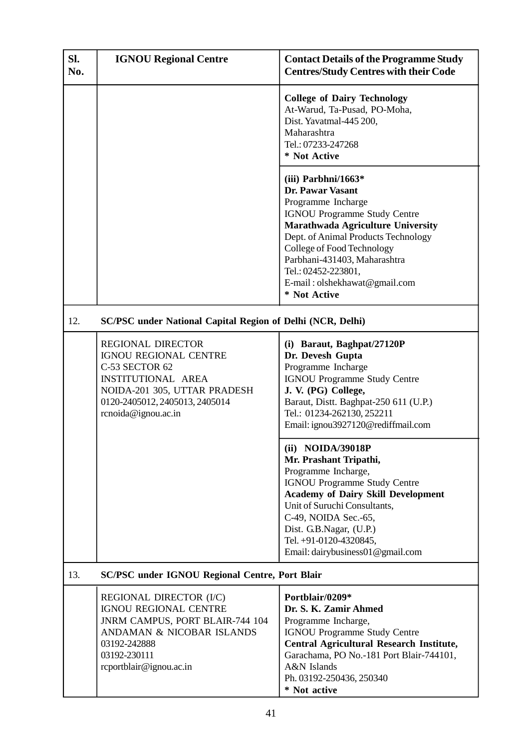| Sl. No. | IGNOU Regional Centre | Contact Details of the Programme Study Centres/Study Centres with their Code |
|---|---|---|
| | | **College of Dairy Technology**<br>At-Warud, Ta-Pusad, PO-Moha,<br>Dist. Yavatmal-445 200,<br>Maharashtra<br>Tel.: 07233-247268<br>**\* Not Active** |
| | | **(iii) Parbhni/1663\***<br>**Dr. Pawar Vasant**<br>Programme Incharge<br>IGNOU Programme Study Centre<br>**Marathwada Agriculture University**<br>Dept. of Animal Products Technology<br>College of Food Technology<br>Parbhani-431403, Maharashtra<br>Tel.: 02452-223801,<br>E-mail : olshekhawat@gmail.com<br>**\* Not Active** |
| 12. | **SC/PSC under National Capital Region of Delhi (NCR, Delhi)** | |
| | REGIONAL DIRECTOR<br>IGNOU REGIONAL CENTRE<br>C-53 SECTOR 62<br>INSTITUTIONAL AREA<br>NOIDA-201 305, UTTAR PRADESH<br>0120-2405012, 2405013, 2405014<br>rcnoida@ignou.ac.in | **(i) Baraut, Baghpat/27120P**<br>**Dr. Devesh Gupta**<br>Programme Incharge<br>IGNOU Programme Study Centre<br>**J. V. (PG) College,**<br>Baraut, Distt. Baghpat-250 611 (U.P.)<br>Tel.: 01234-262130, 252211<br>Email: ignou3927120@rediffmail.com |
| | | **(ii) NOIDA/39018P**<br>**Mr. Prashant Tripathi,**<br>Programme Incharge,<br>IGNOU Programme Study Centre<br>**Academy of Dairy Skill Development**<br>Unit of Suruchi Consultants,<br>C-49, NOIDA Sec.-65,<br>Dist. G.B.Nagar, (U.P.)<br>Tel. +91-0120-4320845,<br>Email: dairybusiness01@gmail.com |
| 13. | **SC/PSC under IGNOU Regional Centre, Port Blair** | |
| | REGIONAL DIRECTOR (I/C)<br>IGNOU REGIONAL CENTRE<br>JNRM CAMPUS, PORT BLAIR-744 104<br>ANDAMAN & NICOBAR ISLANDS<br>03192-242888<br>03192-230111<br>rcportblair@ignou.ac.in | **Portblair/0209\***<br>**Dr. S. K. Zamir Ahmed**<br>Programme Incharge,<br>IGNOU Programme Study Centre<br>**Central Agricultural Research Institute,**<br>Garachama, PO No.-181 Port Blair-744101,<br>A&N Islands<br>Ph. 03192-250436, 250340<br>**\* Not active** |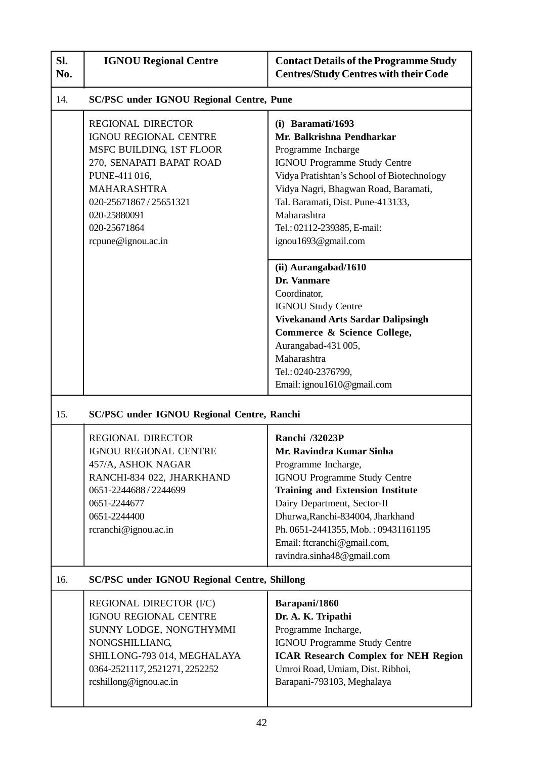| Sl. No. | IGNOU Regional Centre | Contact Details of the Programme Study Centres/Study Centres with their Code |
|---|---|---|
| 14. | **SC/PSC under IGNOU Regional Centre, Pune** | |
| | REGIONAL DIRECTOR<br>IGNOU REGIONAL CENTRE<br>MSFC BUILDING, 1ST FLOOR<br>270, SENAPATI BAPAT ROAD<br>PUNE-411 016,<br>MAHARASHTRA<br>020-25671867 / 25651321<br>020-25880091<br>020-25671864<br>rcpune@ignou.ac.in | **(i) Baramati/1693**<br>**Mr. Balkrishna Pendharkar**<br>Programme Incharge<br>IGNOU Programme Study Centre<br>Vidya Pratishtan's School of Biotechnology<br>Vidya Nagri, Bhagwan Road, Baramati,<br>Tal. Baramati, Dist. Pune-413133,<br>Maharashtra<br>Tel.: 02112-239385, E-mail:<br>ignou1693@gmail.com |
| | | **(ii) Aurangabad/1610**<br>**Dr. Vanmare**<br>Coordinator,<br>IGNOU Study Centre<br>**Vivekanand Arts Sardar Dalipsingh Commerce & Science College,**<br>Aurangabad-431 005,<br>Maharashtra<br>Tel.: 0240-2376799,<br>Email: ignou1610@gmail.com |
| 15. | **SC/PSC under IGNOU Regional Centre, Ranchi** | |
| | REGIONAL DIRECTOR<br>IGNOU REGIONAL CENTRE<br>457/A, ASHOK NAGAR<br>RANCHI-834 022, JHARKHAND<br>0651-2244688 / 2244699<br>0651-2244677<br>0651-2244400<br>rcranchi@ignou.ac.in | **Ranchi /32023P**<br>**Mr. Ravindra Kumar Sinha**<br>Programme Incharge,<br>IGNOU Programme Study Centre<br>**Training and Extension Institute**<br>Dairy Department, Sector-II<br>Dhurwa,Ranchi-834004, Jharkhand<br>Ph. 0651-2441355, Mob. : 09431161195<br>Email: ftcranchi@gmail.com,<br>ravindra.sinha48@gmail.com |
| 16. | **SC/PSC under IGNOU Regional Centre, Shillong** | |
| | REGIONAL DIRECTOR (I/C)<br>IGNOU REGIONAL CENTRE<br>SUNNY LODGE, NONGTHYMMI<br>NONGSHILLIANG,<br>SHILLONG-793 014, MEGHALAYA<br>0364-2521117, 2521271, 2252252<br>rcshillong@ignou.ac.in | **Barapani/1860**<br>**Dr. A. K. Tripathi**<br>Programme Incharge,<br>IGNOU Programme Study Centre<br>**ICAR Research Complex for NEH Region**<br>Umroi Road, Umiam, Dist. Ribhoi,<br>Barapani-793103, Meghalaya |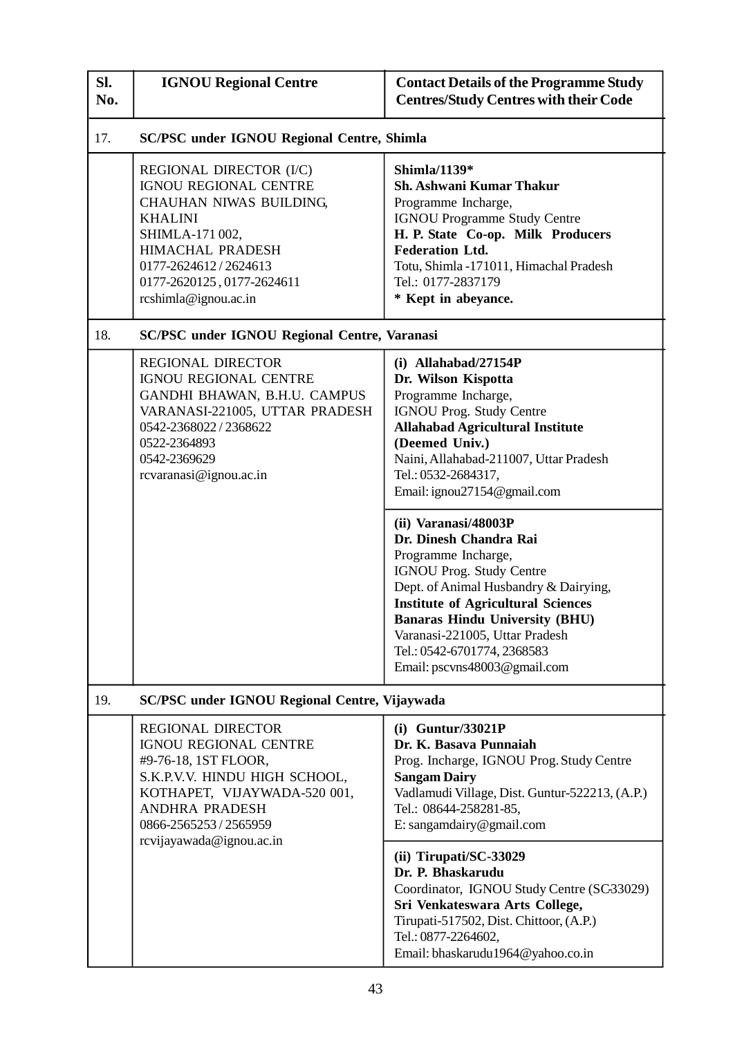| Sl. No. | IGNOU Regional Centre | Contact Details of the Programme Study Centres/Study Centres with their Code |
|---|---|---|
| 17. | **SC/PSC under IGNOU Regional Centre, Shimla** | |
| | REGIONAL DIRECTOR (I/C)<br>IGNOU REGIONAL CENTRE<br>CHAUHAN NIWAS BUILDING,<br>KHALINI<br>SHIMLA-171 002,<br>HIMACHAL PRADESH<br>0177-2624612 / 2624613<br>0177-2620125 , 0177-2624611<br>rcshimla@ignou.ac.in | **Shimla/1139***<br>**Sh. Ashwani Kumar Thakur**<br>Programme Incharge,<br>IGNOU Programme Study Centre<br>**H. P. State Co-op. Milk Producers Federation Ltd.**<br>Totu, Shimla -171011, Himachal Pradesh<br>Tel.: 0177-2837179<br>**\* Kept in abeyance.** |
| 18. | **SC/PSC under IGNOU Regional Centre, Varanasi** | |
| | REGIONAL DIRECTOR<br>IGNOU REGIONAL CENTRE<br>GANDHI BHAWAN, B.H.U. CAMPUS<br>VARANASI-221005, UTTAR PRADESH<br>0542-2368022 / 2368622<br>0522-2364893<br>0542-2369629<br>rcvaranasi@ignou.ac.in | **(i) Allahabad/27154P**<br>**Dr. Wilson Kispotta**<br>Programme Incharge,<br>IGNOU Prog. Study Centre<br>**Allahabad Agricultural Institute (Deemed Univ.)**<br>Naini, Allahabad-211007, Uttar Pradesh<br>Tel.: 0532-2684317,<br>Email: ignou27154@gmail.com |
| | | **(ii) Varanasi/48003P**<br>**Dr. Dinesh Chandra Rai**<br>Programme Incharge,<br>IGNOU Prog. Study Centre<br>Dept. of Animal Husbandry & Dairying,<br>**Institute of Agricultural Sciences**<br>**Banaras Hindu University (BHU)**<br>Varanasi-221005, Uttar Pradesh<br>Tel.: 0542-6701774, 2368583<br>Email: pscvns48003@gmail.com |
| 19. | **SC/PSC under IGNOU Regional Centre, Vijaywada** | |
| | REGIONAL DIRECTOR<br>IGNOU REGIONAL CENTRE<br>#9-76-18, 1ST FLOOR,<br>S.K.P.V.V. HINDU HIGH SCHOOL,<br>KOTHAPET, VIJAYWADA-520 001,<br>ANDHRA PRADESH<br>0866-2565253 / 2565959<br>rcvijayawada@ignou.ac.in | **(i) Guntur/33021P**<br>**Dr. K. Basava Punnaiah**<br>Prog. Incharge, IGNOU Prog. Study Centre<br>**Sangam Dairy**<br>Vadlamudi Village, Dist. Guntur-522213, (A.P.)<br>Tel.: 08644-258281-85,<br>E: sangamdairy@gmail.com |
| | | **(ii) Tirupati/SC-33029**<br>**Dr. P. Bhaskarudu**<br>Coordinator, IGNOU Study Centre (SC-33029)<br>**Sri Venkateswara Arts College,**<br>Tirupati-517502, Dist. Chittoor, (A.P.)<br>Tel.: 0877-2264602,<br>Email: bhaskarudu1964@yahoo.co.in |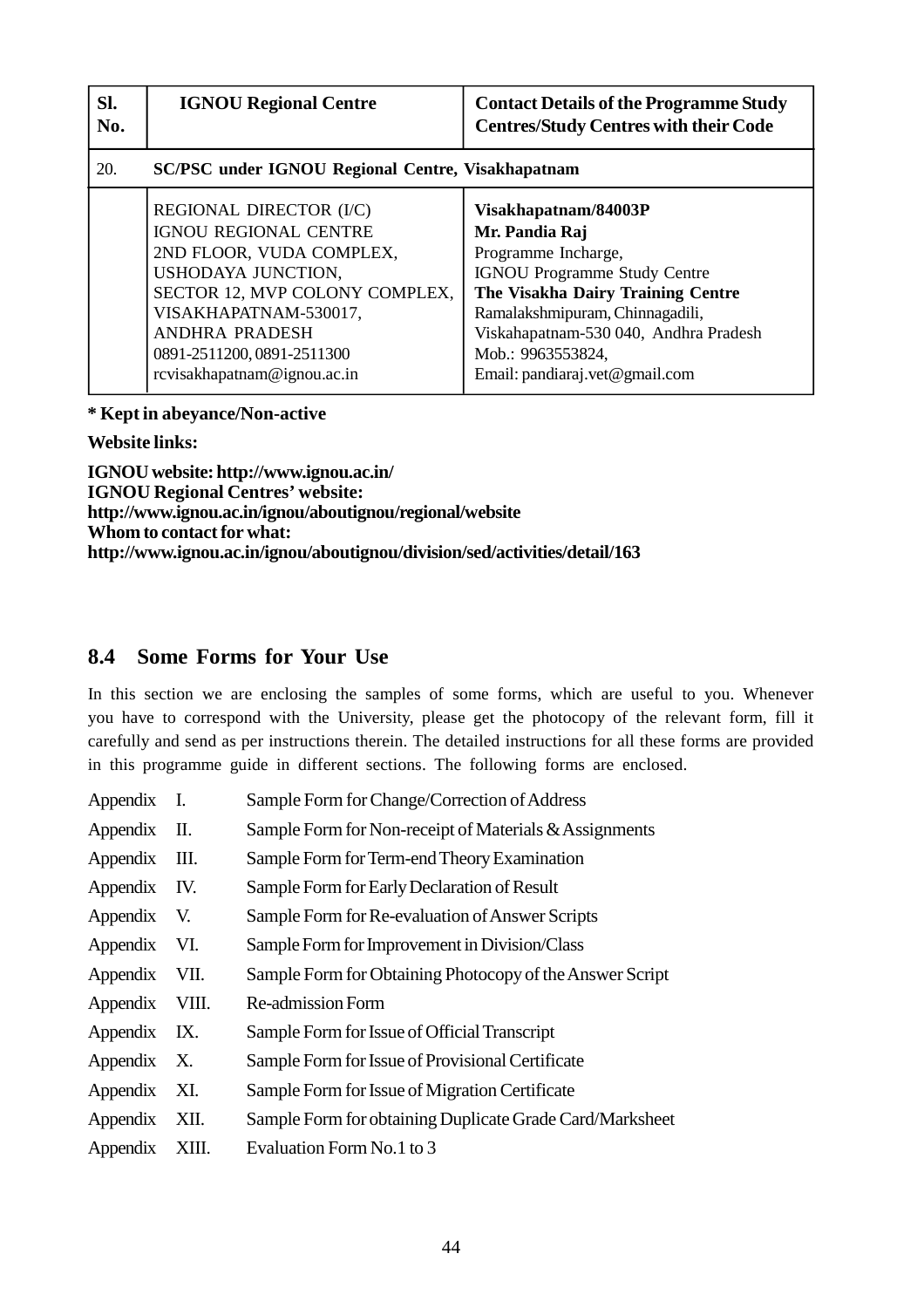| Sl. No. | IGNOU Regional Centre | Contact Details of the Programme Study Centres/Study Centres with their Code |
|---|---|---|
| 20. | **SC/PSC under IGNOU Regional Centre, Visakhapatnam** | |
| | REGIONAL DIRECTOR (I/C)<br>IGNOU REGIONAL CENTRE<br>2ND FLOOR, VUDA COMPLEX,<br>USHODAYA JUNCTION,<br>SECTOR 12, MVP COLONY COMPLEX,<br>VISAKHAPATNAM-530017,<br>ANDHRA PRADESH<br>0891-2511200, 0891-2511300<br>rcvisakhapatnam@ignou.ac.in | **Visakhapatnam/84003P**<br>**Mr. Pandia Raj**<br>Programme Incharge,<br>IGNOU Programme Study Centre<br>**The Visakha Dairy Training Centre**<br>Ramalakshmipuram, Chinnagadili,<br>Viskahapatnam-530 040, Andhra Pradesh<br>Mob.: 9963553824,<br>Email: pandiaraj.vet@gmail.com |

**\* Kept in abeyance/Non-active**

**Website links:**

**IGNOU website: http://www.ignou.ac.in/**
**IGNOU Regional Centres' website:**
**http://www.ignou.ac.in/ignou/aboutignou/regional/website**
**Whom to contact for what:**
**http://www.ignou.ac.in/ignou/aboutignou/division/sed/activities/detail/163**

## 8.4 Some Forms for Your Use

In this section we are enclosing the samples of some forms, which are useful to you. Whenever you have to correspond with the University, please get the photocopy of the relevant form, fill it carefully and send as per instructions therein. The detailed instructions for all these forms are provided in this programme guide in different sections. The following forms are enclosed.

- Appendix I. Sample Form for Change/Correction of Address
- Appendix II. Sample Form for Non-receipt of Materials & Assignments
- Appendix III. Sample Form for Term-end Theory Examination
- Appendix IV. Sample Form for Early Declaration of Result
- Appendix V. Sample Form for Re-evaluation of Answer Scripts
- Appendix VI. Sample Form for Improvement in Division/Class
- Appendix VII. Sample Form for Obtaining Photocopy of the Answer Script
- Appendix VIII. Re-admission Form
- Appendix IX. Sample Form for Issue of Official Transcript
- Appendix X. Sample Form for Issue of Provisional Certificate
- Appendix XI. Sample Form for Issue of Migration Certificate
- Appendix XII. Sample Form for obtaining Duplicate Grade Card/Marksheet
- Appendix XIII. Evaluation Form No.1 to 3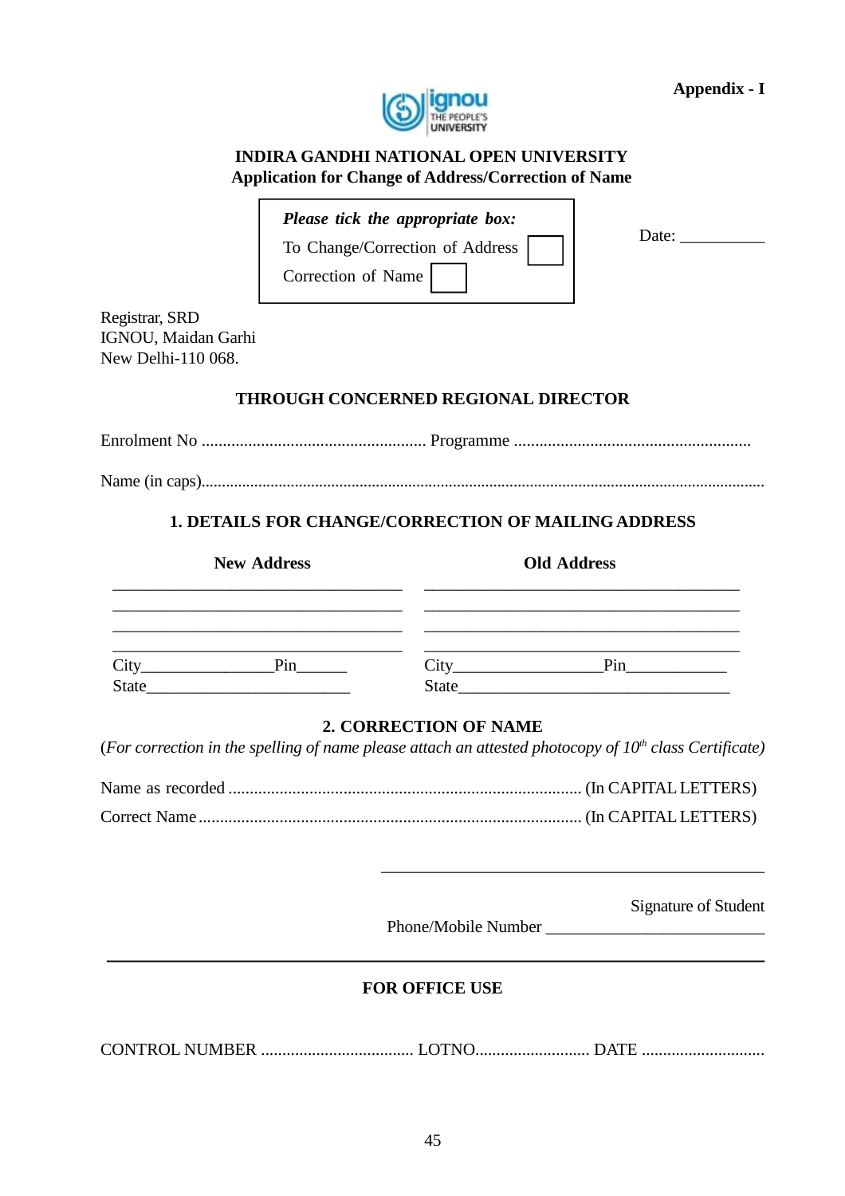**Appendix - I**

**INDIRA GANDHI NATIONAL OPEN UNIVERSITY**
**Application for Change of Address/Correction of Name**

*Please tick the appropriate box:*

To Change/Correction of Address ☐

Correction of Name ☐

Date: __________

Registrar, SRD
IGNOU, Maidan Garhi
New Delhi-110 068.

**THROUGH CONCERNED REGIONAL DIRECTOR**

Enrolment No ..................................................... Programme .......................................................

Name (in caps).........................................................................................................................................

**1. DETAILS FOR CHANGE/CORRECTION OF MAILING ADDRESS**

| New Address | Old Address |
|---|---|
| ___________________________________ | ______________________________________ |
| ___________________________________ | ______________________________________ |
| ___________________________________ | ______________________________________ |
| ___________________________________ | ______________________________________ |
| City________________Pin______ | City_________________Pin____________ |
| State________________________ | State________________________________ |

**2. CORRECTION OF NAME**

(*For correction in the spelling of name please attach an attested photocopy of 10th class Certificate)*

Name as recorded ................................................................................... (In CAPITAL LETTERS)

Correct Name .......................................................................................... (In CAPITAL LETTERS)

_____________________________________________

Signature of Student

Phone/Mobile Number __________________________

**FOR OFFICE USE**

CONTROL NUMBER .................................... LOTNO........................... DATE .............................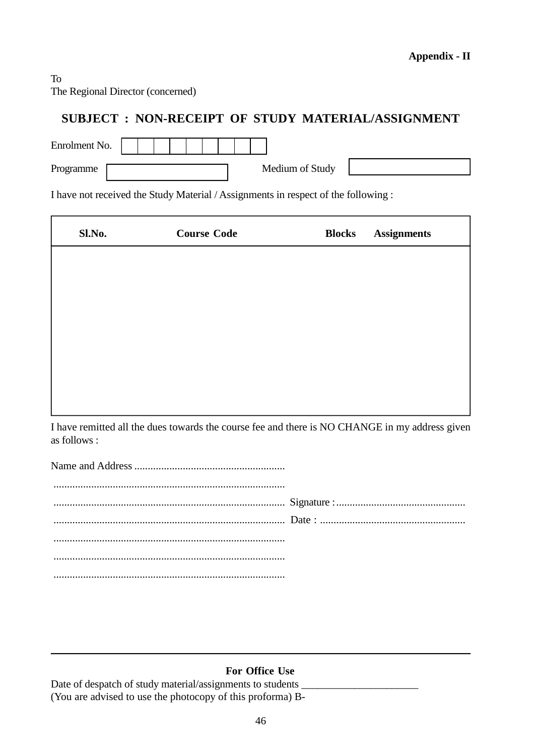**Appendix - II**

To
The Regional Director (concerned)

## SUBJECT : NON-RECEIPT OF STUDY MATERIAL/ASSIGNMENT

Enrolment No. | | | | | | | | | |

Programme ____________ Medium of Study ____________

I have not received the Study Material / Assignments in respect of the following :

| Sl.No. | Course Code | Blocks | Assignments |
|---|---|---|---|
| | | | |

I have remitted all the dues towards the course fee and there is NO CHANGE in my address given as follows :

Name and Address ........................................................
......................................................................................
...................................................................................... Signature :................................................
...................................................................................... Date : ......................................................
......................................................................................
......................................................................................
......................................................................................

---

**For Office Use**

Date of despatch of study material/assignments to students ______________________
(You are advised to use the photocopy of this proforma) B-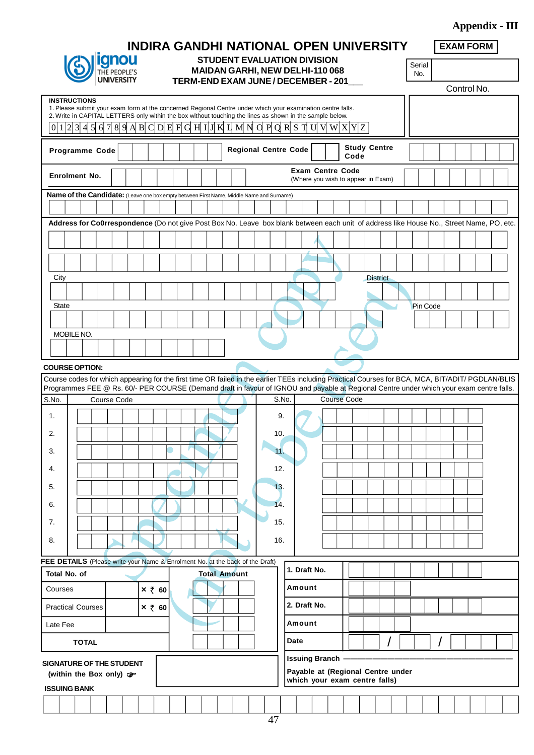Appendix - III

# INDIRA GANDHI NATIONAL OPEN UNIVERSITY

**EXAM FORM**

ignou THE PEOPLE'S UNIVERSITY

**STUDENT EVALUATION DIVISION**
**MAIDAN GARHI, NEW DELHI-110 068**
**TERM-END EXAM JUNE / DECEMBER - 201\_\_\_**

Serial No.

Control No.

**INSTRUCTIONS**

1. Please submit your exam form at the concerned Regional Centre under which your examination centre falls.
2. Write in CAPITAL LETTERS only within the box without touching the lines as shown in the sample below.

| 0 | 1 | 2 | 3 | 4 | 5 | 6 | 7 | 8 | 9 | A | B | C | D | E | F | G | H | I | J | K | L | M | N | O | P | Q | R | S | T | U | V | W | X | Y | Z |
|---|---|---|---|---|---|---|---|---|---|---|---|---|---|---|---|---|---|---|---|---|---|---|---|---|---|---|---|---|---|---|---|---|---|---|---|

**Programme Code** | **Regional Centre Code** | **Study Centre Code**

**Enrolment No.** | **Exam Centre Code** (Where you wish to appear in Exam)

**Name of the Candidate:** (Leave one box empty between First Name, Middle Name and Surname)

**Address for Co0rrespondence** (Do not give Post Box No. Leave box blank between each unit of address like House No., Street Name, PO, etc.

City | District

State | Pin Code

MOBILE NO.

**COURSE OPTION:**

Course codes for which appearing for the first time OR failed in the earlier TEEs including Practical Courses for BCA, MCA, BIT/ADIT/ PGDLAN/BLIS Programmes FEE @ Rs. 60/- PER COURSE (Demand draft in favour of IGNOU and payable at Regional Centre under which your exam centre falls.

| S.No. | Course Code | S.No. | Course Code |
|---|---|---|---|
| 1. | | 9. | |
| 2. | | 10. | |
| 3. | | 11. | |
| 4. | | 12. | |
| 5. | | 13. | |
| 6. | | 14. | |
| 7. | | 15. | |
| 8. | | 16. | |

**FEE DETAILS** (Please write your Name & Enrolment No. at the back of the Draft)

| Total No. of | | | Total Amount |
|---|---|---|---|
| Courses | | × ₹ 60 | |
| Practical Courses | | × ₹ 60 | |
| Late Fee | | | |
| **TOTAL** | | | |

| | |
|---|---|
| **1. Draft No.** | |
| **Amount** | |
| **2. Draft No.** | |
| **Amount** | |
| **Date** | / / |
| **Issuing Branch** | |
| **Payable at (Regional Centre under which your exam centre falls)** | |

**SIGNATURE OF THE STUDENT (within the Box only)** ☞

**ISSUING BANK**

Specimen copy (not to be used)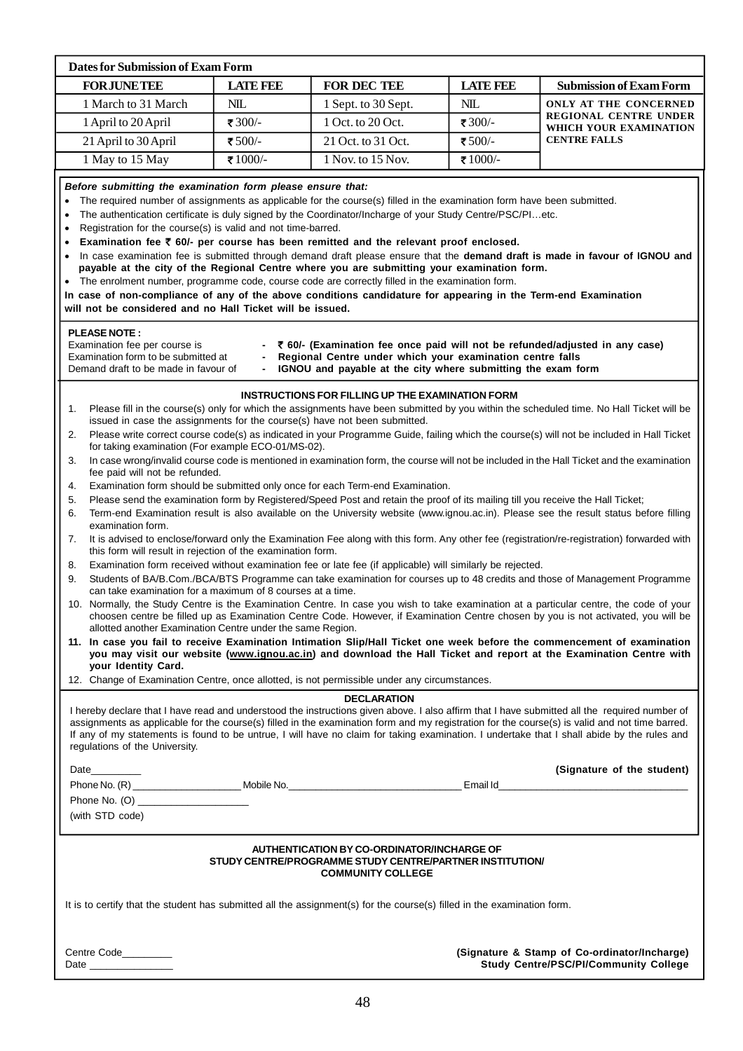**Dates for Submission of Exam Form**

| FOR JUNE TEE | LATE FEE | FOR DEC TEE | LATE FEE | Submission of Exam Form |
|---|---|---|---|---|
| 1 March to 31 March | NIL | 1 Sept. to 30 Sept. | NIL | ONLY AT THE CONCERNED REGIONAL CENTRE UNDER WHICH YOUR EXAMINATION CENTRE FALLS |
| 1 April to 20 April | ₹ 300/- | 1 Oct. to 20 Oct. | ₹ 300/- | |
| 21 April to 30 April | ₹ 500/- | 21 Oct. to 31 Oct. | ₹ 500/- | |
| 1 May to 15 May | ₹ 1000/- | 1 Nov. to 15 Nov. | ₹ 1000/- | |

***Before submitting the examination form please ensure that:***

- The required number of assignments as applicable for the course(s) filled in the examination form have been submitted.
- The authentication certificate is duly signed by the Coordinator/Incharge of your Study Centre/PSC/PI…etc.
- Registration for the course(s) is valid and not time-barred.
- **Examination fee ₹ 60/- per course has been remitted and the relevant proof enclosed.**
- In case examination fee is submitted through demand draft please ensure that the **demand draft is made in favour of IGNOU and payable at the city of the Regional Centre where you are submitting your examination form.**
- The enrolment number, programme code, course code are correctly filled in the examination form.

**In case of non-compliance of any of the above conditions candidature for appearing in the Term-end Examination will not be considered and no Hall Ticket will be issued.**

**PLEASE NOTE :**

Examination fee per course is - **₹ 60/- (Examination fee once paid will not be refunded/adjusted in any case)**
Examination form to be submitted at - **Regional Centre under which your examination centre falls**
Demand draft to be made in favour of - **IGNOU and payable at the city where submitting the exam form**

**INSTRUCTIONS FOR FILLING UP THE EXAMINATION FORM**

1. Please fill in the course(s) only for which the assignments have been submitted by you within the scheduled time. No Hall Ticket will be issued in case the assignments for the course(s) have not been submitted.
2. Please write correct course code(s) as indicated in your Programme Guide, failing which the course(s) will not be included in Hall Ticket for taking examination (For example ECO-01/MS-02).
3. In case wrong/invalid course code is mentioned in examination form, the course will not be included in the Hall Ticket and the examination fee paid will not be refunded.
4. Examination form should be submitted only once for each Term-end Examination.
5. Please send the examination form by Registered/Speed Post and retain the proof of its mailing till you receive the Hall Ticket;
6. Term-end Examination result is also available on the University website (www.ignou.ac.in). Please see the result status before filling examination form.
7. It is advised to enclose/forward only the Examination Fee along with this form. Any other fee (registration/re-registration) forwarded with this form will result in rejection of the examination form.
8. Examination form received without examination fee or late fee (if applicable) will similarly be rejected.
9. Students of BA/B.Com./BCA/BTS Programme can take examination for courses up to 48 credits and those of Management Programme can take examination for a maximum of 8 courses at a time.
10. Normally, the Study Centre is the Examination Centre. In case you wish to take examination at a particular centre, the code of your choosen centre be filled up as Examination Centre Code. However, if Examination Centre chosen by you is not activated, you will be allotted another Examination Centre under the same Region.
11. **In case you fail to receive Examination Intimation Slip/Hall Ticket one week before the commencement of examination you may visit our website (www.ignou.ac.in) and download the Hall Ticket and report at the Examination Centre with your Identity Card.**
12. Change of Examination Centre, once allotted, is not permissible under any circumstances.

**DECLARATION**

I hereby declare that I have read and understood the instructions given above. I also affirm that I have submitted all the required number of assignments as applicable for the course(s) filled in the examination form and my registration for the course(s) is valid and not time barred. If any of my statements is found to be untrue, I will have no claim for taking examination. I undertake that I shall abide by the rules and regulations of the University.

Date_________ **(Signature of the student)**

Phone No. (R) ___________________ Mobile No.______________________________ Email Id_________________________________

Phone No. (O) ___________________

(with STD code)

**AUTHENTICATION BY CO-ORDINATOR/INCHARGE OF STUDY CENTRE/PROGRAMME STUDY CENTRE/PARTNER INSTITUTION/ COMMUNITY COLLEGE**

It is to certify that the student has submitted all the assignment(s) for the course(s) filled in the examination form.

Centre Code_________ **(Signature & Stamp of Co-ordinator/Incharge)**
Date _______________ **Study Centre/PSC/PI/Community College**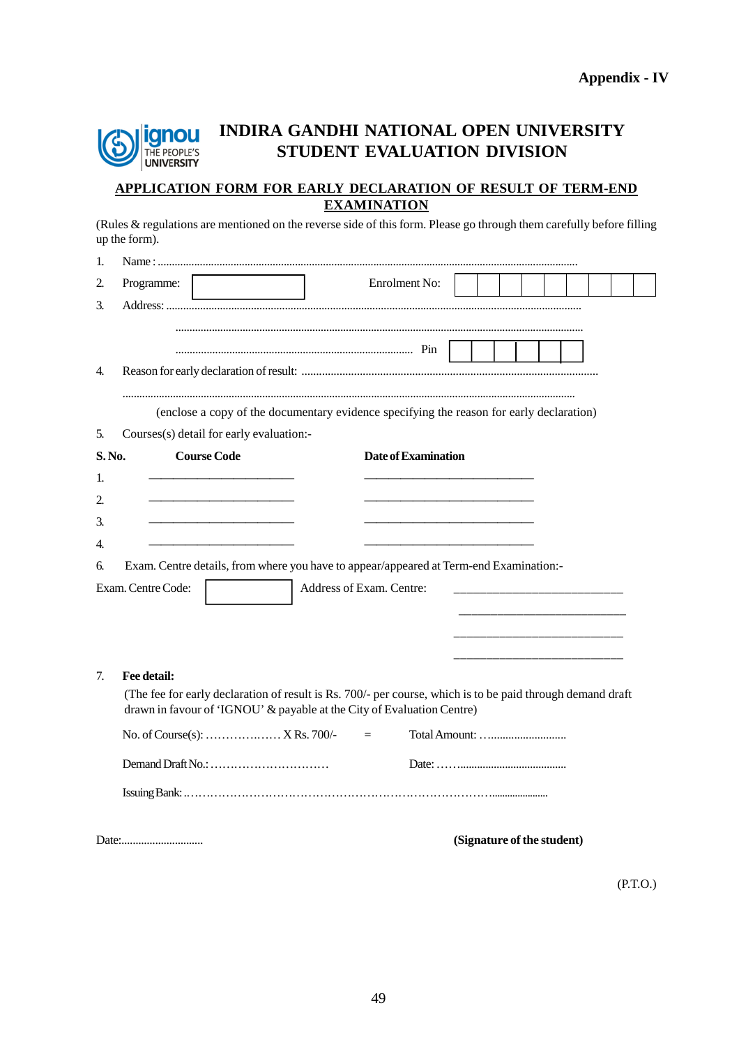**Appendix - IV**

# INDIRA GANDHI NATIONAL OPEN UNIVERSITY
## STUDENT EVALUATION DIVISION

**APPLICATION FORM FOR EARLY DECLARATION OF RESULT OF TERM-END EXAMINATION**

(Rules & regulations are mentioned on the reverse side of this form. Please go through them carefully before filling up the form).

1. Name : ..........................................................................................................................................

2. Programme: [ ] Enrolment No: [ | | | | | | | | | ]

3. Address: ..........................................................................................................................................

   ..........................................................................................................................................

   .................................................................................... Pin [ | | | | | ]

4. Reason for early declaration of result: ..........................................................................................

   ..........................................................................................................................................

   (enclose a copy of the documentary evidence specifying the reason for early declaration)

5. Courses(s) detail for early evaluation:-

| S. No. | Course Code | Date of Examination |
|---|---|---|
| 1. | ____________________ | ________________________ |
| 2. | ____________________ | ________________________ |
| 3. | ____________________ | ________________________ |
| 4. | ____________________ | ________________________ |

6. Exam. Centre details, from where you have to appear/appeared at Term-end Examination:-

Exam. Centre Code: [ ] Address of Exam. Centre: ________________________

________________________

________________________

________________________

7. **Fee detail:**

   (The fee for early declaration of result is Rs. 700/- per course, which is to be paid through demand draft drawn in favour of 'IGNOU' & payable at the City of Evaluation Centre)

   No. of Course(s): ………………… X Rs. 700/- = Total Amount: …..........................

   Demand Draft No.: ………………………… Date: ……......................................

   Issuing Bank: ..………………………………………………………………………......................

Date:............................ **(Signature of the student)**

(P.T.O.)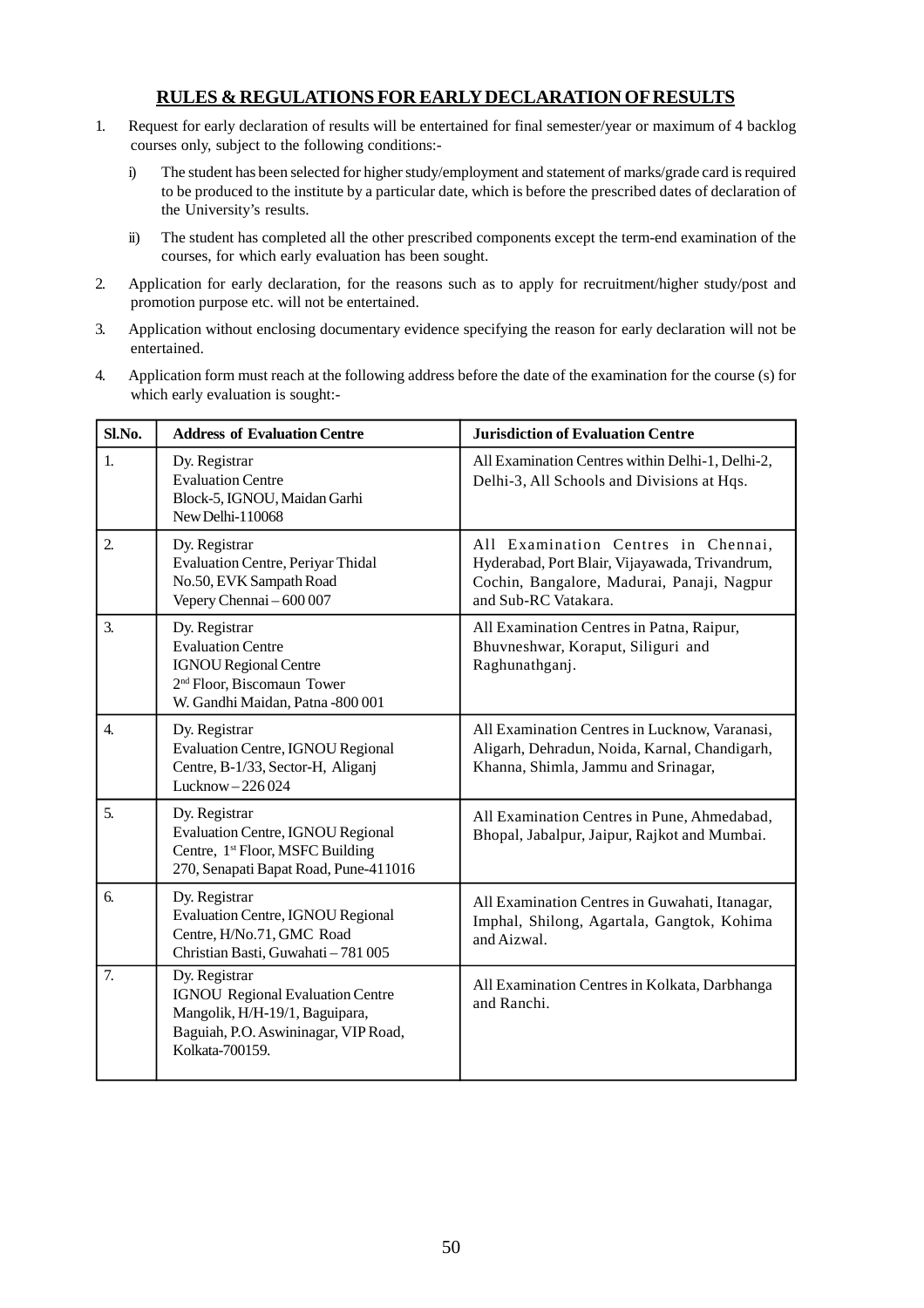## RULES & REGULATIONS FOR EARLY DECLARATION OF RESULTS

1. Request for early declaration of results will be entertained for final semester/year or maximum of 4 backlog courses only, subject to the following conditions:-

   i) The student has been selected for higher study/employment and statement of marks/grade card is required to be produced to the institute by a particular date, which is before the prescribed dates of declaration of the University's results.

   ii) The student has completed all the other prescribed components except the term-end examination of the courses, for which early evaluation has been sought.

2. Application for early declaration, for the reasons such as to apply for recruitment/higher study/post and promotion purpose etc. will not be entertained.

3. Application without enclosing documentary evidence specifying the reason for early declaration will not be entertained.

4. Application form must reach at the following address before the date of the examination for the course (s) for which early evaluation is sought:-

| Sl.No. | Address of Evaluation Centre | Jurisdiction of Evaluation Centre |
|---|---|---|
| 1. | Dy. Registrar<br>Evaluation Centre<br>Block-5, IGNOU, Maidan Garhi<br>New Delhi-110068 | All Examination Centres within Delhi-1, Delhi-2, Delhi-3, All Schools and Divisions at Hqs. |
| 2. | Dy. Registrar<br>Evaluation Centre, Periyar Thidal<br>No.50, EVK Sampath Road<br>Vepery Chennai – 600 007 | All Examination Centres in Chennai, Hyderabad, Port Blair, Vijayawada, Trivandrum, Cochin, Bangalore, Madurai, Panaji, Nagpur and Sub-RC Vatakara. |
| 3. | Dy. Registrar<br>Evaluation Centre<br>IGNOU Regional Centre<br>2nd Floor, Biscomaun Tower<br>W. Gandhi Maidan, Patna -800 001 | All Examination Centres in Patna, Raipur, Bhuvneshwar, Koraput, Siliguri and Raghunathganj. |
| 4. | Dy. Registrar<br>Evaluation Centre, IGNOU Regional Centre, B-1/33, Sector-H, Aliganj<br>Lucknow – 226 024 | All Examination Centres in Lucknow, Varanasi, Aligarh, Dehradun, Noida, Karnal, Chandigarh, Khanna, Shimla, Jammu and Srinagar, |
| 5. | Dy. Registrar<br>Evaluation Centre, IGNOU Regional Centre, 1st Floor, MSFC Building<br>270, Senapati Bapat Road, Pune-411016 | All Examination Centres in Pune, Ahmedabad, Bhopal, Jabalpur, Jaipur, Rajkot and Mumbai. |
| 6. | Dy. Registrar<br>Evaluation Centre, IGNOU Regional Centre, H/No.71, GMC Road<br>Christian Basti, Guwahati – 781 005 | All Examination Centres in Guwahati, Itanagar, Imphal, Shilong, Agartala, Gangtok, Kohima and Aizwal. |
| 7. | Dy. Registrar<br>IGNOU Regional Evaluation Centre<br>Mangolik, H/H-19/1, Baguipara,<br>Baguiah, P.O. Aswininagar, VIP Road,<br>Kolkata-700159. | All Examination Centres in Kolkata, Darbhanga and Ranchi. |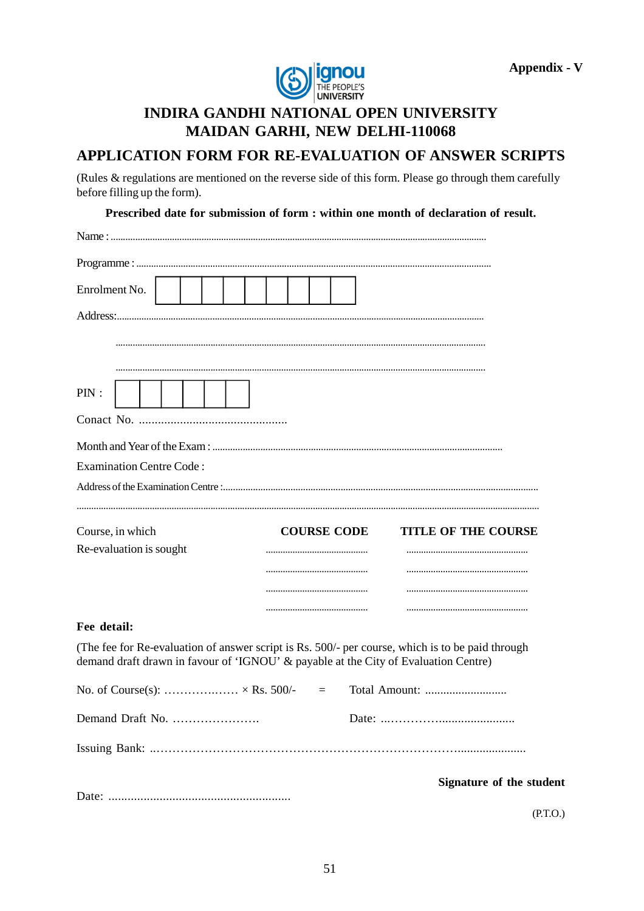Appendix - V

# INDIRA GANDHI NATIONAL OPEN UNIVERSITY
# MAIDAN GARHI, NEW DELHI-110068

## APPLICATION FORM FOR RE-EVALUATION OF ANSWER SCRIPTS

(Rules & regulations are mentioned on the reverse side of this form. Please go through them carefully before filling up the form).

**Prescribed date for submission of form : within one month of declaration of result.**

Name : ..........................................................................................................................................

Programme : ..................................................................................................................................

Enrolment No. | | | | | | | | | |

Address:.........................................................................................................................................

.......................................................................................................................................................

.......................................................................................................................................................

PIN : | | | | | | |

Conact No. ...............................................

Month and Year of the Exam : ....................................................................................................

Examination Centre Code :

Address of the Examination Centre :...........................................................................................

.......................................................................................................................................................

| Course, in which Re-evaluation is sought | COURSE CODE | TITLE OF THE COURSE |
|---|---|---|
| | .......................................... | .................................................. |
| | .......................................... | .................................................. |
| | .......................................... | .................................................. |
| | .......................................... | .................................................. |

**Fee detail:**

(The fee for Re-evaluation of answer script is Rs. 500/- per course, which is to be paid through demand draft drawn in favour of 'IGNOU' & payable at the City of Evaluation Centre)

No. of Course(s): ………….…… × Rs. 500/- = Total Amount: ...........................

Demand Draft No. …………………. Date: ..…………….......................

Issuing Bank: ..…………………………………………………………………......................

**Signature of the student**

Date: .........................................................

(P.T.O.)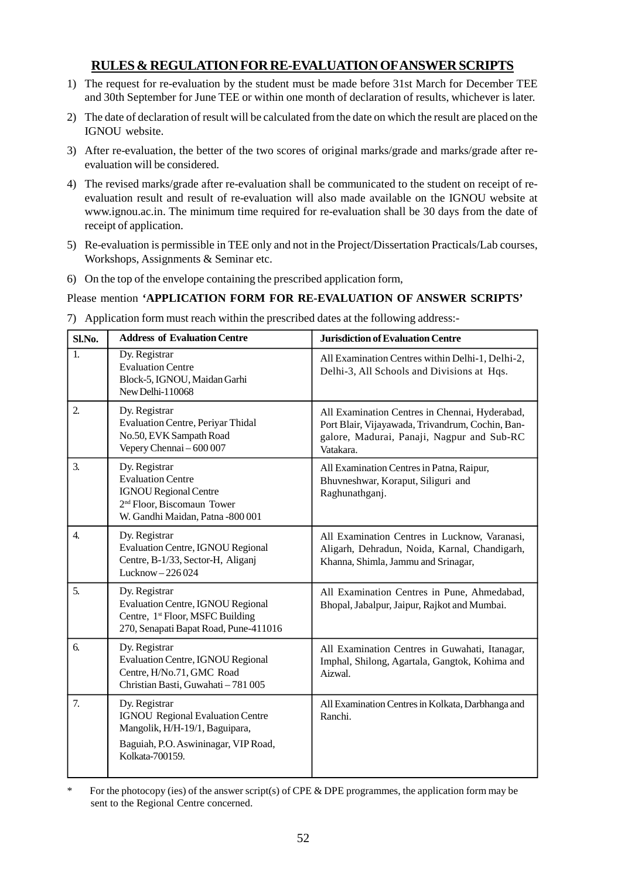## RULES & REGULATION FOR RE-EVALUATION OF ANSWER SCRIPTS

1) The request for re-evaluation by the student must be made before 31st March for December TEE and 30th September for June TEE or within one month of declaration of results, whichever is later.

2) The date of declaration of result will be calculated from the date on which the result are placed on the IGNOU website.

3) After re-evaluation, the better of the two scores of original marks/grade and marks/grade after re-evaluation will be considered.

4) The revised marks/grade after re-evaluation shall be communicated to the student on receipt of re-evaluation result and result of re-evaluation will also made available on the IGNOU website at www.ignou.ac.in. The minimum time required for re-evaluation shall be 30 days from the date of receipt of application.

5) Re-evaluation is permissible in TEE only and not in the Project/Dissertation Practicals/Lab courses, Workshops, Assignments & Seminar etc.

6) On the top of the envelope containing the prescribed application form,

Please mention **'APPLICATION FORM FOR RE-EVALUATION OF ANSWER SCRIPTS'**

7) Application form must reach within the prescribed dates at the following address:-

| Sl.No. | Address of Evaluation Centre | Jurisdiction of Evaluation Centre |
|---|---|---|
| 1. | Dy. Registrar<br>Evaluation Centre<br>Block-5, IGNOU, Maidan Garhi<br>New Delhi-110068 | All Examination Centres within Delhi-1, Delhi-2, Delhi-3, All Schools and Divisions at Hqs. |
| 2. | Dy. Registrar<br>Evaluation Centre, Periyar Thidal<br>No.50, EVK Sampath Road<br>Vepery Chennai – 600 007 | All Examination Centres in Chennai, Hyderabad, Port Blair, Vijayawada, Trivandrum, Cochin, Bangalore, Madurai, Panaji, Nagpur and Sub-RC Vatakara. |
| 3. | Dy. Registrar<br>Evaluation Centre<br>IGNOU Regional Centre<br>2nd Floor, Biscomaun Tower<br>W. Gandhi Maidan, Patna -800 001 | All Examination Centres in Patna, Raipur, Bhuvneshwar, Koraput, Siliguri and Raghunathganj. |
| 4. | Dy. Registrar<br>Evaluation Centre, IGNOU Regional Centre, B-1/33, Sector-H, Aliganj<br>Lucknow – 226 024 | All Examination Centres in Lucknow, Varanasi, Aligarh, Dehradun, Noida, Karnal, Chandigarh, Khanna, Shimla, Jammu and Srinagar, |
| 5. | Dy. Registrar<br>Evaluation Centre, IGNOU Regional Centre, 1st Floor, MSFC Building<br>270, Senapati Bapat Road, Pune-411016 | All Examination Centres in Pune, Ahmedabad, Bhopal, Jabalpur, Jaipur, Rajkot and Mumbai. |
| 6. | Dy. Registrar<br>Evaluation Centre, IGNOU Regional Centre, H/No.71, GMC Road<br>Christian Basti, Guwahati – 781 005 | All Examination Centres in Guwahati, Itanagar, Imphal, Shilong, Agartala, Gangtok, Kohima and Aizwal. |
| 7. | Dy. Registrar<br>IGNOU Regional Evaluation Centre<br>Mangolik, H/H-19/1, Baguipara,<br>Baguiah, P.O. Aswininagar, VIP Road, Kolkata-700159. | All Examination Centres in Kolkata, Darbhanga and Ranchi. |

\* For the photocopy (ies) of the answer script(s) of CPE & DPE programmes, the application form may be sent to the Regional Centre concerned.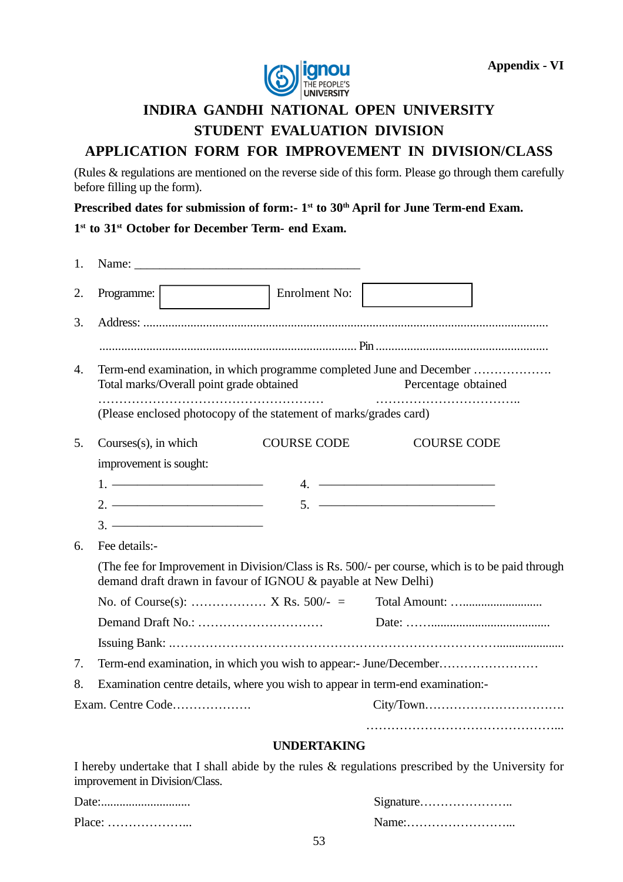Appendix - VI

# INDIRA GANDHI NATIONAL OPEN UNIVERSITY

## STUDENT EVALUATION DIVISION

## APPLICATION FORM FOR IMPROVEMENT IN DIVISION/CLASS

(Rules & regulations are mentioned on the reverse side of this form. Please go through them carefully before filling up the form).

**Prescribed dates for submission of form:- 1st to 30th April for June Term-end Exam.**

**1st to 31st October for December Term- end Exam.**

1. Name: ___________________________________

2. Programme: [          ] Enrolment No: [          ]

3. Address: ..........................................................................................................................

   ........................................................................................ Pin ...................................................

4. Term-end examination, in which programme completed June and December ……………….
   Total marks/Overall point grade obtained &nbsp;&nbsp;&nbsp;&nbsp;&nbsp;&nbsp;&nbsp;&nbsp; Percentage obtained
   ……………………………………………… &nbsp;&nbsp;&nbsp;&nbsp; ……………………………..
   (Please enclosed photocopy of the statement of marks/grades card)

5. Courses(s), in which improvement is sought: &nbsp;&nbsp;&nbsp; COURSE CODE &nbsp;&nbsp;&nbsp; COURSE CODE

   1. ________________________ &nbsp;&nbsp;&nbsp; 4. ____________________________
   2. ________________________ &nbsp;&nbsp;&nbsp; 5. ____________________________
   3. ________________________

6. Fee details:-

   (The fee for Improvement in Division/Class is Rs. 500/- per course, which is to be paid through demand draft drawn in favour of IGNOU & payable at New Delhi)

   No. of Course(s): …………….. X Rs. 500/- = &nbsp;&nbsp;&nbsp; Total Amount: …........................

   Demand Draft No.: ………………………… &nbsp;&nbsp;&nbsp; Date: ……......................................

   Issuing Bank: ..………………………………………………………………….....................

7. Term-end examination, in which you wish to appear:- June/December……………………

8. Examination centre details, where you wish to appear in term-end examination:-

Exam. Centre Code………………. &nbsp;&nbsp;&nbsp;&nbsp;&nbsp;&nbsp;&nbsp; City/Town…………………………….

……………………………………...

### UNDERTAKING

I hereby undertake that I shall abide by the rules & regulations prescribed by the University for improvement in Division/Class.

Date:............................ &nbsp;&nbsp;&nbsp;&nbsp;&nbsp;&nbsp;&nbsp; Signature…………………..

Place: ………………... &nbsp;&nbsp;&nbsp;&nbsp;&nbsp;&nbsp;&nbsp; Name:……………………...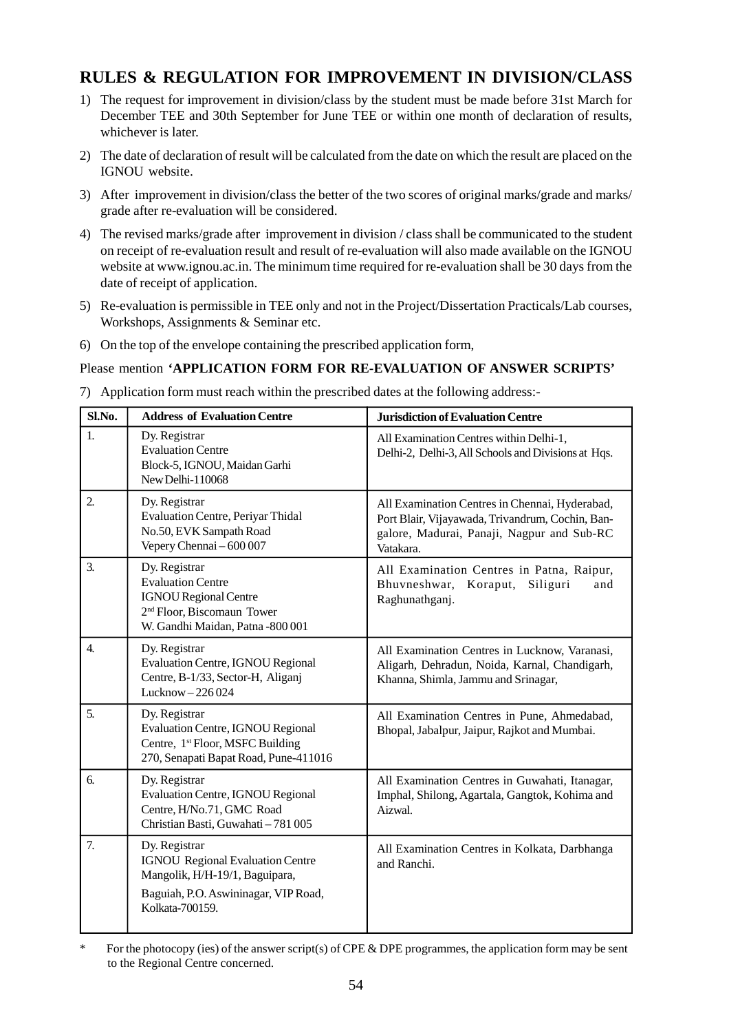## RULES & REGULATION FOR IMPROVEMENT IN DIVISION/CLASS

1) The request for improvement in division/class by the student must be made before 31st March for December TEE and 30th September for June TEE or within one month of declaration of results, whichever is later.

2) The date of declaration of result will be calculated from the date on which the result are placed on the IGNOU website.

3) After improvement in division/class the better of the two scores of original marks/grade and marks/ grade after re-evaluation will be considered.

4) The revised marks/grade after improvement in division / class shall be communicated to the student on receipt of re-evaluation result and result of re-evaluation will also made available on the IGNOU website at www.ignou.ac.in. The minimum time required for re-evaluation shall be 30 days from the date of receipt of application.

5) Re-evaluation is permissible in TEE only and not in the Project/Dissertation Practicals/Lab courses, Workshops, Assignments & Seminar etc.

6) On the top of the envelope containing the prescribed application form,

Please mention **'APPLICATION FORM FOR RE-EVALUATION OF ANSWER SCRIPTS'**

7) Application form must reach within the prescribed dates at the following address:-

| Sl.No. | Address of Evaluation Centre | Jurisdiction of Evaluation Centre |
|---|---|---|
| 1. | Dy. Registrar<br>Evaluation Centre<br>Block-5, IGNOU, Maidan Garhi<br>New Delhi-110068 | All Examination Centres within Delhi-1, Delhi-2, Delhi-3, All Schools and Divisions at Hqs. |
| 2. | Dy. Registrar<br>Evaluation Centre, Periyar Thidal<br>No.50, EVK Sampath Road<br>Vepery Chennai – 600 007 | All Examination Centres in Chennai, Hyderabad, Port Blair, Vijayawada, Trivandrum, Cochin, Bangalore, Madurai, Panaji, Nagpur and Sub-RC Vatakara. |
| 3. | Dy. Registrar<br>Evaluation Centre<br>IGNOU Regional Centre<br>2nd Floor, Biscomaun Tower<br>W. Gandhi Maidan, Patna -800 001 | All Examination Centres in Patna, Raipur, Bhuvneshwar, Koraput, Siliguri and Raghunathganj. |
| 4. | Dy. Registrar<br>Evaluation Centre, IGNOU Regional Centre, B-1/33, Sector-H, Aliganj<br>Lucknow – 226 024 | All Examination Centres in Lucknow, Varanasi, Aligarh, Dehradun, Noida, Karnal, Chandigarh, Khanna, Shimla, Jammu and Srinagar, |
| 5. | Dy. Registrar<br>Evaluation Centre, IGNOU Regional Centre, 1st Floor, MSFC Building<br>270, Senapati Bapat Road, Pune-411016 | All Examination Centres in Pune, Ahmedabad, Bhopal, Jabalpur, Jaipur, Rajkot and Mumbai. |
| 6. | Dy. Registrar<br>Evaluation Centre, IGNOU Regional Centre, H/No.71, GMC Road<br>Christian Basti, Guwahati – 781 005 | All Examination Centres in Guwahati, Itanagar, Imphal, Shilong, Agartala, Gangtok, Kohima and Aizwal. |
| 7. | Dy. Registrar<br>IGNOU Regional Evaluation Centre<br>Mangolik, H/H-19/1, Baguipara,<br>Baguiah, P.O. Aswininagar, VIP Road, Kolkata-700159. | All Examination Centres in Kolkata, Darbhanga and Ranchi. |

\* For the photocopy (ies) of the answer script(s) of CPE & DPE programmes, the application form may be sent to the Regional Centre concerned.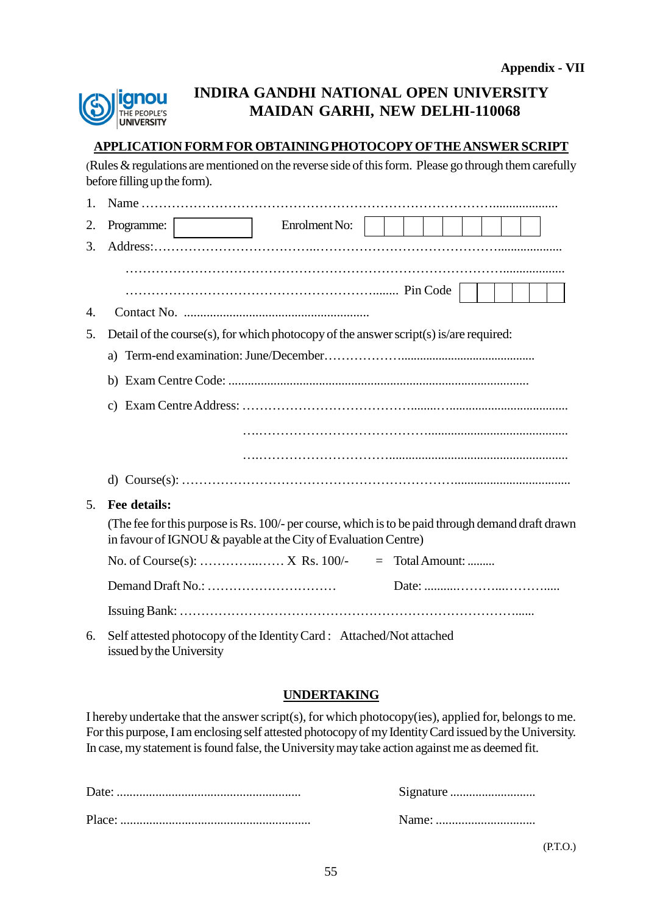Appendix - VII

# INDIRA GANDHI NATIONAL OPEN UNIVERSITY
## MAIDAN GARHI, NEW DELHI-110068

**APPLICATION FORM FOR OBTAINING PHOTOCOPY OF THE ANSWER SCRIPT**

(Rules & regulations are mentioned on the reverse side of this form. Please go through them carefully before filling up the form).

1. Name ……………………………………………………………………………....................
2. Programme: [          ]    Enrolment No: [ | | | | | | | | ]
3. Address:……………………………………...……………………………………...................

   ……………………………………………………………………………….....................

   …………………………………………………........ Pin Code [ | | | | | ]
4. Contact No. .........................................................
5. Detail of the course(s), for which photocopy of the answer script(s) is/are required:

   a) Term-end examination: June/December………………….........................................

   b) Exam Centre Code: ............................................................................................

   c) Exam Centre Address: ……………………………………........…....................................

   ….……………………………………….........................................

   ….……………………………......................................................

   d) Course(s): ………………………………………………………….....................................

5. **Fee details:**

   (The fee for this purpose is Rs. 100/- per course, which is to be paid through demand draft drawn in favour of IGNOU & payable at the City of Evaluation Centre)

   No. of Course(s): …………...…… X Rs. 100/-   =   Total Amount: .........

   Demand Draft No.: …………………………    Date: ...........………...………......

   Issuing Bank: ……………………………………………………………………......

6. Self attested photocopy of the Identity Card : Attached/Not attached
   issued by the University

**UNDERTAKING**

I hereby undertake that the answer script(s), for which photocopy(ies), applied for, belongs to me. For this purpose, I am enclosing self attested photocopy of my Identity Card issued by the University. In case, my statement is found false, the University may take action against me as deemed fit.

Date: ........................................................    Signature ...........................

Place: ..........................................................    Name: ...............................

(P.T.O.)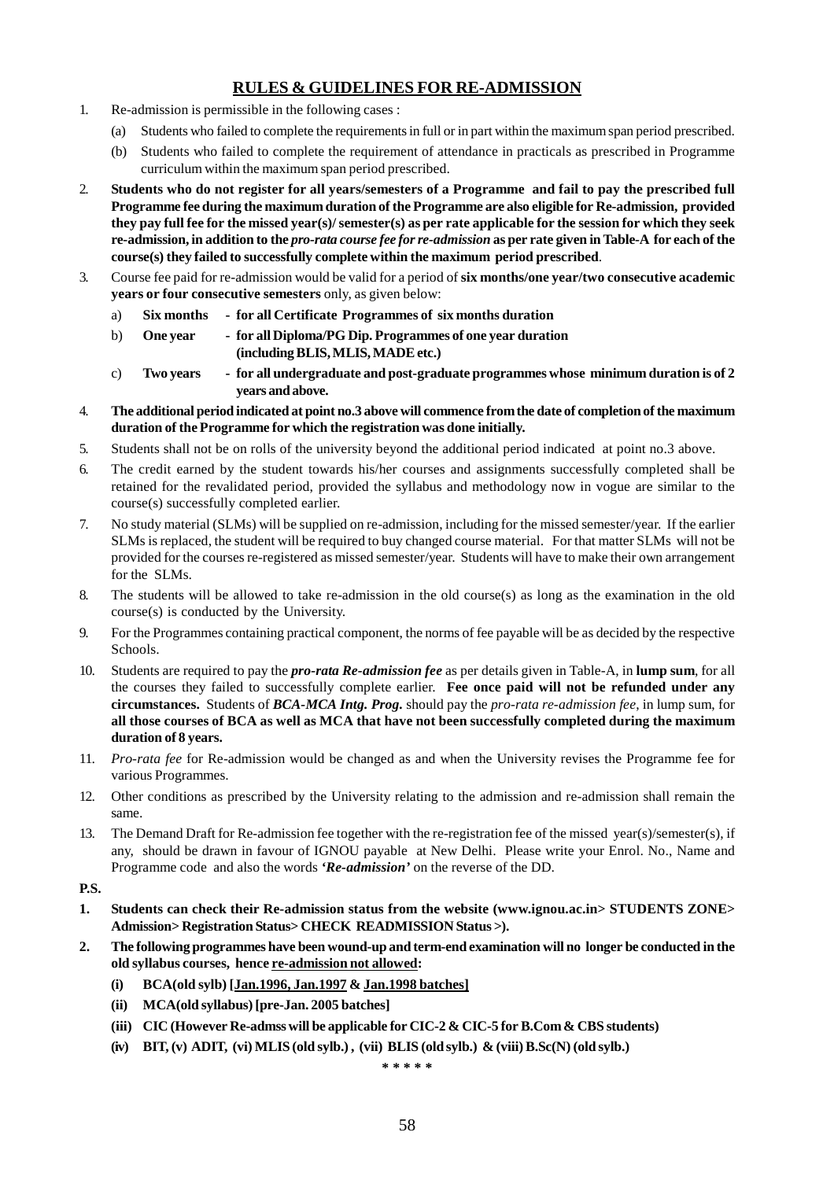## RULES & GUIDELINES FOR RE-ADMISSION

1. Re-admission is permissible in the following cases :
   (a) Students who failed to complete the requirements in full or in part within the maximum span period prescribed.
   (b) Students who failed to complete the requirement of attendance in practicals as prescribed in Programme curriculum within the maximum span period prescribed.
2. **Students who do not register for all years/semesters of a Programme and fail to pay the prescribed full Programme fee during the maximum duration of the Programme are also eligible for Re-admission, provided they pay full fee for the missed year(s)/ semester(s) as per rate applicable for the session for which they seek re-admission, in addition to the *pro-rata course fee for re-admission* as per rate given in Table-A for each of the course(s) they failed to successfully complete within the maximum period prescribed**.
3. Course fee paid for re-admission would be valid for a period of **six months/one year/two consecutive academic years or four consecutive semesters** only, as given below:
   a) **Six months - for all Certificate Programmes of six months duration**
   b) **One year - for all Diploma/PG Dip. Programmes of one year duration (including BLIS, MLIS, MADE etc.)**
   c) **Two years - for all undergraduate and post-graduate programmes whose minimum duration is of 2 years and above.**
4. **The additional period indicated at point no.3 above will commence from the date of completion of the maximum duration of the Programme for which the registration was done initially.**
5. Students shall not be on rolls of the university beyond the additional period indicated at point no.3 above.
6. The credit earned by the student towards his/her courses and assignments successfully completed shall be retained for the revalidated period, provided the syllabus and methodology now in vogue are similar to the course(s) successfully completed earlier.
7. No study material (SLMs) will be supplied on re-admission, including for the missed semester/year. If the earlier SLMs is replaced, the student will be required to buy changed course material. For that matter SLMs will not be provided for the courses re-registered as missed semester/year. Students will have to make their own arrangement for the SLMs.
8. The students will be allowed to take re-admission in the old course(s) as long as the examination in the old course(s) is conducted by the University.
9. For the Programmes containing practical component, the norms of fee payable will be as decided by the respective Schools.
10. Students are required to pay the ***pro-rata Re-admission fee*** as per details given in Table-A, in **lump sum**, for all the courses they failed to successfully complete earlier. **Fee once paid will not be refunded under any circumstances.** Students of ***BCA-MCA Intg. Prog.*** should pay the *pro-rata re-admission fee*, in lump sum, for **all those courses of BCA as well as MCA that have not been successfully completed during the maximum duration of 8 years.**
11. *Pro-rata fee* for Re-admission would be changed as and when the University revises the Programme fee for various Programmes.
12. Other conditions as prescribed by the University relating to the admission and re-admission shall remain the same.
13. The Demand Draft for Re-admission fee together with the re-registration fee of the missed year(s)/semester(s), if any, should be drawn in favour of IGNOU payable at New Delhi. Please write your Enrol. No., Name and Programme code and also the words ***'Re-admission'*** on the reverse of the DD.

**P.S.**

1. **Students can check their Re-admission status from the website (www.ignou.ac.in> STUDENTS ZONE> Admission> Registration Status> CHECK READMISSION Status >).**
2. **The following programmes have been wound-up and term-end examination will no longer be conducted in the old syllabus courses, hence <u>re-admission not allowed</u>:**
   **(i) BCA(old sylb) [<u>Jan.1996, Jan.1997</u> & <u>Jan.1998 batches</u>]**
   **(ii) MCA(old syllabus) [pre-Jan. 2005 batches]**
   **(iii) CIC (However Re-admss will be applicable for CIC-2 & CIC-5 for B.Com & CBS students)**
   **(iv) BIT, (v) ADIT, (vi) MLIS (old sylb.) , (vii) BLIS (old sylb.) & (viii) B.Sc(N) (old sylb.)**

\* \* \* \* \*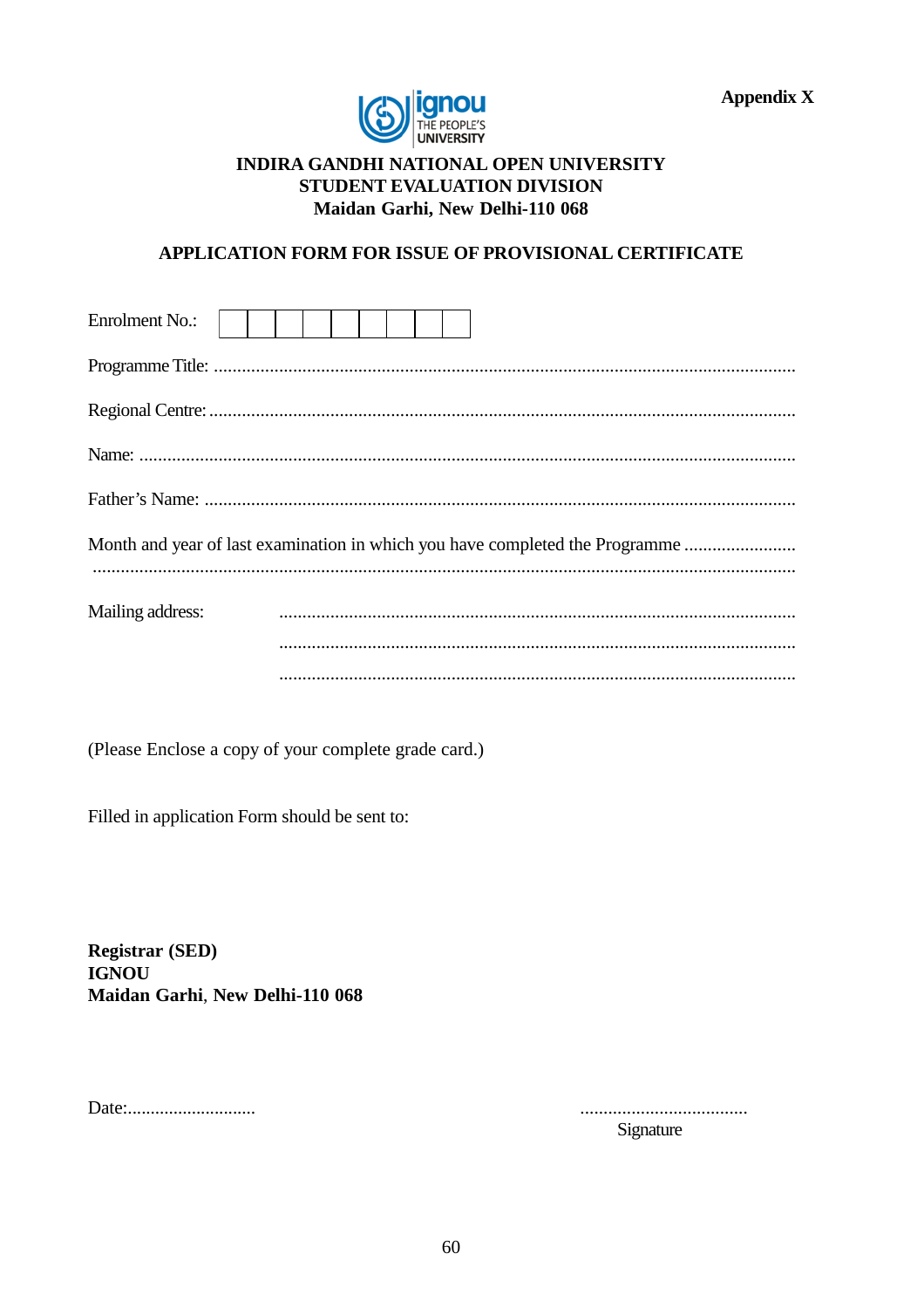**Appendix X**

**INDIRA GANDHI NATIONAL OPEN UNIVERSITY**
**STUDENT EVALUATION DIVISION**
**Maidan Garhi, New Delhi-110 068**

**APPLICATION FORM FOR ISSUE OF PROVISIONAL CERTIFICATE**

Enrolment No.: | | | | | | | | | |

Programme Title: ..........................................................................................................................

Regional Centre: ..........................................................................................................................

Name: ..........................................................................................................................

Father's Name: ..........................................................................................................................

Month and year of last examination in which you have completed the Programme ........................
..........................................................................................................................

Mailing address: ..........................................................................................................
..........................................................................................................
..........................................................................................................

(Please Enclose a copy of your complete grade card.)

Filled in application Form should be sent to:

**Registrar (SED)**
**IGNOU**
**Maidan Garhi**, **New Delhi-110 068**

Date:............................ ....................................
Signature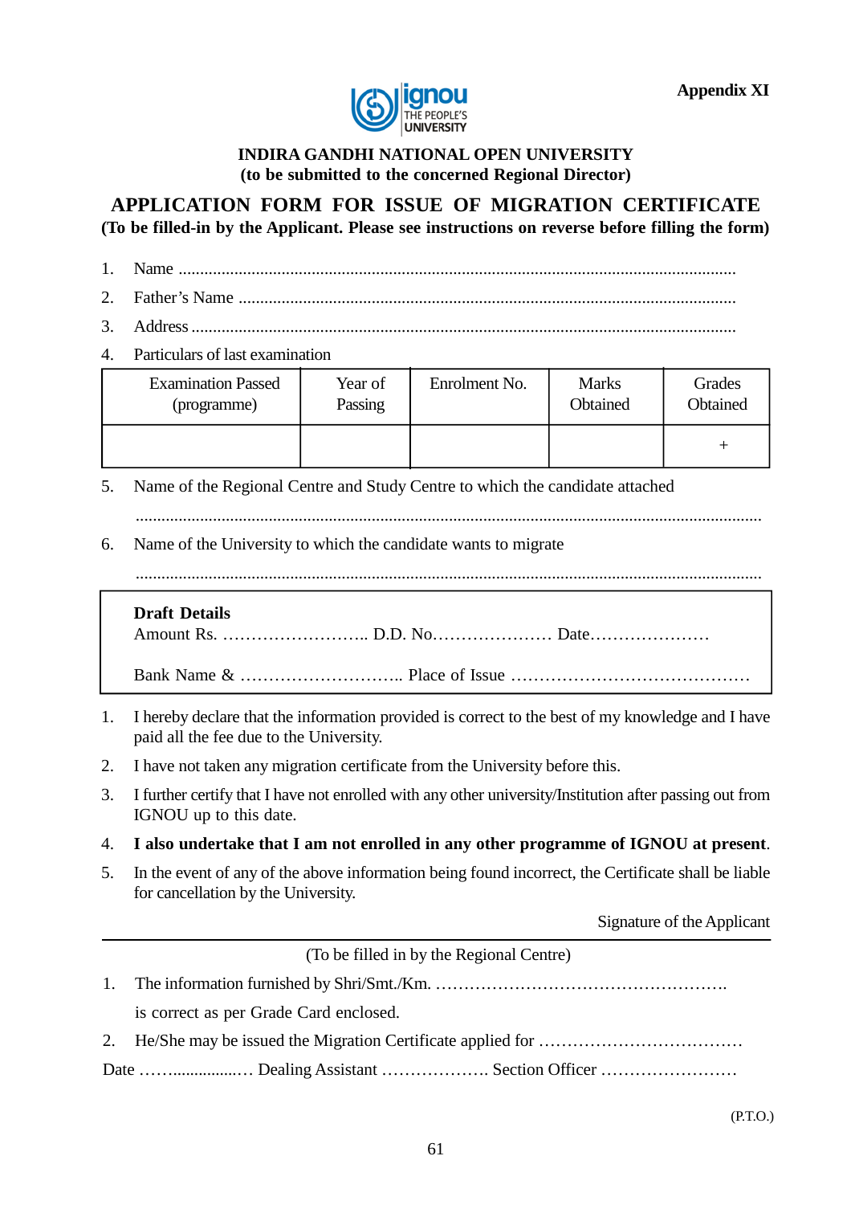Appendix XI

**INDIRA GANDHI NATIONAL OPEN UNIVERSITY**
**(to be submitted to the concerned Regional Director)**

## APPLICATION FORM FOR ISSUE OF MIGRATION CERTIFICATE

**(To be filled-in by the Applicant. Please see instructions on reverse before filling the form)**

1. Name ..........................................................................................................................
2. Father's Name .............................................................................................................
3. Address .......................................................................................................................
4. Particulars of last examination

| Examination Passed (programme) | Year of Passing | Enrolment No. | Marks Obtained | Grades Obtained |
|---|---|---|---|---|
| | | | | + |

5. Name of the Regional Centre and Study Centre to which the candidate attached

   ..........................................................................................................................

6. Name of the University to which the candidate wants to migrate

   ..........................................................................................................................

**Draft Details**

Amount Rs. …………………….. D.D. No.………………… Date…………………

Bank Name & ……………………….. Place of Issue ……………………………………

1. I hereby declare that the information provided is correct to the best of my knowledge and I have paid all the fee due to the University.
2. I have not taken any migration certificate from the University before this.
3. I further certify that I have not enrolled with any other university/Institution after passing out from IGNOU up to this date.
4. **I also undertake that I am not enrolled in any other programme of IGNOU at present**.
5. In the event of any of the above information being found incorrect, the Certificate shall be liable for cancellation by the University.

Signature of the Applicant

---

(To be filled in by the Regional Centre)

1. The information furnished by Shri/Smt./Km. …………………………………………….

   is correct as per Grade Card enclosed.

2. He/She may be issued the Migration Certificate applied for ………………………………

Date …….................… Dealing Assistant ………………. Section Officer ……………………

(P.T.O.)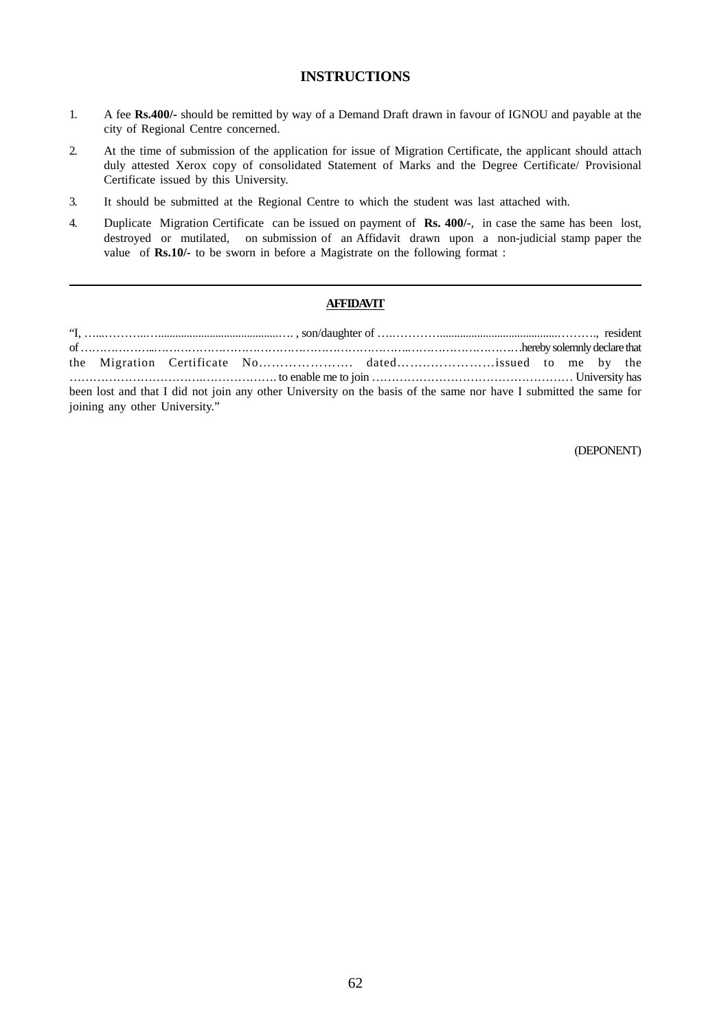## INSTRUCTIONS

1. A fee **Rs.400/-** should be remitted by way of a Demand Draft drawn in favour of IGNOU and payable at the city of Regional Centre concerned.
2. At the time of submission of the application for issue of Migration Certificate, the applicant should attach duly attested Xerox copy of consolidated Statement of Marks and the Degree Certificate/ Provisional Certificate issued by this University.
3. It should be submitted at the Regional Centre to which the student was last attached with.
4. Duplicate Migration Certificate can be issued on payment of **Rs. 400/-**, in case the same has been lost, destroyed or mutilated, on submission of an Affidavit drawn upon a non-judicial stamp paper the value of **Rs.10/-** to be sworn in before a Magistrate on the following format :

---

### AFFIDAVIT

"I, …....……...….........................................… , son/daughter of ….…………........................................………., resident of ………………...……………………………………………………..………………………….hereby solemnly declare that the Migration Certificate No…………………. dated……………………issued to me by the …………………………….………………. to enable me to join …………………………………………… University has been lost and that I did not join any other University on the basis of the same nor have I submitted the same for joining any other University."

(DEPONENT)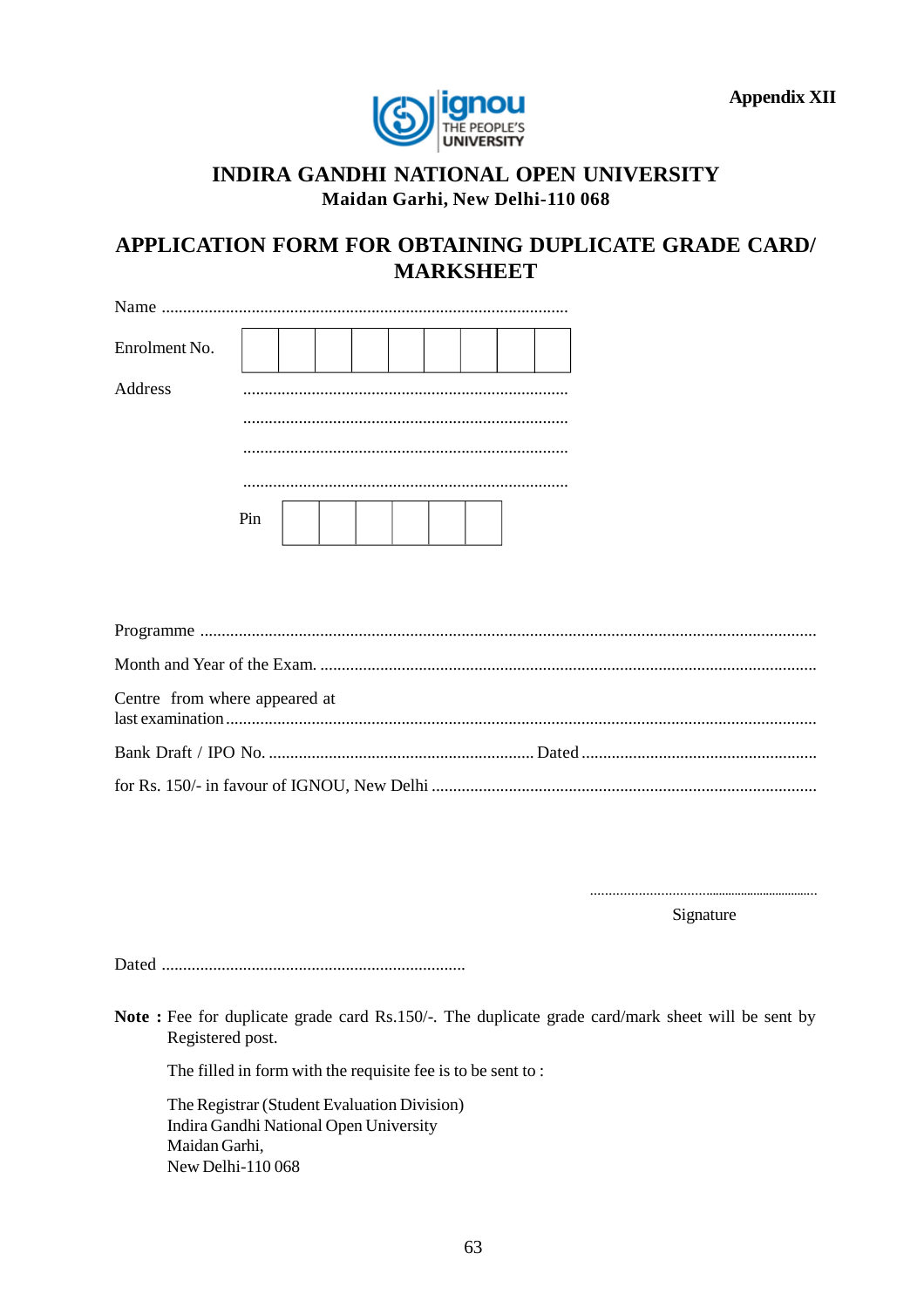Appendix XII

# INDIRA GANDHI NATIONAL OPEN UNIVERSITY

**Maidan Garhi, New Delhi-110 068**

## APPLICATION FORM FOR OBTAINING DUPLICATE GRADE CARD/ MARKSHEET

Name .............................................................................................

Enrolment No. | | | | | | | | | |

Address ...........................................................................

...........................................................................

...........................................................................

...........................................................................

Pin | | | | | | |

Programme .............................................................................................................................................

Month and Year of the Exam. ..................................................................................................................

Centre from where appeared at last examination.......................................................................................................................................

Bank Draft / IPO No. ............................................................. Dated .......................................................

for Rs. 150/- in favour of IGNOU, New Delhi ........................................................................................

................................................................

Signature

Dated ......................................................................

**Note :** Fee for duplicate grade card Rs.150/-. The duplicate grade card/mark sheet will be sent by Registered post.

The filled in form with the requisite fee is to be sent to :

The Registrar (Student Evaluation Division)
Indira Gandhi National Open University
Maidan Garhi,
New Delhi-110 068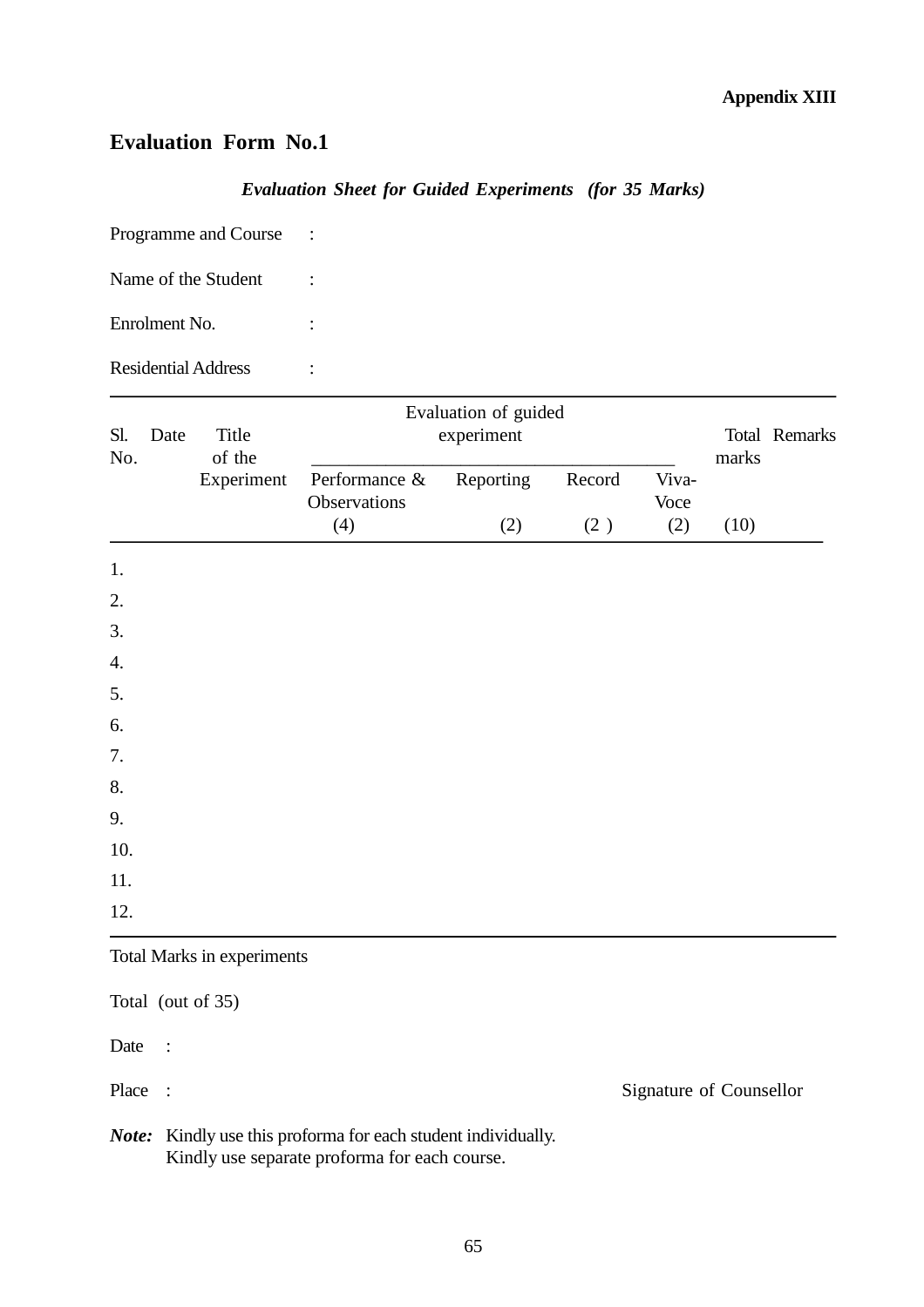**Appendix XIII**

## Evaluation Form No.1

***Evaluation Sheet for Guided Experiments (for 35 Marks)***

Programme and Course :

Name of the Student :

Enrolment No. :

Residential Address :

| Sl. No. | Date | Title of the Experiment | Evaluation of guided experiment | | | | Total marks | Remarks |
|---|---|---|---|---|---|---|---|---|
| | | | Performance & Observations (4) | Reporting (2) | Record (2 ) | Viva-Voce (2) | (10) | |
| 1. | | | | | | | | |
| 2. | | | | | | | | |
| 3. | | | | | | | | |
| 4. | | | | | | | | |
| 5. | | | | | | | | |
| 6. | | | | | | | | |
| 7. | | | | | | | | |
| 8. | | | | | | | | |
| 9. | | | | | | | | |
| 10. | | | | | | | | |
| 11. | | | | | | | | |
| 12. | | | | | | | | |

Total Marks in experiments

Total (out of 35)

Date :

Place : Signature of Counsellor

***Note:*** Kindly use this proforma for each student individually.
Kindly use separate proforma for each course.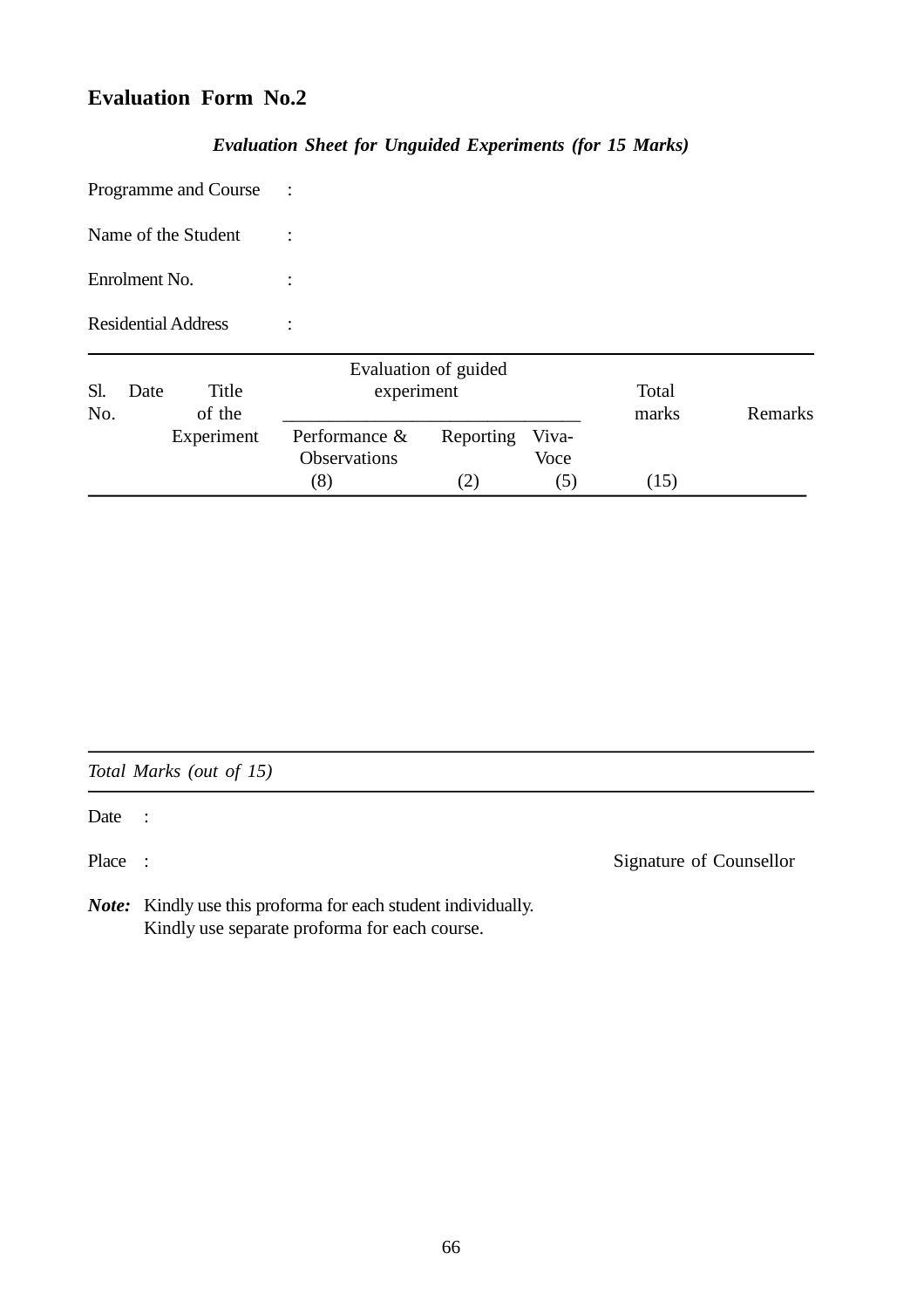# Evaluation Form No.2

***Evaluation Sheet for Unguided Experiments (for 15 Marks)***

Programme and Course :

Name of the Student :

Enrolment No. :

Residential Address :

| Sl. No. | Date | Title of the Experiment | Evaluation of guided experiment | | | Total marks | Remarks |
|---|---|---|---|---|---|---|---|
| | | | Performance & Observations (8) | Reporting (2) | Viva-Voce (5) | (15) | |

*Total Marks (out of 15)*

Date :

Place : Signature of Counsellor

***Note:*** Kindly use this proforma for each student individually.
Kindly use separate proforma for each course.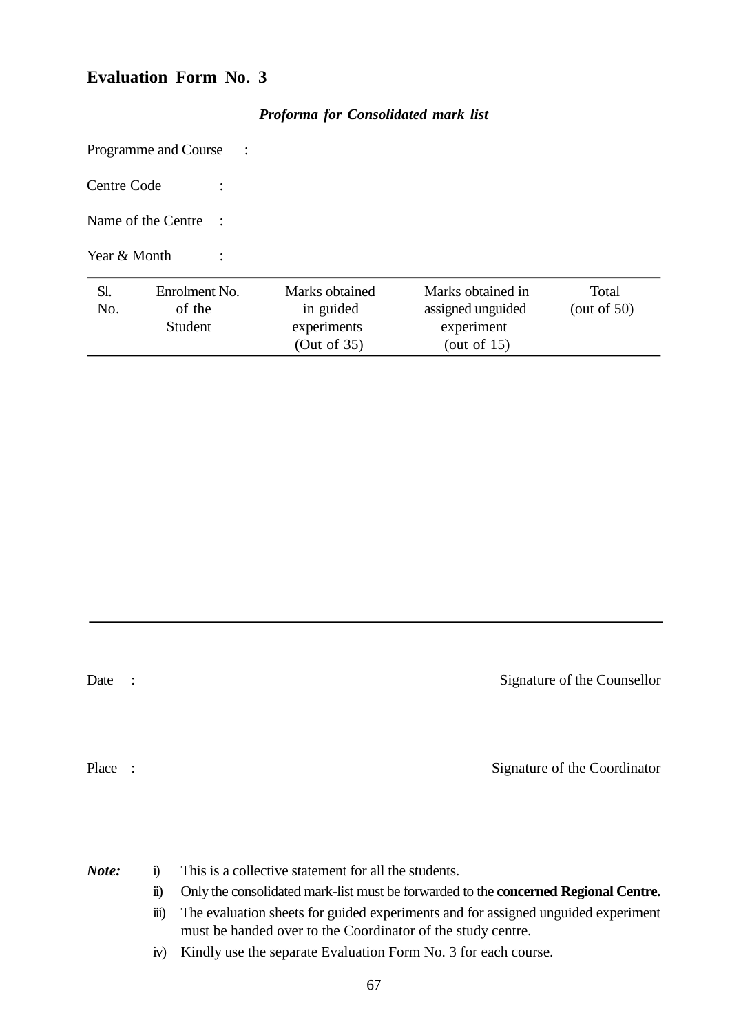# Evaluation Form No. 3

***Proforma for Consolidated mark list***

Programme and Course :

Centre Code :

Name of the Centre :

Year & Month :

| Sl. No. | Enrolment No. of the Student | Marks obtained in guided experiments (Out of 35) | Marks obtained in assigned unguided experiment (out of 15) | Total (out of 50) |
|---|---|---|---|---|
| | | | | |

Date : Signature of the Counsellor

Place : Signature of the Coordinator

***Note:***

i) This is a collective statement for all the students.

ii) Only the consolidated mark-list must be forwarded to the **concerned Regional Centre.**

iii) The evaluation sheets for guided experiments and for assigned unguided experiment must be handed over to the Coordinator of the study centre.

iv) Kindly use the separate Evaluation Form No. 3 for each course.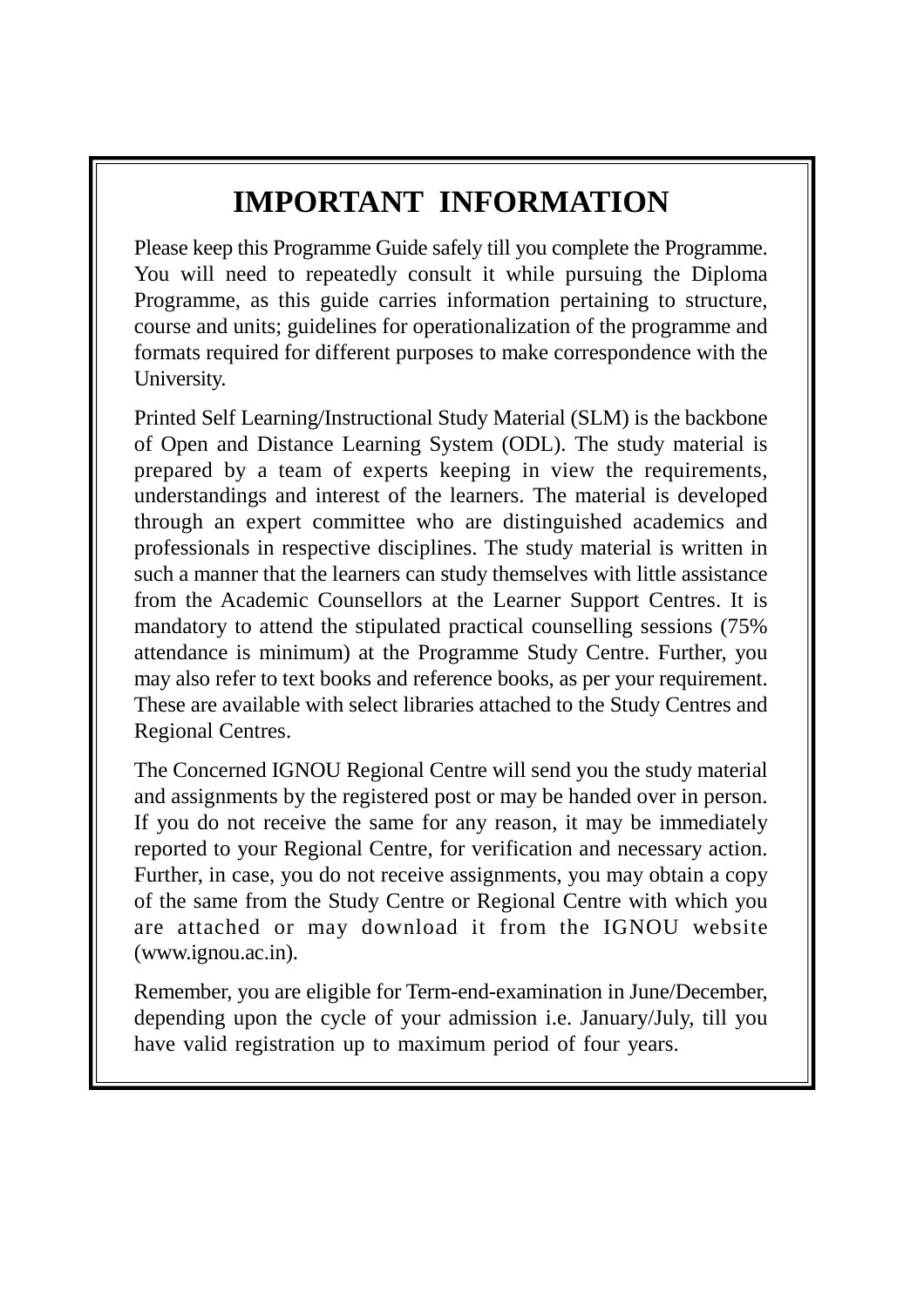# IMPORTANT INFORMATION

Please keep this Programme Guide safely till you complete the Programme. You will need to repeatedly consult it while pursuing the Diploma Programme, as this guide carries information pertaining to structure, course and units; guidelines for operationalization of the programme and formats required for different purposes to make correspondence with the University.

Printed Self Learning/Instructional Study Material (SLM) is the backbone of Open and Distance Learning System (ODL). The study material is prepared by a team of experts keeping in view the requirements, understandings and interest of the learners. The material is developed through an expert committee who are distinguished academics and professionals in respective disciplines. The study material is written in such a manner that the learners can study themselves with little assistance from the Academic Counsellors at the Learner Support Centres. It is mandatory to attend the stipulated practical counselling sessions (75% attendance is minimum) at the Programme Study Centre. Further, you may also refer to text books and reference books, as per your requirement. These are available with select libraries attached to the Study Centres and Regional Centres.

The Concerned IGNOU Regional Centre will send you the study material and assignments by the registered post or may be handed over in person. If you do not receive the same for any reason, it may be immediately reported to your Regional Centre, for verification and necessary action. Further, in case, you do not receive assignments, you may obtain a copy of the same from the Study Centre or Regional Centre with which you are attached or may download it from the IGNOU website (www.ignou.ac.in).

Remember, you are eligible for Term-end-examination in June/December, depending upon the cycle of your admission i.e. January/July, till you have valid registration up to maximum period of four years.